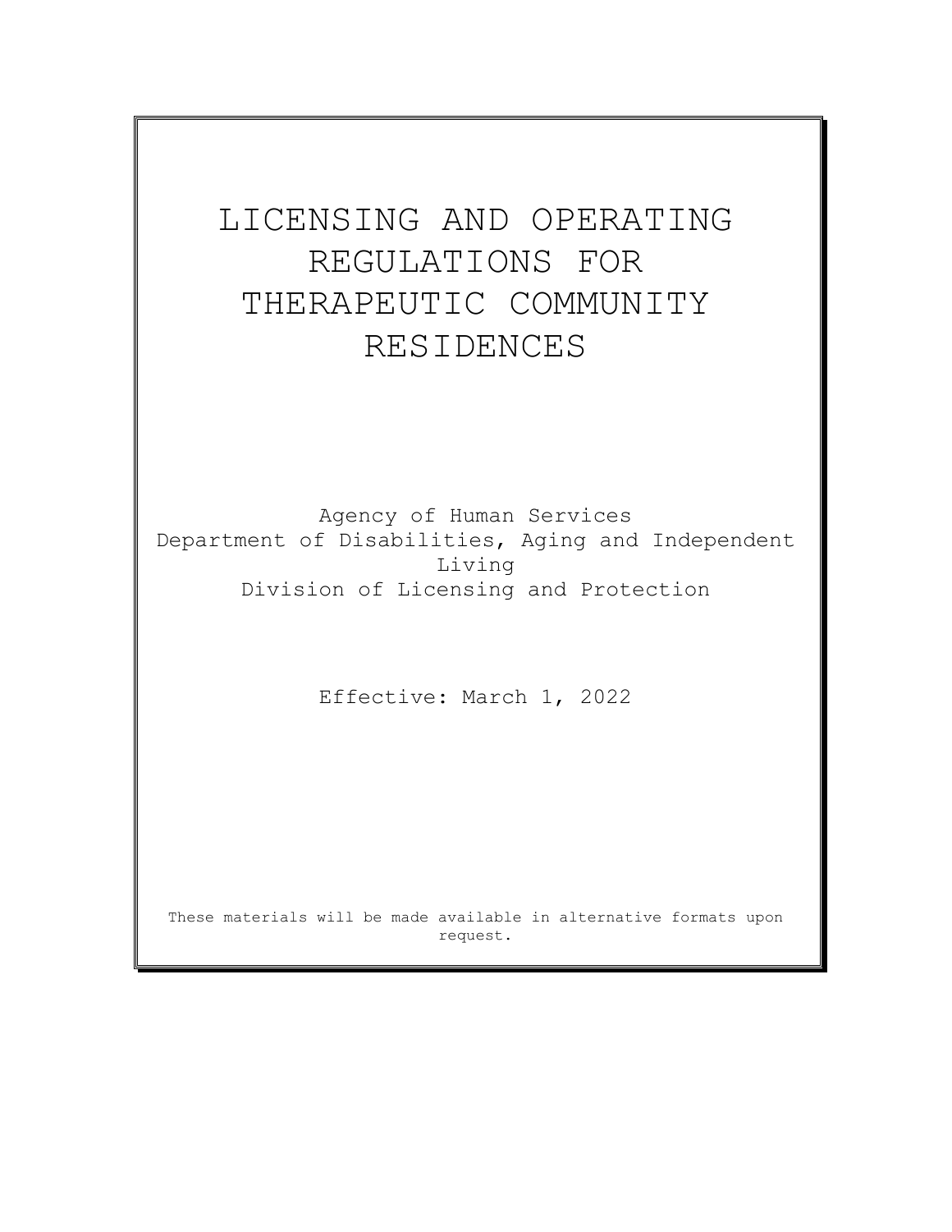# LICENSING AND OPERATING REGULATIONS FOR THERAPEUTIC COMMUNITY RESIDENCES

Agency of Human Services
Department of Disabilities, Aging and Independent Living
Division of Licensing and Protection

Effective: March 1, 2022

These materials will be made available in alternative formats upon request.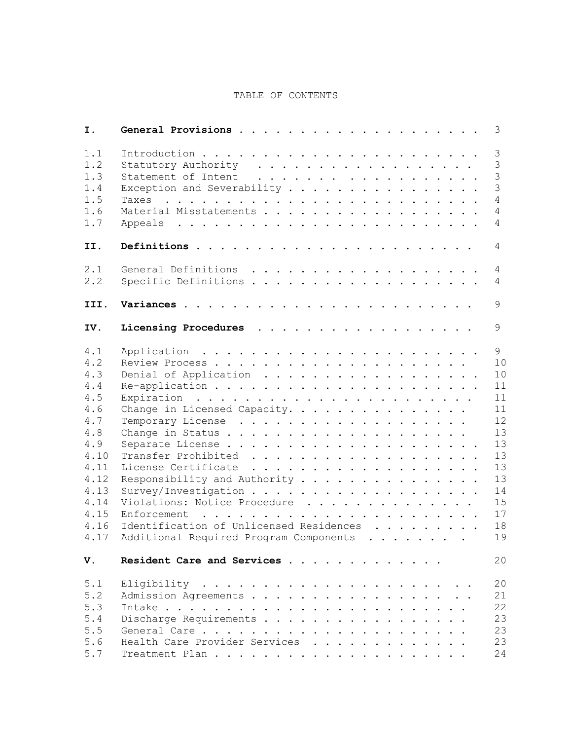# TABLE OF CONTENTS

| | | |
|---|---|---|
| **I.** | **General Provisions** | 3 |
| 1.1 | Introduction | 3 |
| 1.2 | Statutory Authority | 3 |
| 1.3 | Statement of Intent | 3 |
| 1.4 | Exception and Severability | 3 |
| 1.5 | Taxes | 4 |
| 1.6 | Material Misstatements | 4 |
| 1.7 | Appeals | 4 |
| **II.** | **Definitions** | 4 |
| 2.1 | General Definitions | 4 |
| 2.2 | Specific Definitions | 4 |
| **III.** | **Variances** | 9 |
| **IV.** | **Licensing Procedures** | 9 |
| 4.1 | Application | 9 |
| 4.2 | Review Process | 10 |
| 4.3 | Denial of Application | 10 |
| 4.4 | Re-application | 11 |
| 4.5 | Expiration | 11 |
| 4.6 | Change in Licensed Capacity. | 11 |
| 4.7 | Temporary License | 12 |
| 4.8 | Change in Status | 13 |
| 4.9 | Separate License | 13 |
| 4.10 | Transfer Prohibited | 13 |
| 4.11 | License Certificate | 13 |
| 4.12 | Responsibility and Authority | 13 |
| 4.13 | Survey/Investigation | 14 |
| 4.14 | Violations: Notice Procedure | 15 |
| 4.15 | Enforcement | 17 |
| 4.16 | Identification of Unlicensed Residences | 18 |
| 4.17 | Additional Required Program Components | 19 |
| **V.** | **Resident Care and Services** | 20 |
| 5.1 | Eligibility | 20 |
| 5.2 | Admission Agreements | 21 |
| 5.3 | Intake | 22 |
| 5.4 | Discharge Requirements | 23 |
| 5.5 | General Care | 23 |
| 5.6 | Health Care Provider Services | 23 |
| 5.7 | Treatment Plan | 24 |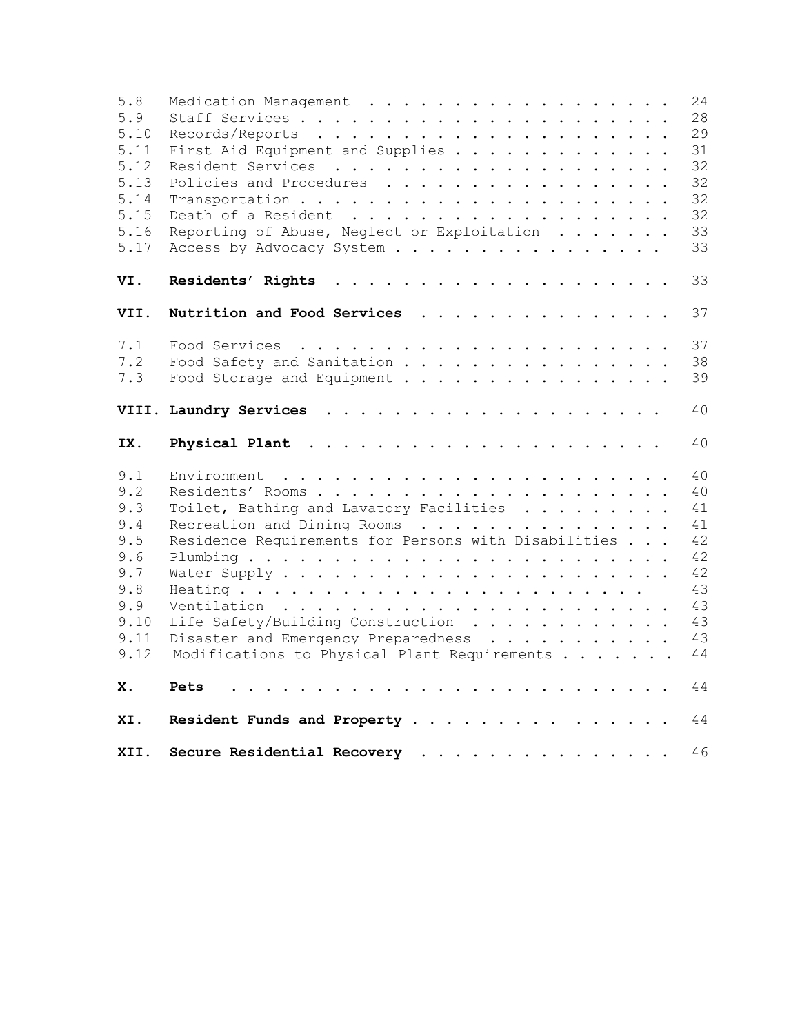| | | |
|---|---|---|
| 5.8 | Medication Management | 24 |
| 5.9 | Staff Services | 28 |
| 5.10 | Records/Reports | 29 |
| 5.11 | First Aid Equipment and Supplies | 31 |
| 5.12 | Resident Services | 32 |
| 5.13 | Policies and Procedures | 32 |
| 5.14 | Transportation | 32 |
| 5.15 | Death of a Resident | 32 |
| 5.16 | Reporting of Abuse, Neglect or Exploitation | 33 |
| 5.17 | Access by Advocacy System | 33 |
| **VI.** | **Residents' Rights** | 33 |
| **VII.** | **Nutrition and Food Services** | 37 |
| 7.1 | Food Services | 37 |
| 7.2 | Food Safety and Sanitation | 38 |
| 7.3 | Food Storage and Equipment | 39 |
| **VIII.** | **Laundry Services** | 40 |
| **IX.** | **Physical Plant** | 40 |
| 9.1 | Environment | 40 |
| 9.2 | Residents' Rooms | 40 |
| 9.3 | Toilet, Bathing and Lavatory Facilities | 41 |
| 9.4 | Recreation and Dining Rooms | 41 |
| 9.5 | Residence Requirements for Persons with Disabilities | 42 |
| 9.6 | Plumbing | 42 |
| 9.7 | Water Supply | 42 |
| 9.8 | Heating | 43 |
| 9.9 | Ventilation | 43 |
| 9.10 | Life Safety/Building Construction | 43 |
| 9.11 | Disaster and Emergency Preparedness | 43 |
| 9.12 | Modifications to Physical Plant Requirements | 44 |
| **X.** | **Pets** | 44 |
| **XI.** | **Resident Funds and Property** | 44 |
| **XII.** | **Secure Residential Recovery** | 46 |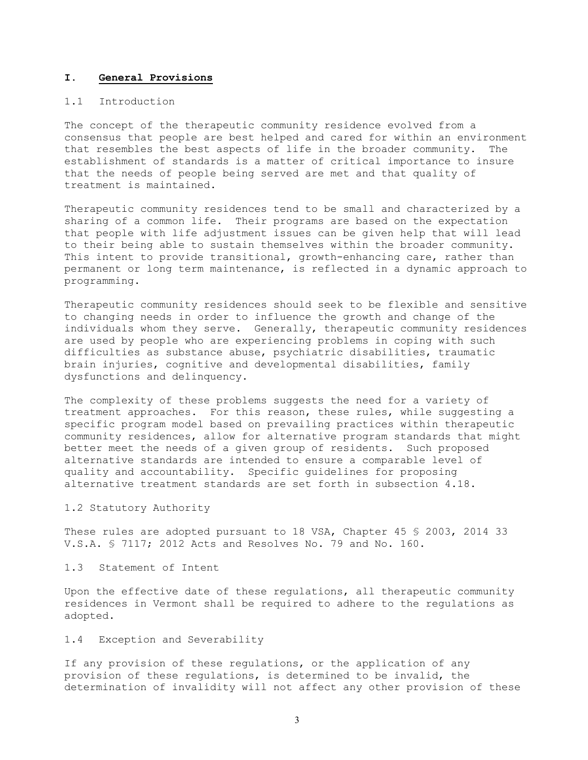## I. **General Provisions**

### 1.1 Introduction

The concept of the therapeutic community residence evolved from a consensus that people are best helped and cared for within an environment that resembles the best aspects of life in the broader community. The establishment of standards is a matter of critical importance to insure that the needs of people being served are met and that quality of treatment is maintained.

Therapeutic community residences tend to be small and characterized by a sharing of a common life. Their programs are based on the expectation that people with life adjustment issues can be given help that will lead to their being able to sustain themselves within the broader community. This intent to provide transitional, growth-enhancing care, rather than permanent or long term maintenance, is reflected in a dynamic approach to programming.

Therapeutic community residences should seek to be flexible and sensitive to changing needs in order to influence the growth and change of the individuals whom they serve. Generally, therapeutic community residences are used by people who are experiencing problems in coping with such difficulties as substance abuse, psychiatric disabilities, traumatic brain injuries, cognitive and developmental disabilities, family dysfunctions and delinquency.

The complexity of these problems suggests the need for a variety of treatment approaches. For this reason, these rules, while suggesting a specific program model based on prevailing practices within therapeutic community residences, allow for alternative program standards that might better meet the needs of a given group of residents. Such proposed alternative standards are intended to ensure a comparable level of quality and accountability. Specific guidelines for proposing alternative treatment standards are set forth in subsection 4.18.

### 1.2 Statutory Authority

These rules are adopted pursuant to 18 VSA, Chapter 45 § 2003, 2014 33 V.S.A. § 7117; 2012 Acts and Resolves No. 79 and No. 160.

### 1.3 Statement of Intent

Upon the effective date of these regulations, all therapeutic community residences in Vermont shall be required to adhere to the regulations as adopted.

### 1.4 Exception and Severability

If any provision of these regulations, or the application of any provision of these regulations, is determined to be invalid, the determination of invalidity will not affect any other provision of these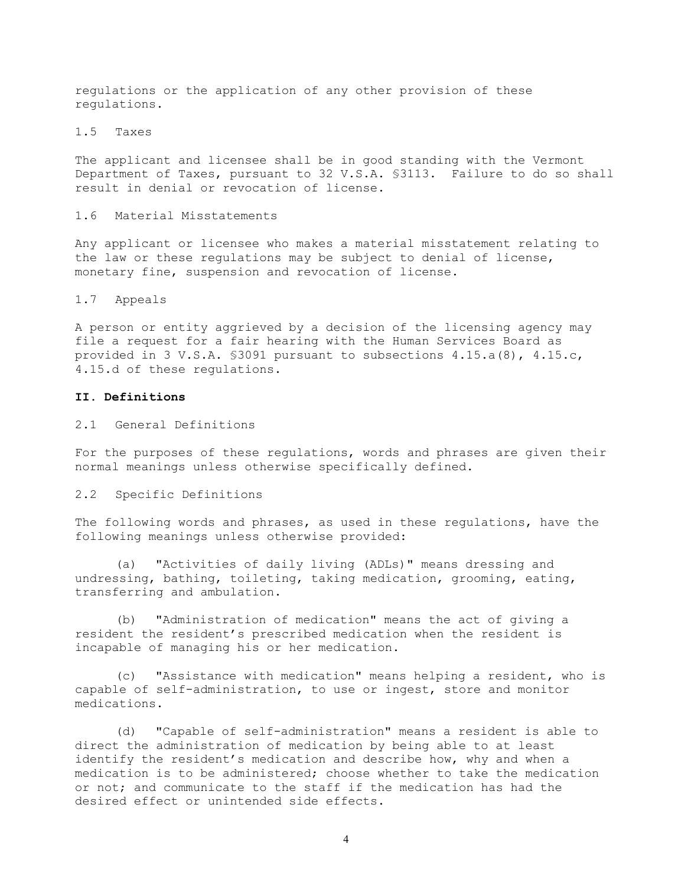regulations or the application of any other provision of these regulations.

1.5 Taxes

The applicant and licensee shall be in good standing with the Vermont Department of Taxes, pursuant to 32 V.S.A. §3113. Failure to do so shall result in denial or revocation of license.

1.6 Material Misstatements

Any applicant or licensee who makes a material misstatement relating to the law or these regulations may be subject to denial of license, monetary fine, suspension and revocation of license.

1.7 Appeals

A person or entity aggrieved by a decision of the licensing agency may file a request for a fair hearing with the Human Services Board as provided in 3 V.S.A. §3091 pursuant to subsections 4.15.a(8), 4.15.c, 4.15.d of these regulations.

## II. Definitions

2.1 General Definitions

For the purposes of these regulations, words and phrases are given their normal meanings unless otherwise specifically defined.

2.2 Specific Definitions

The following words and phrases, as used in these regulations, have the following meanings unless otherwise provided:

(a) "Activities of daily living (ADLs)" means dressing and undressing, bathing, toileting, taking medication, grooming, eating, transferring and ambulation.

(b) "Administration of medication" means the act of giving a resident the resident's prescribed medication when the resident is incapable of managing his or her medication.

(c) "Assistance with medication" means helping a resident, who is capable of self-administration, to use or ingest, store and monitor medications.

(d) "Capable of self-administration" means a resident is able to direct the administration of medication by being able to at least identify the resident's medication and describe how, why and when a medication is to be administered; choose whether to take the medication or not; and communicate to the staff if the medication has had the desired effect or unintended side effects.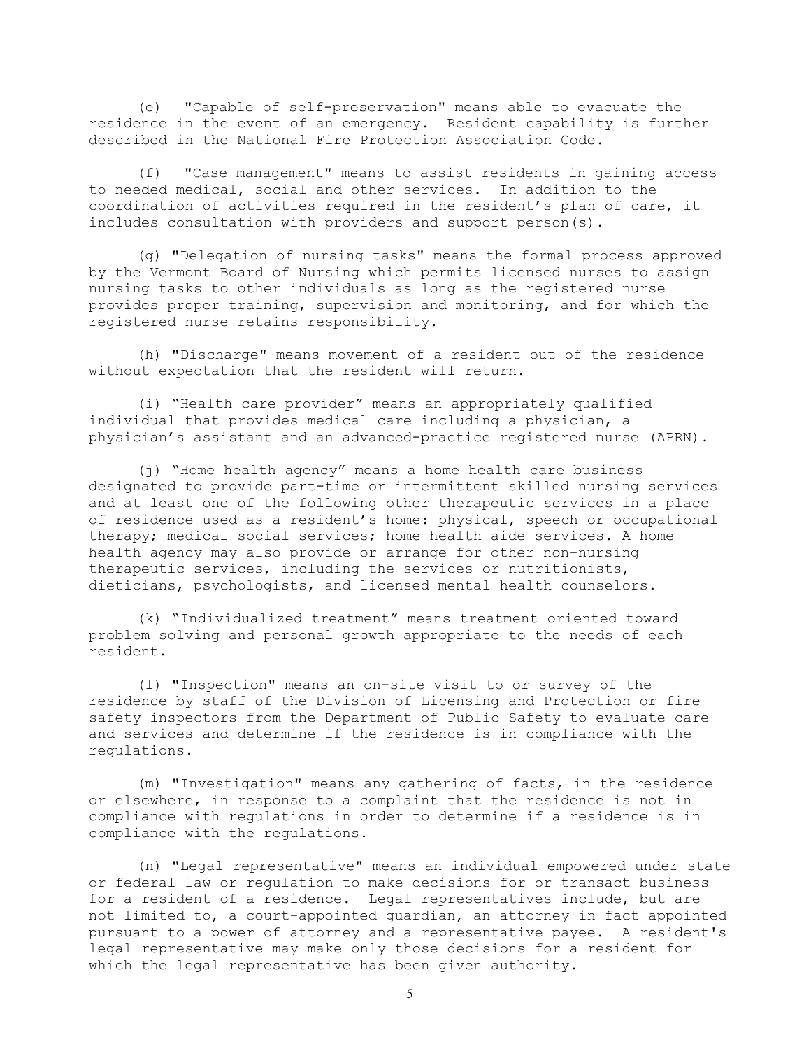(e) "Capable of self-preservation" means able to evacuate the residence in the event of an emergency. Resident capability is further described in the National Fire Protection Association Code.

(f) "Case management" means to assist residents in gaining access to needed medical, social and other services. In addition to the coordination of activities required in the resident's plan of care, it includes consultation with providers and support person(s).

(g) "Delegation of nursing tasks" means the formal process approved by the Vermont Board of Nursing which permits licensed nurses to assign nursing tasks to other individuals as long as the registered nurse provides proper training, supervision and monitoring, and for which the registered nurse retains responsibility.

(h) "Discharge" means movement of a resident out of the residence without expectation that the resident will return.

(i) "Health care provider" means an appropriately qualified individual that provides medical care including a physician, a physician's assistant and an advanced-practice registered nurse (APRN).

(j) "Home health agency" means a home health care business designated to provide part-time or intermittent skilled nursing services and at least one of the following other therapeutic services in a place of residence used as a resident's home: physical, speech or occupational therapy; medical social services; home health aide services. A home health agency may also provide or arrange for other non-nursing therapeutic services, including the services or nutritionists, dieticians, psychologists, and licensed mental health counselors.

(k) "Individualized treatment" means treatment oriented toward problem solving and personal growth appropriate to the needs of each resident.

(l) "Inspection" means an on-site visit to or survey of the residence by staff of the Division of Licensing and Protection or fire safety inspectors from the Department of Public Safety to evaluate care and services and determine if the residence is in compliance with the regulations.

(m) "Investigation" means any gathering of facts, in the residence or elsewhere, in response to a complaint that the residence is not in compliance with regulations in order to determine if a residence is in compliance with the regulations.

(n) "Legal representative" means an individual empowered under state or federal law or regulation to make decisions for or transact business for a resident of a residence. Legal representatives include, but are not limited to, a court-appointed guardian, an attorney in fact appointed pursuant to a power of attorney and a representative payee. A resident's legal representative may make only those decisions for a resident for which the legal representative has been given authority.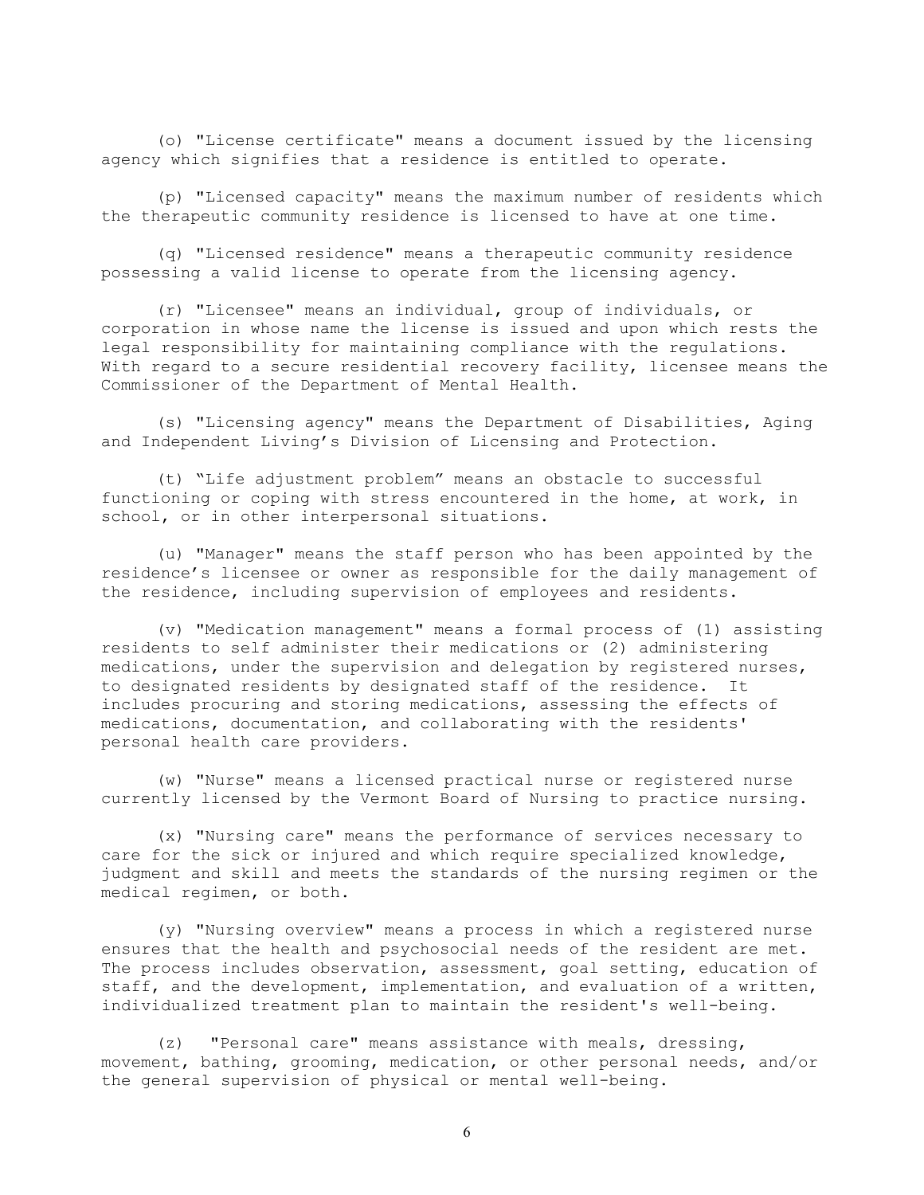(o) "License certificate" means a document issued by the licensing agency which signifies that a residence is entitled to operate.

(p) "Licensed capacity" means the maximum number of residents which the therapeutic community residence is licensed to have at one time.

(q) "Licensed residence" means a therapeutic community residence possessing a valid license to operate from the licensing agency.

(r) "Licensee" means an individual, group of individuals, or corporation in whose name the license is issued and upon which rests the legal responsibility for maintaining compliance with the regulations. With regard to a secure residential recovery facility, licensee means the Commissioner of the Department of Mental Health.

(s) "Licensing agency" means the Department of Disabilities, Aging and Independent Living's Division of Licensing and Protection.

(t) "Life adjustment problem" means an obstacle to successful functioning or coping with stress encountered in the home, at work, in school, or in other interpersonal situations.

(u) "Manager" means the staff person who has been appointed by the residence's licensee or owner as responsible for the daily management of the residence, including supervision of employees and residents.

(v) "Medication management" means a formal process of (1) assisting residents to self administer their medications or (2) administering medications, under the supervision and delegation by registered nurses, to designated residents by designated staff of the residence. It includes procuring and storing medications, assessing the effects of medications, documentation, and collaborating with the residents' personal health care providers.

(w) "Nurse" means a licensed practical nurse or registered nurse currently licensed by the Vermont Board of Nursing to practice nursing.

(x) "Nursing care" means the performance of services necessary to care for the sick or injured and which require specialized knowledge, judgment and skill and meets the standards of the nursing regimen or the medical regimen, or both.

(y) "Nursing overview" means a process in which a registered nurse ensures that the health and psychosocial needs of the resident are met. The process includes observation, assessment, goal setting, education of staff, and the development, implementation, and evaluation of a written, individualized treatment plan to maintain the resident's well-being.

(z) "Personal care" means assistance with meals, dressing, movement, bathing, grooming, medication, or other personal needs, and/or the general supervision of physical or mental well-being.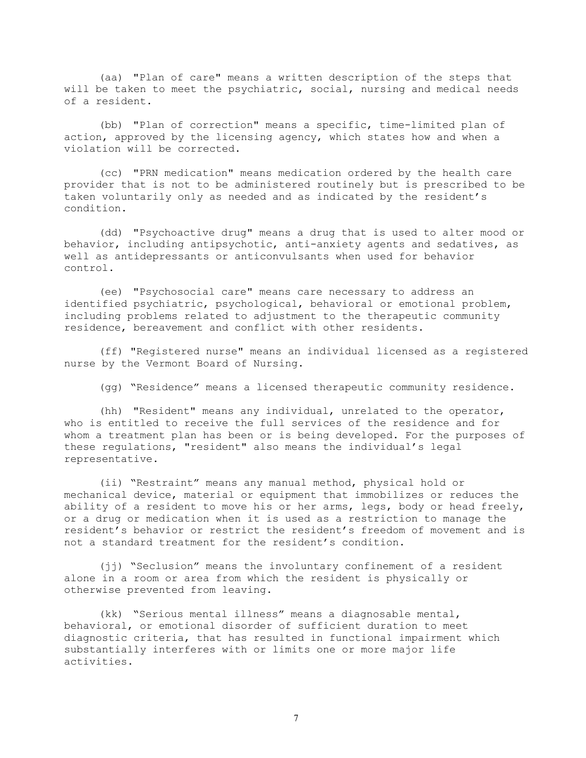(aa) "Plan of care" means a written description of the steps that will be taken to meet the psychiatric, social, nursing and medical needs of a resident.

(bb) "Plan of correction" means a specific, time-limited plan of action, approved by the licensing agency, which states how and when a violation will be corrected.

(cc) "PRN medication" means medication ordered by the health care provider that is not to be administered routinely but is prescribed to be taken voluntarily only as needed and as indicated by the resident's condition.

(dd) "Psychoactive drug" means a drug that is used to alter mood or behavior, including antipsychotic, anti-anxiety agents and sedatives, as well as antidepressants or anticonvulsants when used for behavior control.

(ee) "Psychosocial care" means care necessary to address an identified psychiatric, psychological, behavioral or emotional problem, including problems related to adjustment to the therapeutic community residence, bereavement and conflict with other residents.

(ff) "Registered nurse" means an individual licensed as a registered nurse by the Vermont Board of Nursing.

(gg) "Residence" means a licensed therapeutic community residence.

(hh) "Resident" means any individual, unrelated to the operator, who is entitled to receive the full services of the residence and for whom a treatment plan has been or is being developed. For the purposes of these regulations, "resident" also means the individual's legal representative.

(ii) "Restraint" means any manual method, physical hold or mechanical device, material or equipment that immobilizes or reduces the ability of a resident to move his or her arms, legs, body or head freely, or a drug or medication when it is used as a restriction to manage the resident's behavior or restrict the resident's freedom of movement and is not a standard treatment for the resident's condition.

(jj) "Seclusion" means the involuntary confinement of a resident alone in a room or area from which the resident is physically or otherwise prevented from leaving.

(kk) "Serious mental illness" means a diagnosable mental, behavioral, or emotional disorder of sufficient duration to meet diagnostic criteria, that has resulted in functional impairment which substantially interferes with or limits one or more major life activities.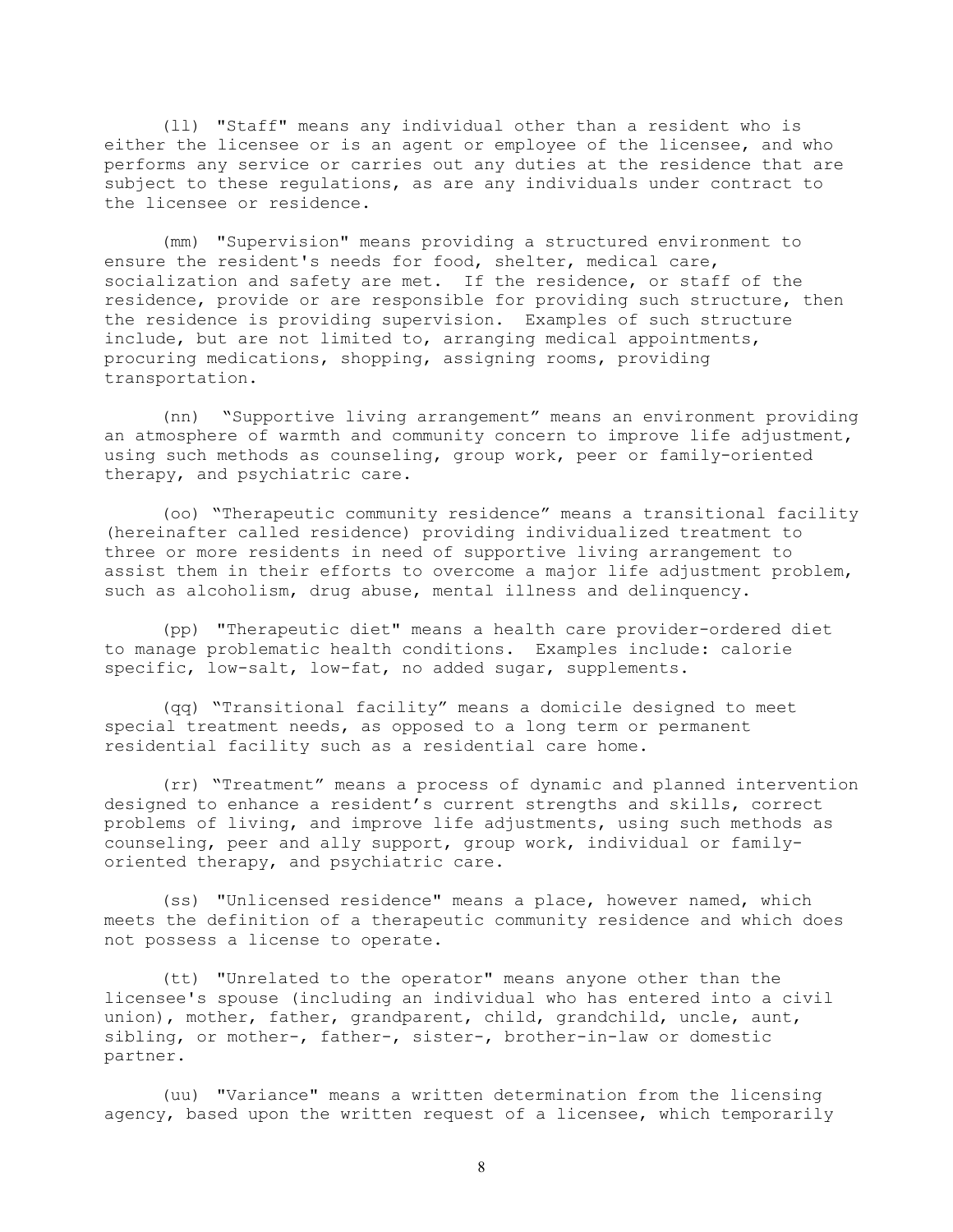(ll) "Staff" means any individual other than a resident who is either the licensee or is an agent or employee of the licensee, and who performs any service or carries out any duties at the residence that are subject to these regulations, as are any individuals under contract to the licensee or residence.

(mm) "Supervision" means providing a structured environment to ensure the resident's needs for food, shelter, medical care, socialization and safety are met. If the residence, or staff of the residence, provide or are responsible for providing such structure, then the residence is providing supervision. Examples of such structure include, but are not limited to, arranging medical appointments, procuring medications, shopping, assigning rooms, providing transportation.

(nn) "Supportive living arrangement" means an environment providing an atmosphere of warmth and community concern to improve life adjustment, using such methods as counseling, group work, peer or family-oriented therapy, and psychiatric care.

(oo) "Therapeutic community residence" means a transitional facility (hereinafter called residence) providing individualized treatment to three or more residents in need of supportive living arrangement to assist them in their efforts to overcome a major life adjustment problem, such as alcoholism, drug abuse, mental illness and delinquency.

(pp) "Therapeutic diet" means a health care provider-ordered diet to manage problematic health conditions. Examples include: calorie specific, low-salt, low-fat, no added sugar, supplements.

(qq) "Transitional facility" means a domicile designed to meet special treatment needs, as opposed to a long term or permanent residential facility such as a residential care home.

(rr) "Treatment" means a process of dynamic and planned intervention designed to enhance a resident's current strengths and skills, correct problems of living, and improve life adjustments, using such methods as counseling, peer and ally support, group work, individual or family-oriented therapy, and psychiatric care.

(ss) "Unlicensed residence" means a place, however named, which meets the definition of a therapeutic community residence and which does not possess a license to operate.

(tt) "Unrelated to the operator" means anyone other than the licensee's spouse (including an individual who has entered into a civil union), mother, father, grandparent, child, grandchild, uncle, aunt, sibling, or mother-, father-, sister-, brother-in-law or domestic partner.

(uu) "Variance" means a written determination from the licensing agency, based upon the written request of a licensee, which temporarily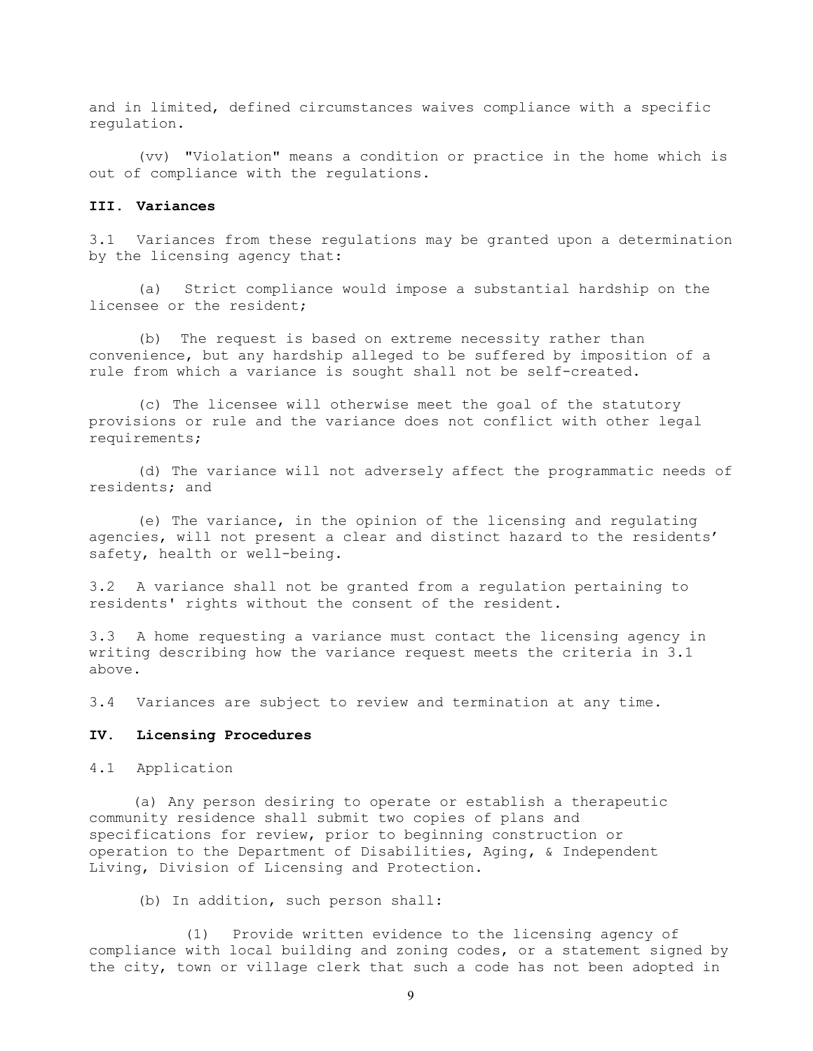and in limited, defined circumstances waives compliance with a specific regulation.

(vv) "Violation" means a condition or practice in the home which is out of compliance with the regulations.

## III. Variances

3.1 Variances from these regulations may be granted upon a determination by the licensing agency that:

(a) Strict compliance would impose a substantial hardship on the licensee or the resident;

(b) The request is based on extreme necessity rather than convenience, but any hardship alleged to be suffered by imposition of a rule from which a variance is sought shall not be self-created.

(c) The licensee will otherwise meet the goal of the statutory provisions or rule and the variance does not conflict with other legal requirements;

(d) The variance will not adversely affect the programmatic needs of residents; and

(e) The variance, in the opinion of the licensing and regulating agencies, will not present a clear and distinct hazard to the residents' safety, health or well-being.

3.2 A variance shall not be granted from a regulation pertaining to residents' rights without the consent of the resident.

3.3 A home requesting a variance must contact the licensing agency in writing describing how the variance request meets the criteria in 3.1 above.

3.4 Variances are subject to review and termination at any time.

## IV. Licensing Procedures

4.1 Application

(a) Any person desiring to operate or establish a therapeutic community residence shall submit two copies of plans and specifications for review, prior to beginning construction or operation to the Department of Disabilities, Aging, & Independent Living, Division of Licensing and Protection.

(b) In addition, such person shall:

(1) Provide written evidence to the licensing agency of compliance with local building and zoning codes, or a statement signed by the city, town or village clerk that such a code has not been adopted in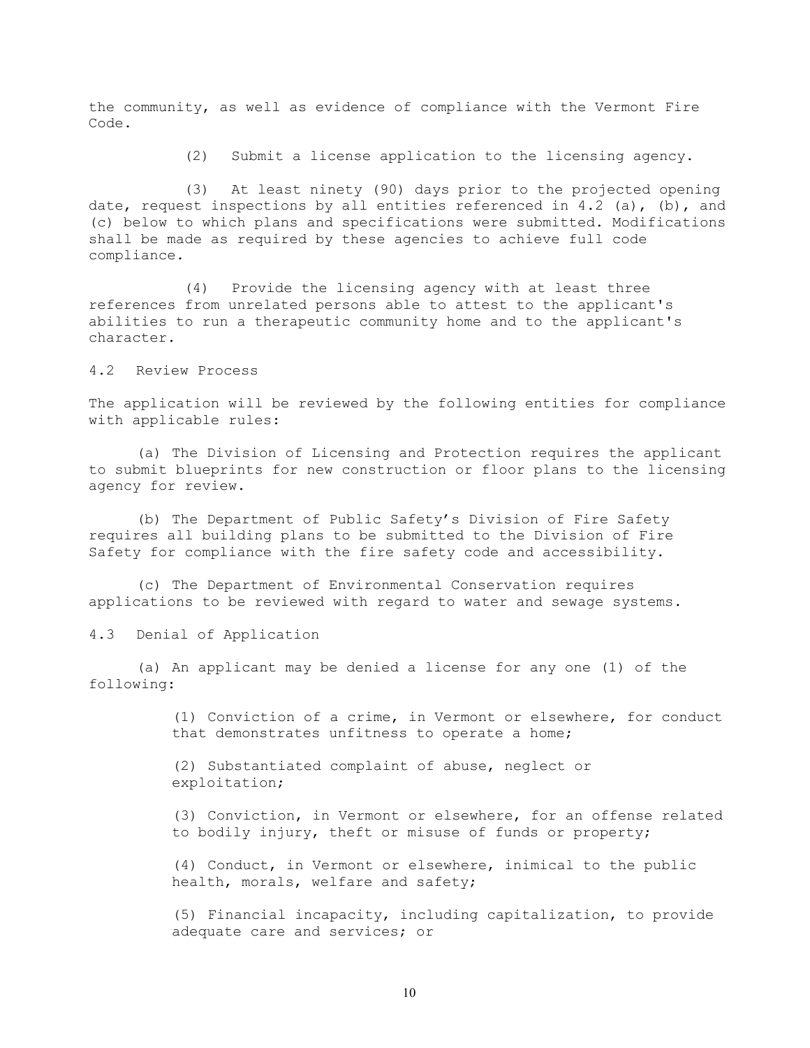the community, as well as evidence of compliance with the Vermont Fire Code.

(2) Submit a license application to the licensing agency.

(3) At least ninety (90) days prior to the projected opening date, request inspections by all entities referenced in 4.2 (a), (b), and (c) below to which plans and specifications were submitted. Modifications shall be made as required by these agencies to achieve full code compliance.

(4) Provide the licensing agency with at least three references from unrelated persons able to attest to the applicant's abilities to run a therapeutic community home and to the applicant's character.

## 4.2 Review Process

The application will be reviewed by the following entities for compliance with applicable rules:

(a) The Division of Licensing and Protection requires the applicant to submit blueprints for new construction or floor plans to the licensing agency for review.

(b) The Department of Public Safety's Division of Fire Safety requires all building plans to be submitted to the Division of Fire Safety for compliance with the fire safety code and accessibility.

(c) The Department of Environmental Conservation requires applications to be reviewed with regard to water and sewage systems.

## 4.3 Denial of Application

(a) An applicant may be denied a license for any one (1) of the following:

(1) Conviction of a crime, in Vermont or elsewhere, for conduct that demonstrates unfitness to operate a home;

(2) Substantiated complaint of abuse, neglect or exploitation;

(3) Conviction, in Vermont or elsewhere, for an offense related to bodily injury, theft or misuse of funds or property;

(4) Conduct, in Vermont or elsewhere, inimical to the public health, morals, welfare and safety;

(5) Financial incapacity, including capitalization, to provide adequate care and services; or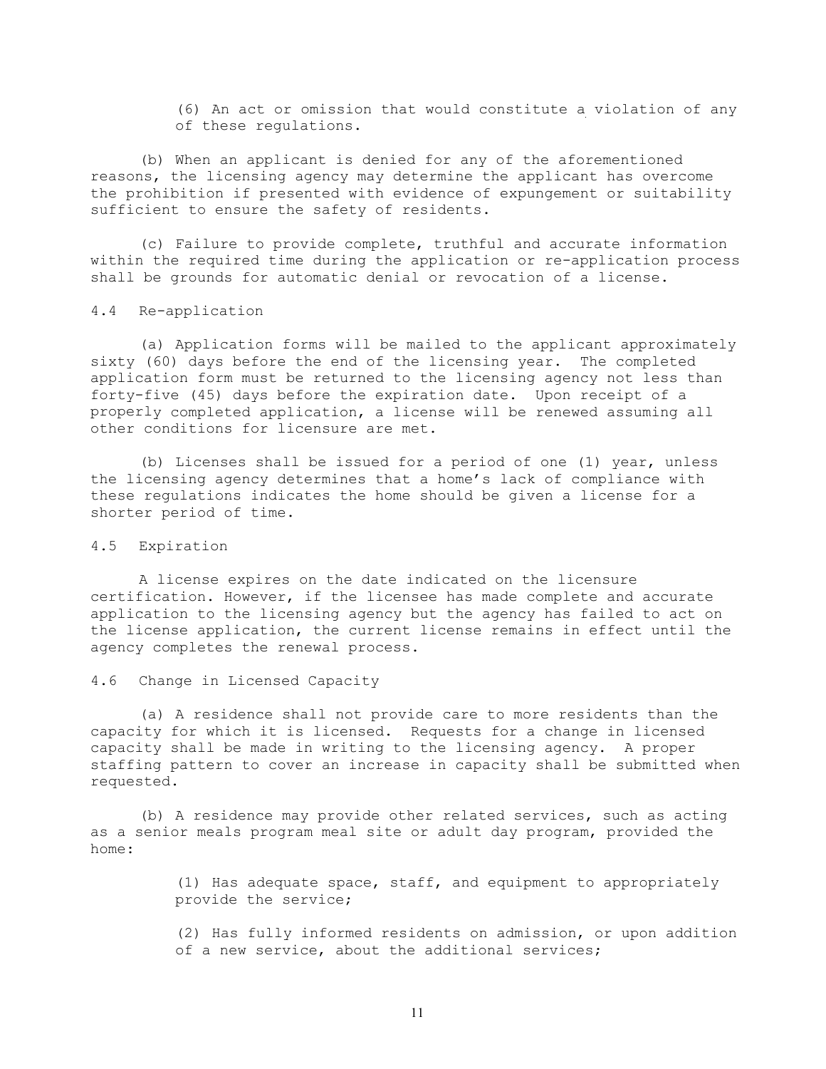(6) An act or omission that would constitute a violation of any of these regulations.

(b) When an applicant is denied for any of the aforementioned reasons, the licensing agency may determine the applicant has overcome the prohibition if presented with evidence of expungement or suitability sufficient to ensure the safety of residents.

(c) Failure to provide complete, truthful and accurate information within the required time during the application or re-application process shall be grounds for automatic denial or revocation of a license.

## 4.4 Re-application

(a) Application forms will be mailed to the applicant approximately sixty (60) days before the end of the licensing year. The completed application form must be returned to the licensing agency not less than forty-five (45) days before the expiration date. Upon receipt of a properly completed application, a license will be renewed assuming all other conditions for licensure are met.

(b) Licenses shall be issued for a period of one (1) year, unless the licensing agency determines that a home's lack of compliance with these regulations indicates the home should be given a license for a shorter period of time.

## 4.5 Expiration

A license expires on the date indicated on the licensure certification. However, if the licensee has made complete and accurate application to the licensing agency but the agency has failed to act on the license application, the current license remains in effect until the agency completes the renewal process.

## 4.6 Change in Licensed Capacity

(a) A residence shall not provide care to more residents than the capacity for which it is licensed. Requests for a change in licensed capacity shall be made in writing to the licensing agency. A proper staffing pattern to cover an increase in capacity shall be submitted when requested.

(b) A residence may provide other related services, such as acting as a senior meals program meal site or adult day program, provided the home:

(1) Has adequate space, staff, and equipment to appropriately provide the service;

(2) Has fully informed residents on admission, or upon addition of a new service, about the additional services;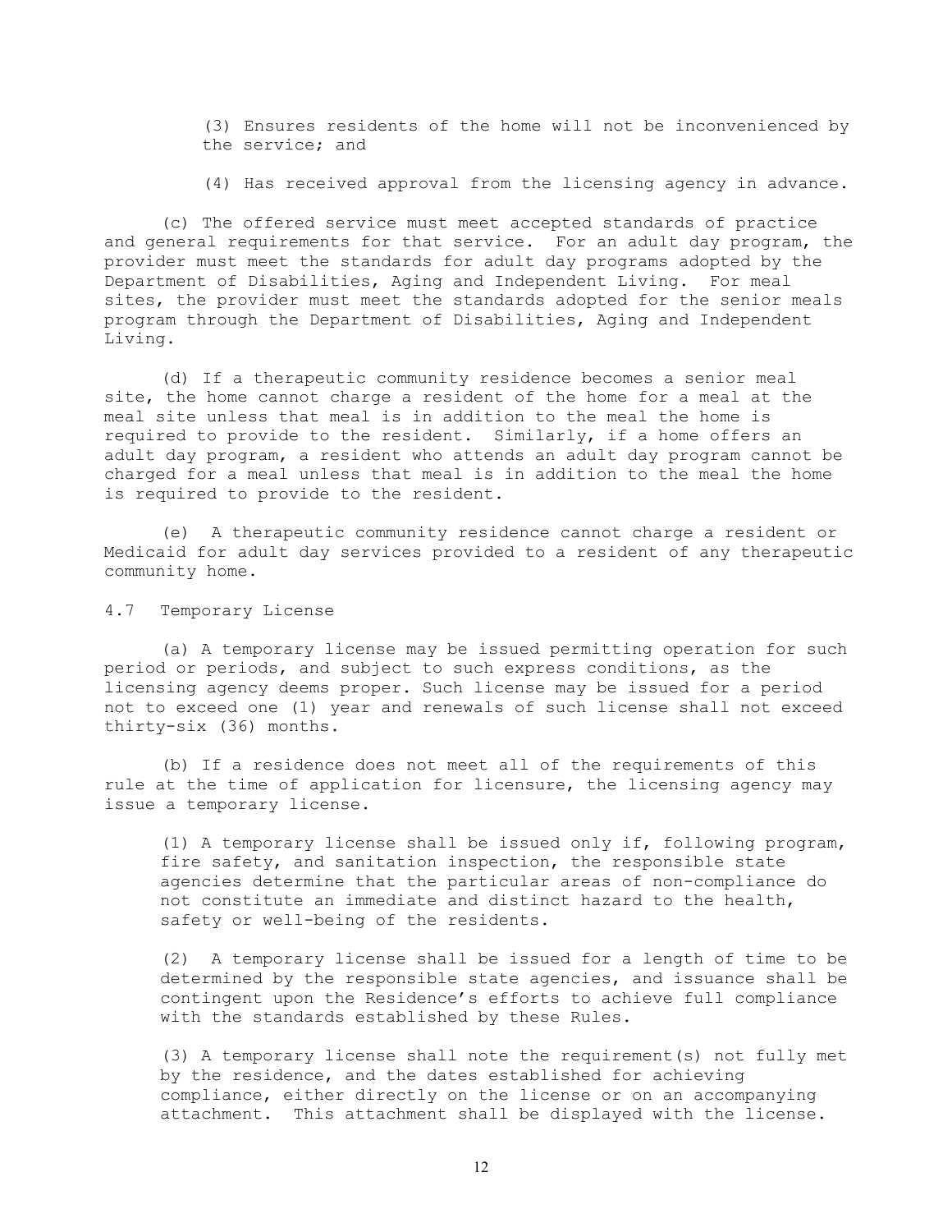(3) Ensures residents of the home will not be inconvenienced by the service; and

(4) Has received approval from the licensing agency in advance.

(c) The offered service must meet accepted standards of practice and general requirements for that service. For an adult day program, the provider must meet the standards for adult day programs adopted by the Department of Disabilities, Aging and Independent Living. For meal sites, the provider must meet the standards adopted for the senior meals program through the Department of Disabilities, Aging and Independent Living.

(d) If a therapeutic community residence becomes a senior meal site, the home cannot charge a resident of the home for a meal at the meal site unless that meal is in addition to the meal the home is required to provide to the resident. Similarly, if a home offers an adult day program, a resident who attends an adult day program cannot be charged for a meal unless that meal is in addition to the meal the home is required to provide to the resident.

(e) A therapeutic community residence cannot charge a resident or Medicaid for adult day services provided to a resident of any therapeutic community home.

4.7 Temporary License

(a) A temporary license may be issued permitting operation for such period or periods, and subject to such express conditions, as the licensing agency deems proper. Such license may be issued for a period not to exceed one (1) year and renewals of such license shall not exceed thirty-six (36) months.

(b) If a residence does not meet all of the requirements of this rule at the time of application for licensure, the licensing agency may issue a temporary license.

(1) A temporary license shall be issued only if, following program, fire safety, and sanitation inspection, the responsible state agencies determine that the particular areas of non-compliance do not constitute an immediate and distinct hazard to the health, safety or well-being of the residents.

(2) A temporary license shall be issued for a length of time to be determined by the responsible state agencies, and issuance shall be contingent upon the Residence's efforts to achieve full compliance with the standards established by these Rules.

(3) A temporary license shall note the requirement(s) not fully met by the residence, and the dates established for achieving compliance, either directly on the license or on an accompanying attachment. This attachment shall be displayed with the license.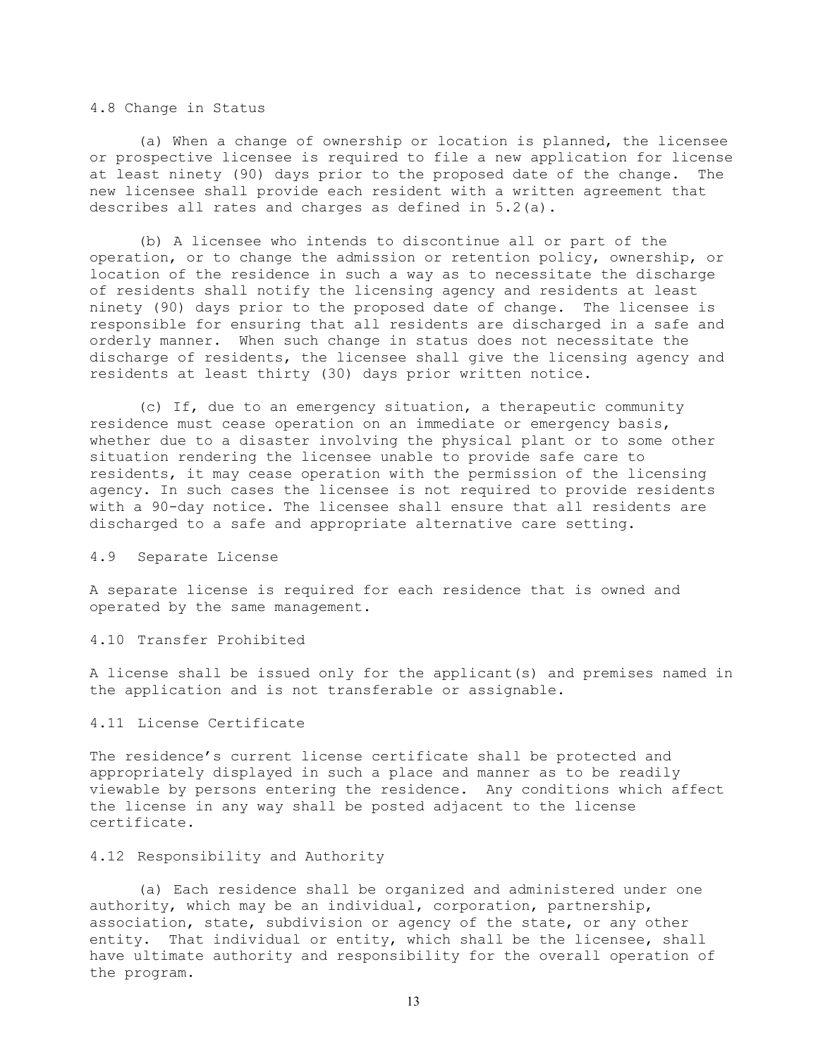### 4.8 Change in Status

(a) When a change of ownership or location is planned, the licensee or prospective licensee is required to file a new application for license at least ninety (90) days prior to the proposed date of the change. The new licensee shall provide each resident with a written agreement that describes all rates and charges as defined in 5.2(a).

(b) A licensee who intends to discontinue all or part of the operation, or to change the admission or retention policy, ownership, or location of the residence in such a way as to necessitate the discharge of residents shall notify the licensing agency and residents at least ninety (90) days prior to the proposed date of change. The licensee is responsible for ensuring that all residents are discharged in a safe and orderly manner. When such change in status does not necessitate the discharge of residents, the licensee shall give the licensing agency and residents at least thirty (30) days prior written notice.

(c) If, due to an emergency situation, a therapeutic community residence must cease operation on an immediate or emergency basis, whether due to a disaster involving the physical plant or to some other situation rendering the licensee unable to provide safe care to residents, it may cease operation with the permission of the licensing agency. In such cases the licensee is not required to provide residents with a 90-day notice. The licensee shall ensure that all residents are discharged to a safe and appropriate alternative care setting.

### 4.9 Separate License

A separate license is required for each residence that is owned and operated by the same management.

### 4.10 Transfer Prohibited

A license shall be issued only for the applicant(s) and premises named in the application and is not transferable or assignable.

### 4.11 License Certificate

The residence's current license certificate shall be protected and appropriately displayed in such a place and manner as to be readily viewable by persons entering the residence. Any conditions which affect the license in any way shall be posted adjacent to the license certificate.

### 4.12 Responsibility and Authority

(a) Each residence shall be organized and administered under one authority, which may be an individual, corporation, partnership, association, state, subdivision or agency of the state, or any other entity. That individual or entity, which shall be the licensee, shall have ultimate authority and responsibility for the overall operation of the program.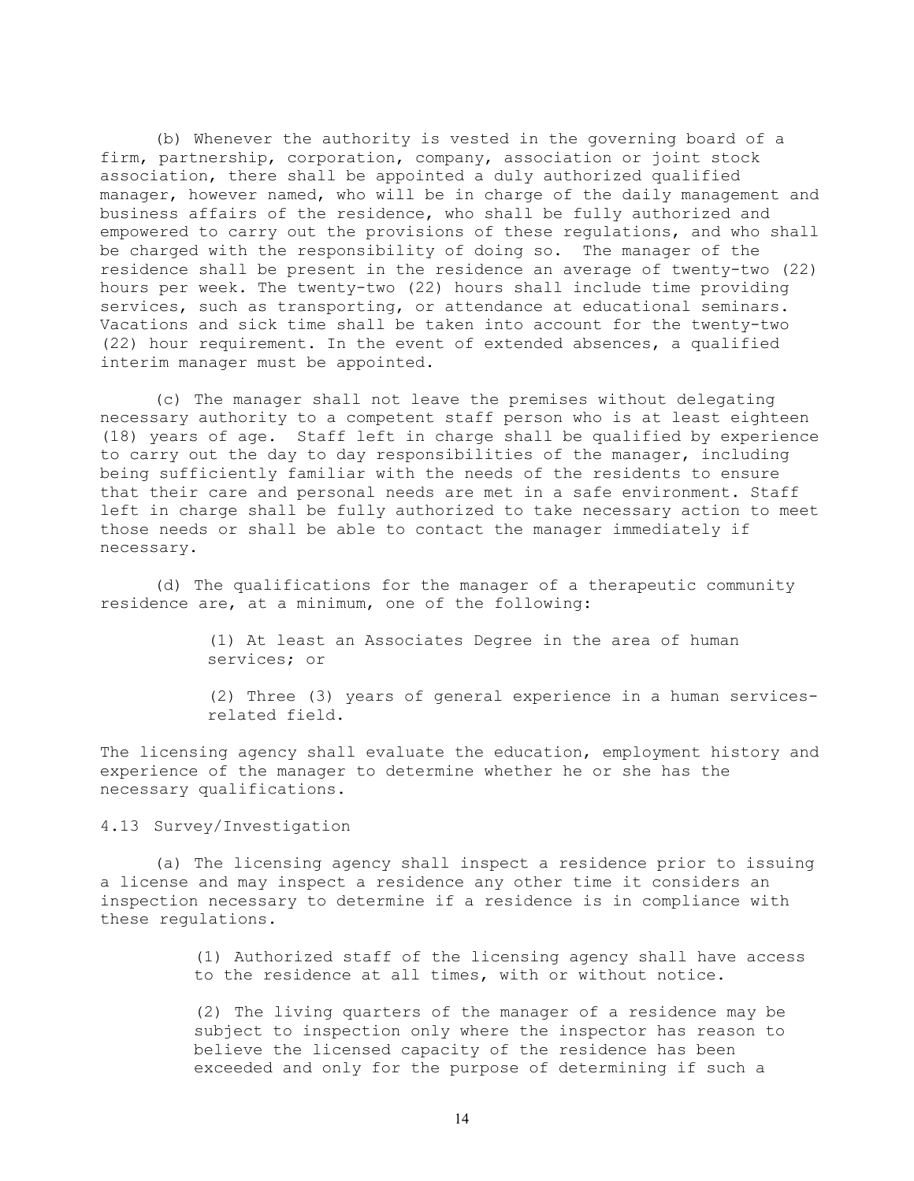(b) Whenever the authority is vested in the governing board of a firm, partnership, corporation, company, association or joint stock association, there shall be appointed a duly authorized qualified manager, however named, who will be in charge of the daily management and business affairs of the residence, who shall be fully authorized and empowered to carry out the provisions of these regulations, and who shall be charged with the responsibility of doing so. The manager of the residence shall be present in the residence an average of twenty-two (22) hours per week. The twenty-two (22) hours shall include time providing services, such as transporting, or attendance at educational seminars. Vacations and sick time shall be taken into account for the twenty-two (22) hour requirement. In the event of extended absences, a qualified interim manager must be appointed.

(c) The manager shall not leave the premises without delegating necessary authority to a competent staff person who is at least eighteen (18) years of age. Staff left in charge shall be qualified by experience to carry out the day to day responsibilities of the manager, including being sufficiently familiar with the needs of the residents to ensure that their care and personal needs are met in a safe environment. Staff left in charge shall be fully authorized to take necessary action to meet those needs or shall be able to contact the manager immediately if necessary.

(d) The qualifications for the manager of a therapeutic community residence are, at a minimum, one of the following:

(1) At least an Associates Degree in the area of human services; or

(2) Three (3) years of general experience in a human services-related field.

The licensing agency shall evaluate the education, employment history and experience of the manager to determine whether he or she has the necessary qualifications.

4.13 Survey/Investigation

(a) The licensing agency shall inspect a residence prior to issuing a license and may inspect a residence any other time it considers an inspection necessary to determine if a residence is in compliance with these regulations.

(1) Authorized staff of the licensing agency shall have access to the residence at all times, with or without notice.

(2) The living quarters of the manager of a residence may be subject to inspection only where the inspector has reason to believe the licensed capacity of the residence has been exceeded and only for the purpose of determining if such a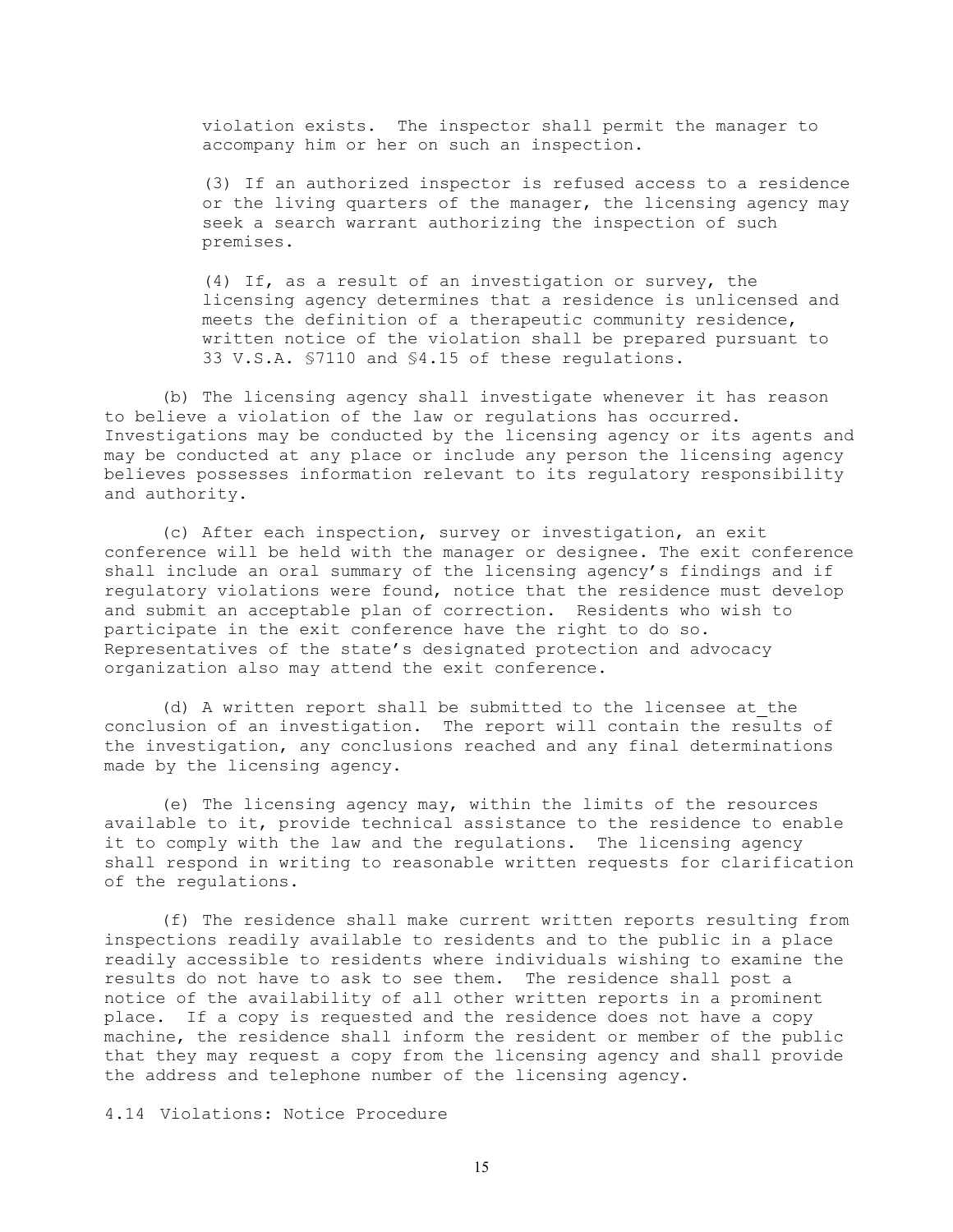violation exists. The inspector shall permit the manager to accompany him or her on such an inspection.

(3) If an authorized inspector is refused access to a residence or the living quarters of the manager, the licensing agency may seek a search warrant authorizing the inspection of such premises.

(4) If, as a result of an investigation or survey, the licensing agency determines that a residence is unlicensed and meets the definition of a therapeutic community residence, written notice of the violation shall be prepared pursuant to 33 V.S.A. §7110 and §4.15 of these regulations.

(b) The licensing agency shall investigate whenever it has reason to believe a violation of the law or regulations has occurred. Investigations may be conducted by the licensing agency or its agents and may be conducted at any place or include any person the licensing agency believes possesses information relevant to its regulatory responsibility and authority.

(c) After each inspection, survey or investigation, an exit conference will be held with the manager or designee. The exit conference shall include an oral summary of the licensing agency's findings and if regulatory violations were found, notice that the residence must develop and submit an acceptable plan of correction. Residents who wish to participate in the exit conference have the right to do so. Representatives of the state's designated protection and advocacy organization also may attend the exit conference.

(d) A written report shall be submitted to the licensee at the conclusion of an investigation. The report will contain the results of the investigation, any conclusions reached and any final determinations made by the licensing agency.

(e) The licensing agency may, within the limits of the resources available to it, provide technical assistance to the residence to enable it to comply with the law and the regulations. The licensing agency shall respond in writing to reasonable written requests for clarification of the regulations.

(f) The residence shall make current written reports resulting from inspections readily available to residents and to the public in a place readily accessible to residents where individuals wishing to examine the results do not have to ask to see them. The residence shall post a notice of the availability of all other written reports in a prominent place. If a copy is requested and the residence does not have a copy machine, the residence shall inform the resident or member of the public that they may request a copy from the licensing agency and shall provide the address and telephone number of the licensing agency.

4.14 Violations: Notice Procedure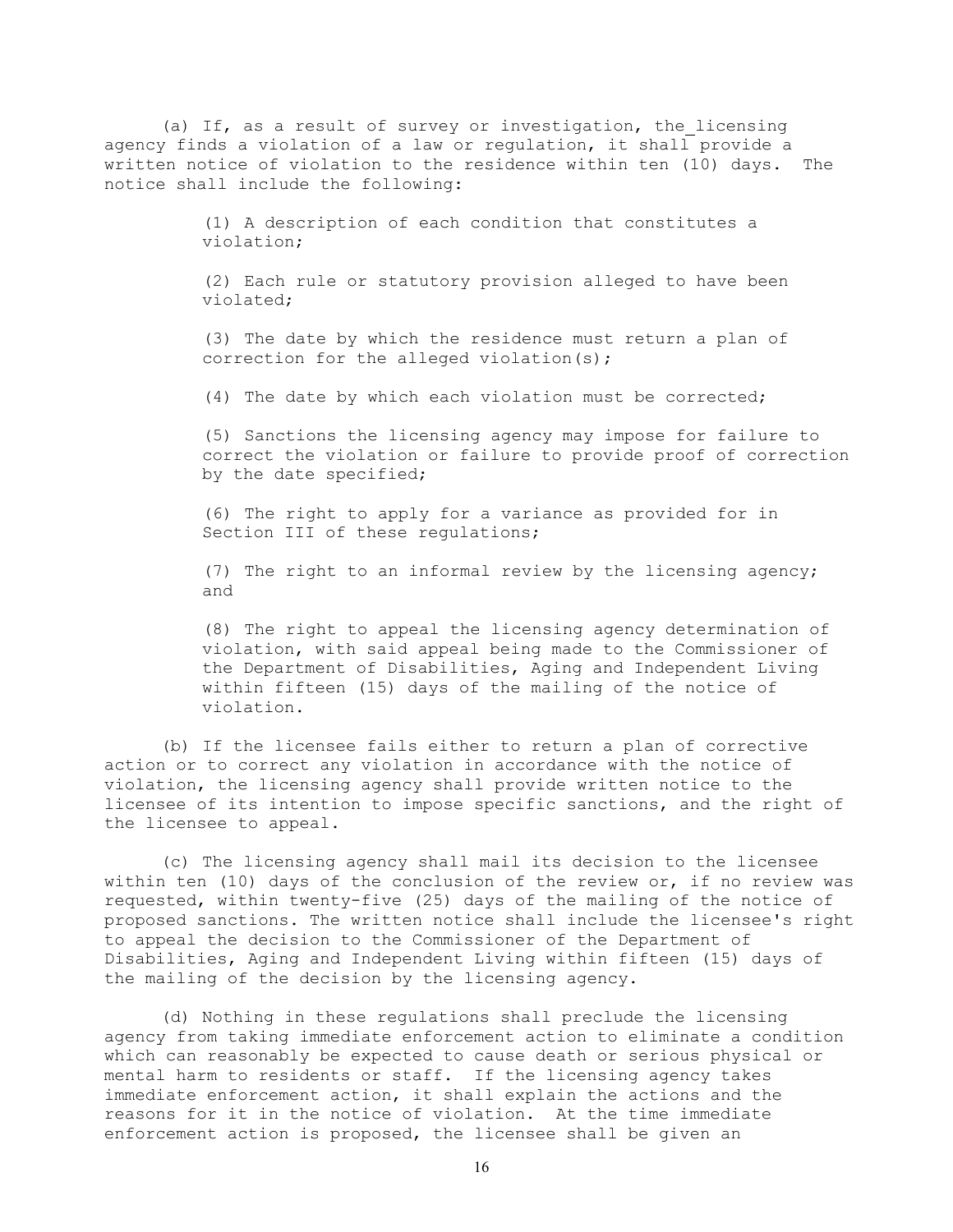(a) If, as a result of survey or investigation, the licensing agency finds a violation of a law or regulation, it shall provide a written notice of violation to the residence within ten (10) days. The notice shall include the following:

(1) A description of each condition that constitutes a violation;

(2) Each rule or statutory provision alleged to have been violated;

(3) The date by which the residence must return a plan of correction for the alleged violation(s);

(4) The date by which each violation must be corrected;

(5) Sanctions the licensing agency may impose for failure to correct the violation or failure to provide proof of correction by the date specified;

(6) The right to apply for a variance as provided for in Section III of these regulations;

(7) The right to an informal review by the licensing agency; and

(8) The right to appeal the licensing agency determination of violation, with said appeal being made to the Commissioner of the Department of Disabilities, Aging and Independent Living within fifteen (15) days of the mailing of the notice of violation.

(b) If the licensee fails either to return a plan of corrective action or to correct any violation in accordance with the notice of violation, the licensing agency shall provide written notice to the licensee of its intention to impose specific sanctions, and the right of the licensee to appeal.

(c) The licensing agency shall mail its decision to the licensee within ten (10) days of the conclusion of the review or, if no review was requested, within twenty-five (25) days of the mailing of the notice of proposed sanctions. The written notice shall include the licensee's right to appeal the decision to the Commissioner of the Department of Disabilities, Aging and Independent Living within fifteen (15) days of the mailing of the decision by the licensing agency.

(d) Nothing in these regulations shall preclude the licensing agency from taking immediate enforcement action to eliminate a condition which can reasonably be expected to cause death or serious physical or mental harm to residents or staff. If the licensing agency takes immediate enforcement action, it shall explain the actions and the reasons for it in the notice of violation. At the time immediate enforcement action is proposed, the licensee shall be given an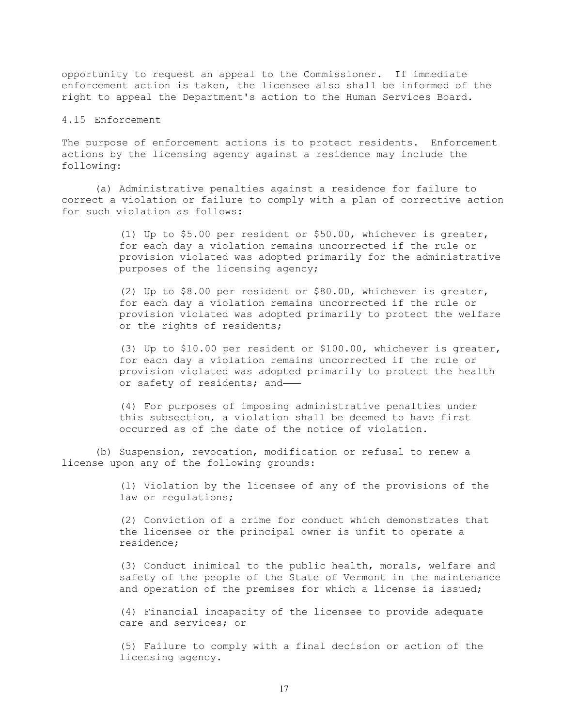opportunity to request an appeal to the Commissioner. If immediate enforcement action is taken, the licensee also shall be informed of the right to appeal the Department's action to the Human Services Board.

## 4.15 Enforcement

The purpose of enforcement actions is to protect residents. Enforcement actions by the licensing agency against a residence may include the following:

(a) Administrative penalties against a residence for failure to correct a violation or failure to comply with a plan of corrective action for such violation as follows:

> (1) Up to $5.00 per resident or $50.00, whichever is greater, for each day a violation remains uncorrected if the rule or provision violated was adopted primarily for the administrative purposes of the licensing agency;
>
> (2) Up to $8.00 per resident or $80.00, whichever is greater, for each day a violation remains uncorrected if the rule or provision violated was adopted primarily to protect the welfare or the rights of residents;
>
> (3) Up to $10.00 per resident or $100.00, whichever is greater, for each day a violation remains uncorrected if the rule or provision violated was adopted primarily to protect the health or safety of residents; and——
>
> (4) For purposes of imposing administrative penalties under this subsection, a violation shall be deemed to have first occurred as of the date of the notice of violation.

(b) Suspension, revocation, modification or refusal to renew a license upon any of the following grounds:

> (1) Violation by the licensee of any of the provisions of the law or regulations;
>
> (2) Conviction of a crime for conduct which demonstrates that the licensee or the principal owner is unfit to operate a residence;
>
> (3) Conduct inimical to the public health, morals, welfare and safety of the people of the State of Vermont in the maintenance and operation of the premises for which a license is issued;
>
> (4) Financial incapacity of the licensee to provide adequate care and services; or
>
> (5) Failure to comply with a final decision or action of the licensing agency.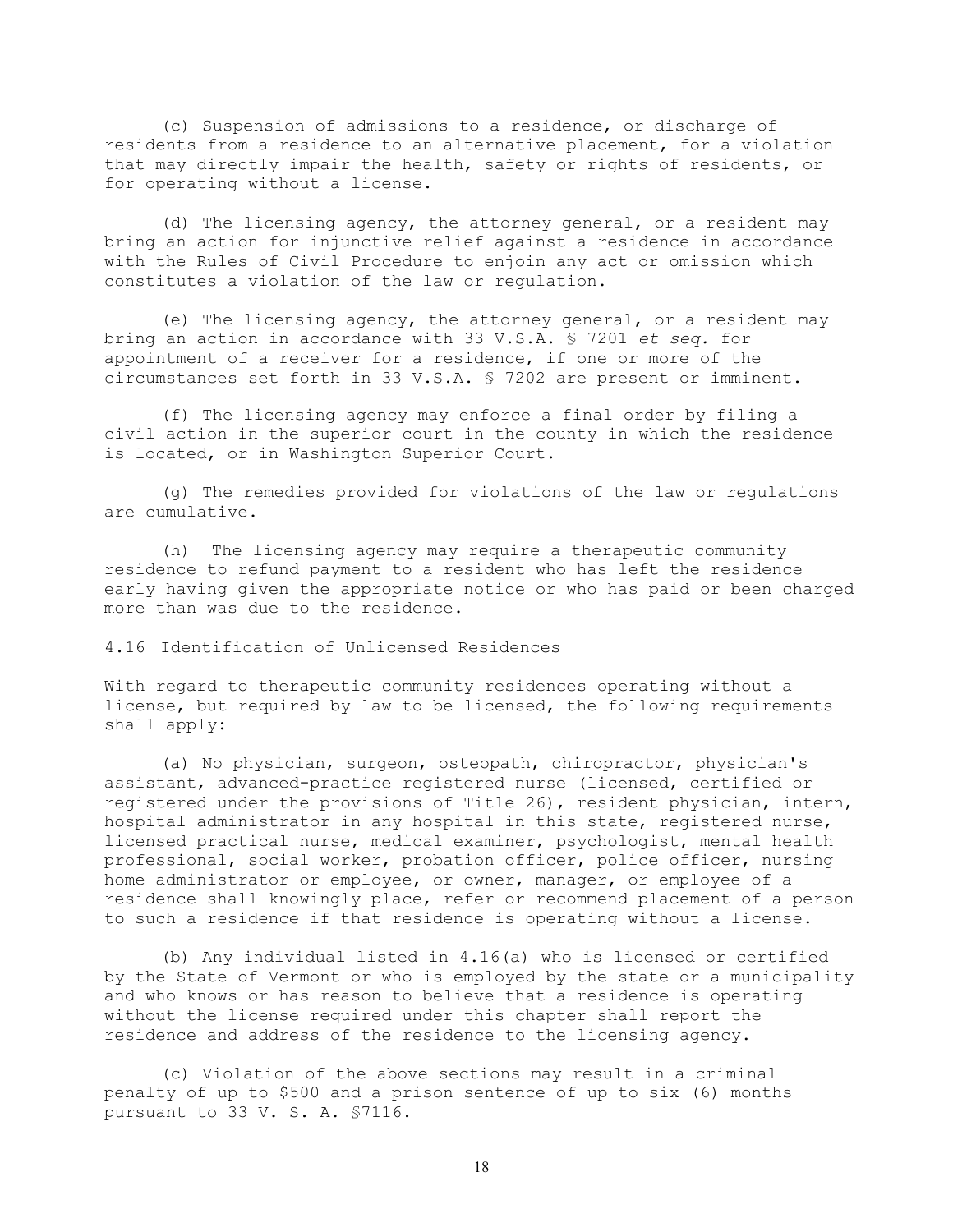(c) Suspension of admissions to a residence, or discharge of residents from a residence to an alternative placement, for a violation that may directly impair the health, safety or rights of residents, or for operating without a license.

(d) The licensing agency, the attorney general, or a resident may bring an action for injunctive relief against a residence in accordance with the Rules of Civil Procedure to enjoin any act or omission which constitutes a violation of the law or regulation.

(e) The licensing agency, the attorney general, or a resident may bring an action in accordance with 33 V.S.A. § 7201 *et seq.* for appointment of a receiver for a residence, if one or more of the circumstances set forth in 33 V.S.A. § 7202 are present or imminent.

(f) The licensing agency may enforce a final order by filing a civil action in the superior court in the county in which the residence is located, or in Washington Superior Court.

(g) The remedies provided for violations of the law or regulations are cumulative.

(h) The licensing agency may require a therapeutic community residence to refund payment to a resident who has left the residence early having given the appropriate notice or who has paid or been charged more than was due to the residence.

4.16 Identification of Unlicensed Residences

With regard to therapeutic community residences operating without a license, but required by law to be licensed, the following requirements shall apply:

(a) No physician, surgeon, osteopath, chiropractor, physician's assistant, advanced-practice registered nurse (licensed, certified or registered under the provisions of Title 26), resident physician, intern, hospital administrator in any hospital in this state, registered nurse, licensed practical nurse, medical examiner, psychologist, mental health professional, social worker, probation officer, police officer, nursing home administrator or employee, or owner, manager, or employee of a residence shall knowingly place, refer or recommend placement of a person to such a residence if that residence is operating without a license.

(b) Any individual listed in 4.16(a) who is licensed or certified by the State of Vermont or who is employed by the state or a municipality and who knows or has reason to believe that a residence is operating without the license required under this chapter shall report the residence and address of the residence to the licensing agency.

(c) Violation of the above sections may result in a criminal penalty of up to $500 and a prison sentence of up to six (6) months pursuant to 33 V. S. A. §7116.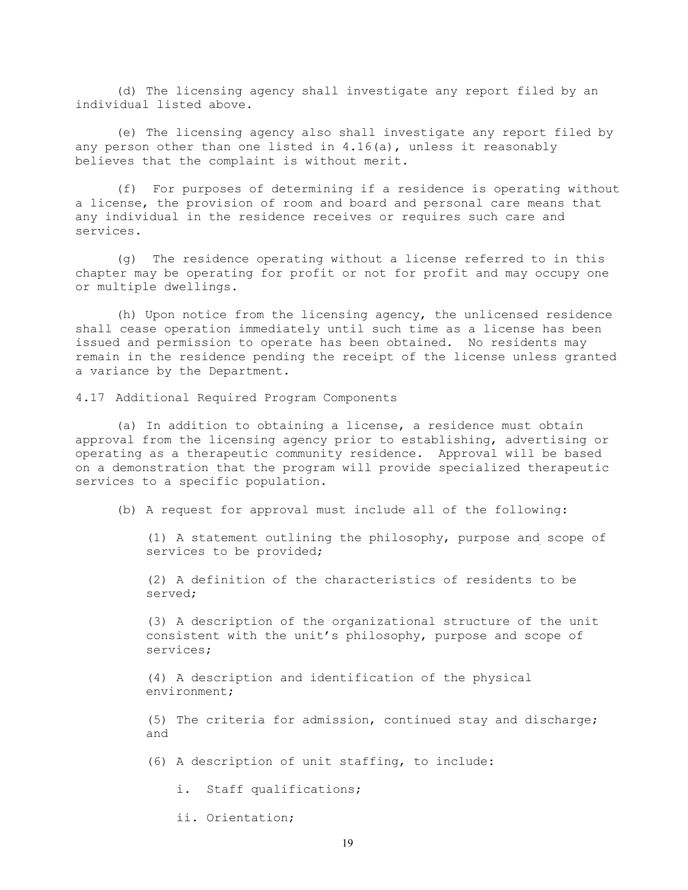(d) The licensing agency shall investigate any report filed by an individual listed above.

(e) The licensing agency also shall investigate any report filed by any person other than one listed in 4.16(a), unless it reasonably believes that the complaint is without merit.

(f) For purposes of determining if a residence is operating without a license, the provision of room and board and personal care means that any individual in the residence receives or requires such care and services.

(g) The residence operating without a license referred to in this chapter may be operating for profit or not for profit and may occupy one or multiple dwellings.

(h) Upon notice from the licensing agency, the unlicensed residence shall cease operation immediately until such time as a license has been issued and permission to operate has been obtained. No residents may remain in the residence pending the receipt of the license unless granted a variance by the Department.

4.17 Additional Required Program Components

(a) In addition to obtaining a license, a residence must obtain approval from the licensing agency prior to establishing, advertising or operating as a therapeutic community residence. Approval will be based on a demonstration that the program will provide specialized therapeutic services to a specific population.

(b) A request for approval must include all of the following:

(1) A statement outlining the philosophy, purpose and scope of services to be provided;

(2) A definition of the characteristics of residents to be served;

(3) A description of the organizational structure of the unit consistent with the unit's philosophy, purpose and scope of services;

(4) A description and identification of the physical environment;

(5) The criteria for admission, continued stay and discharge; and

(6) A description of unit staffing, to include:

i. Staff qualifications;

ii. Orientation;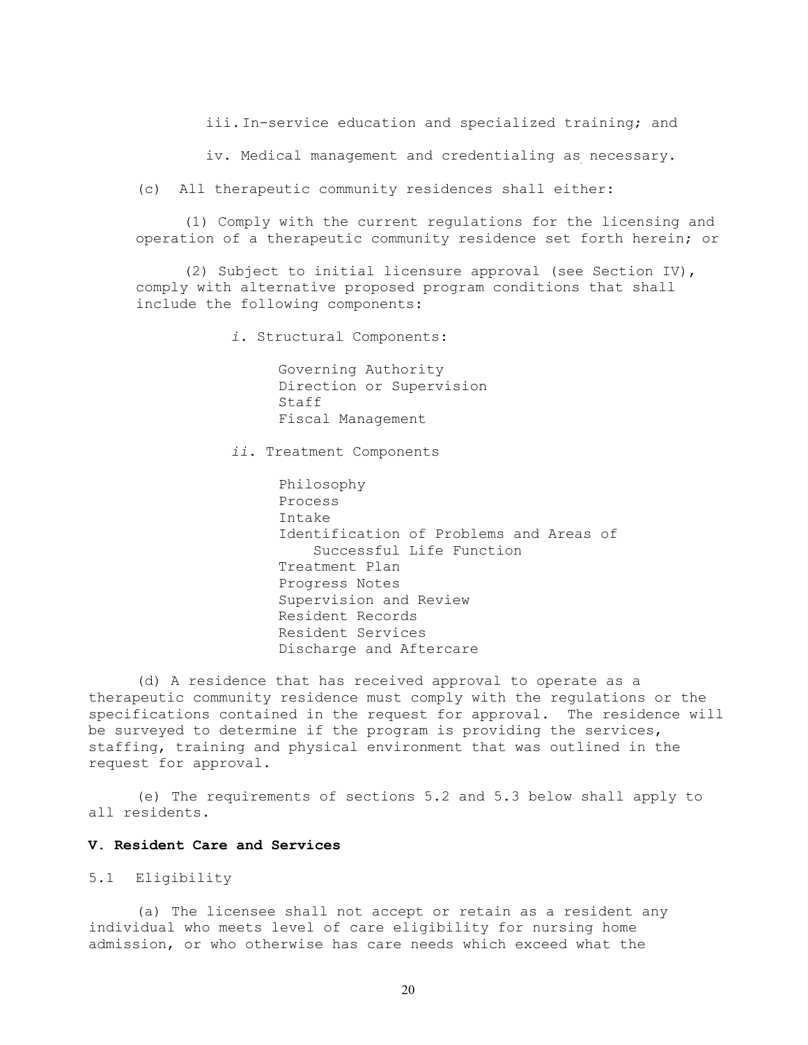iii. In-service education and specialized training; and

iv. Medical management and credentialing as necessary.

(c) All therapeutic community residences shall either:

(1) Comply with the current regulations for the licensing and operation of a therapeutic community residence set forth herein; or

(2) Subject to initial licensure approval (see Section IV), comply with alternative proposed program conditions that shall include the following components:

*i.* Structural Components:

- Governing Authority
- Direction or Supervision
- Staff
- Fiscal Management

*ii.* Treatment Components

- Philosophy
- Process
- Intake
- Identification of Problems and Areas of Successful Life Function
- Treatment Plan
- Progress Notes
- Supervision and Review
- Resident Records
- Resident Services
- Discharge and Aftercare

(d) A residence that has received approval to operate as a therapeutic community residence must comply with the regulations or the specifications contained in the request for approval. The residence will be surveyed to determine if the program is providing the services, staffing, training and physical environment that was outlined in the request for approval.

(e) The requirements of sections 5.2 and 5.3 below shall apply to all residents.

## V. Resident Care and Services

5.1 Eligibility

(a) The licensee shall not accept or retain as a resident any individual who meets level of care eligibility for nursing home admission, or who otherwise has care needs which exceed what the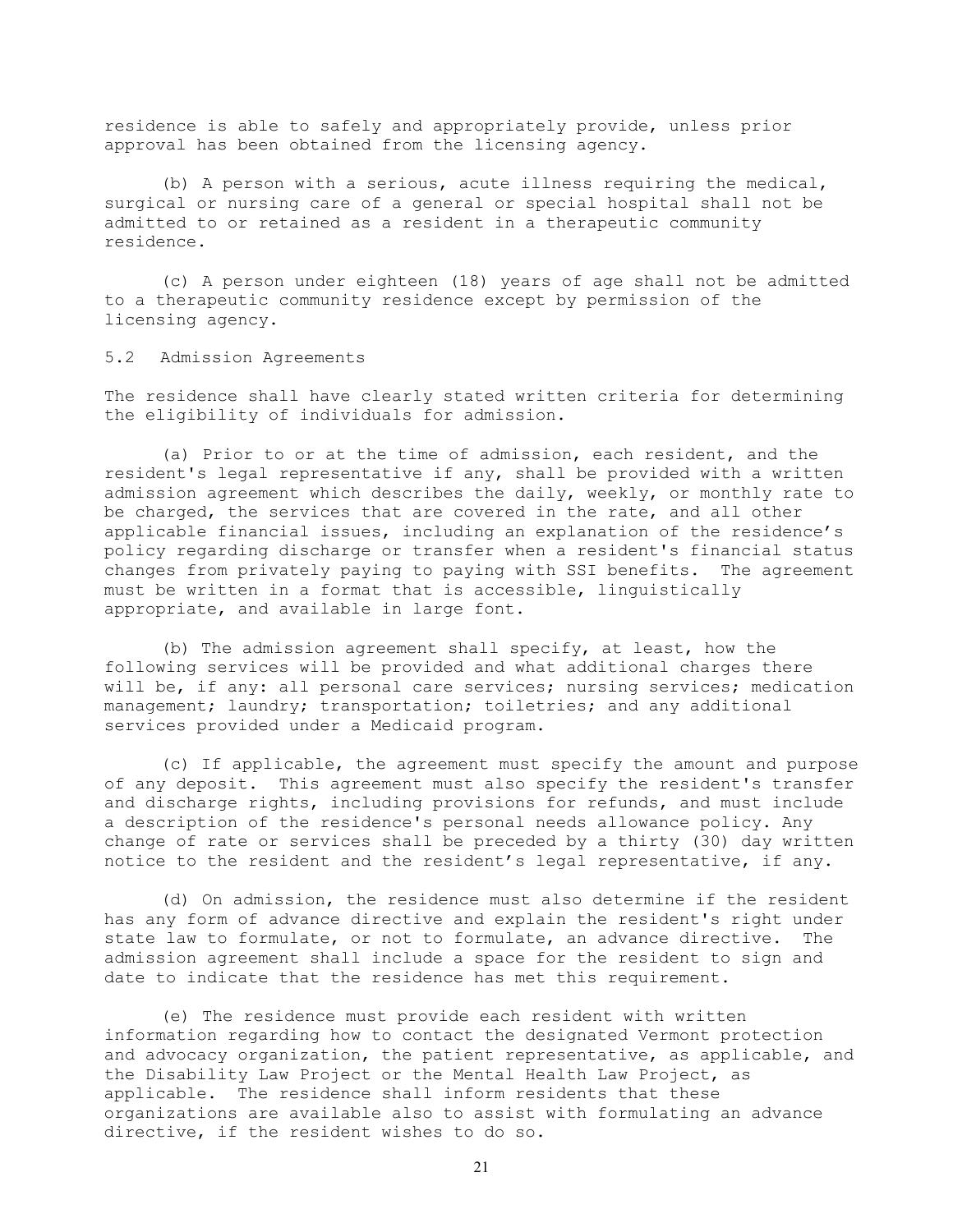residence is able to safely and appropriately provide, unless prior approval has been obtained from the licensing agency.

(b) A person with a serious, acute illness requiring the medical, surgical or nursing care of a general or special hospital shall not be admitted to or retained as a resident in a therapeutic community residence.

(c) A person under eighteen (18) years of age shall not be admitted to a therapeutic community residence except by permission of the licensing agency.

5.2 Admission Agreements

The residence shall have clearly stated written criteria for determining the eligibility of individuals for admission.

(a) Prior to or at the time of admission, each resident, and the resident's legal representative if any, shall be provided with a written admission agreement which describes the daily, weekly, or monthly rate to be charged, the services that are covered in the rate, and all other applicable financial issues, including an explanation of the residence's policy regarding discharge or transfer when a resident's financial status changes from privately paying to paying with SSI benefits. The agreement must be written in a format that is accessible, linguistically appropriate, and available in large font.

(b) The admission agreement shall specify, at least, how the following services will be provided and what additional charges there will be, if any: all personal care services; nursing services; medication management; laundry; transportation; toiletries; and any additional services provided under a Medicaid program.

(c) If applicable, the agreement must specify the amount and purpose of any deposit. This agreement must also specify the resident's transfer and discharge rights, including provisions for refunds, and must include a description of the residence's personal needs allowance policy. Any change of rate or services shall be preceded by a thirty (30) day written notice to the resident and the resident's legal representative, if any.

(d) On admission, the residence must also determine if the resident has any form of advance directive and explain the resident's right under state law to formulate, or not to formulate, an advance directive. The admission agreement shall include a space for the resident to sign and date to indicate that the residence has met this requirement.

(e) The residence must provide each resident with written information regarding how to contact the designated Vermont protection and advocacy organization, the patient representative, as applicable, and the Disability Law Project or the Mental Health Law Project, as applicable. The residence shall inform residents that these organizations are available also to assist with formulating an advance directive, if the resident wishes to do so.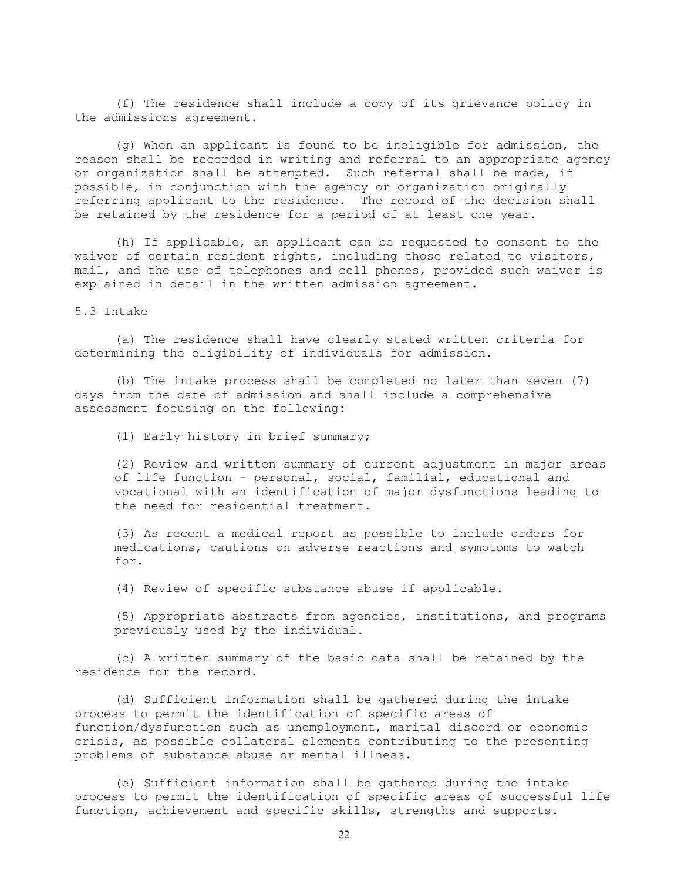(f) The residence shall include a copy of its grievance policy in the admissions agreement.

(g) When an applicant is found to be ineligible for admission, the reason shall be recorded in writing and referral to an appropriate agency or organization shall be attempted. Such referral shall be made, if possible, in conjunction with the agency or organization originally referring applicant to the residence. The record of the decision shall be retained by the residence for a period of at least one year.

(h) If applicable, an applicant can be requested to consent to the waiver of certain resident rights, including those related to visitors, mail, and the use of telephones and cell phones, provided such waiver is explained in detail in the written admission agreement.

5.3 Intake

(a) The residence shall have clearly stated written criteria for determining the eligibility of individuals for admission.

(b) The intake process shall be completed no later than seven (7) days from the date of admission and shall include a comprehensive assessment focusing on the following:

(1) Early history in brief summary;

(2) Review and written summary of current adjustment in major areas of life function – personal, social, familial, educational and vocational with an identification of major dysfunctions leading to the need for residential treatment.

(3) As recent a medical report as possible to include orders for medications, cautions on adverse reactions and symptoms to watch for.

(4) Review of specific substance abuse if applicable.

(5) Appropriate abstracts from agencies, institutions, and programs previously used by the individual.

(c) A written summary of the basic data shall be retained by the residence for the record.

(d) Sufficient information shall be gathered during the intake process to permit the identification of specific areas of function/dysfunction such as unemployment, marital discord or economic crisis, as possible collateral elements contributing to the presenting problems of substance abuse or mental illness.

(e) Sufficient information shall be gathered during the intake process to permit the identification of specific areas of successful life function, achievement and specific skills, strengths and supports.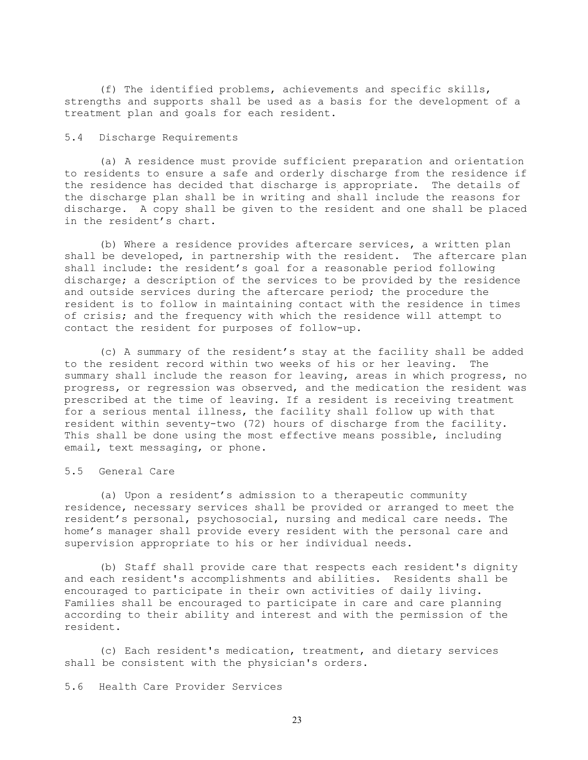(f) The identified problems, achievements and specific skills, strengths and supports shall be used as a basis for the development of a treatment plan and goals for each resident.

## 5.4 Discharge Requirements

(a) A residence must provide sufficient preparation and orientation to residents to ensure a safe and orderly discharge from the residence if the residence has decided that discharge is appropriate. The details of the discharge plan shall be in writing and shall include the reasons for discharge. A copy shall be given to the resident and one shall be placed in the resident's chart.

(b) Where a residence provides aftercare services, a written plan shall be developed, in partnership with the resident. The aftercare plan shall include: the resident's goal for a reasonable period following discharge; a description of the services to be provided by the residence and outside services during the aftercare period; the procedure the resident is to follow in maintaining contact with the residence in times of crisis; and the frequency with which the residence will attempt to contact the resident for purposes of follow-up.

(c) A summary of the resident's stay at the facility shall be added to the resident record within two weeks of his or her leaving. The summary shall include the reason for leaving, areas in which progress, no progress, or regression was observed, and the medication the resident was prescribed at the time of leaving. If a resident is receiving treatment for a serious mental illness, the facility shall follow up with that resident within seventy-two (72) hours of discharge from the facility. This shall be done using the most effective means possible, including email, text messaging, or phone.

## 5.5 General Care

(a) Upon a resident's admission to a therapeutic community residence, necessary services shall be provided or arranged to meet the resident's personal, psychosocial, nursing and medical care needs. The home's manager shall provide every resident with the personal care and supervision appropriate to his or her individual needs.

(b) Staff shall provide care that respects each resident's dignity and each resident's accomplishments and abilities. Residents shall be encouraged to participate in their own activities of daily living. Families shall be encouraged to participate in care and care planning according to their ability and interest and with the permission of the resident.

(c) Each resident's medication, treatment, and dietary services shall be consistent with the physician's orders.

## 5.6 Health Care Provider Services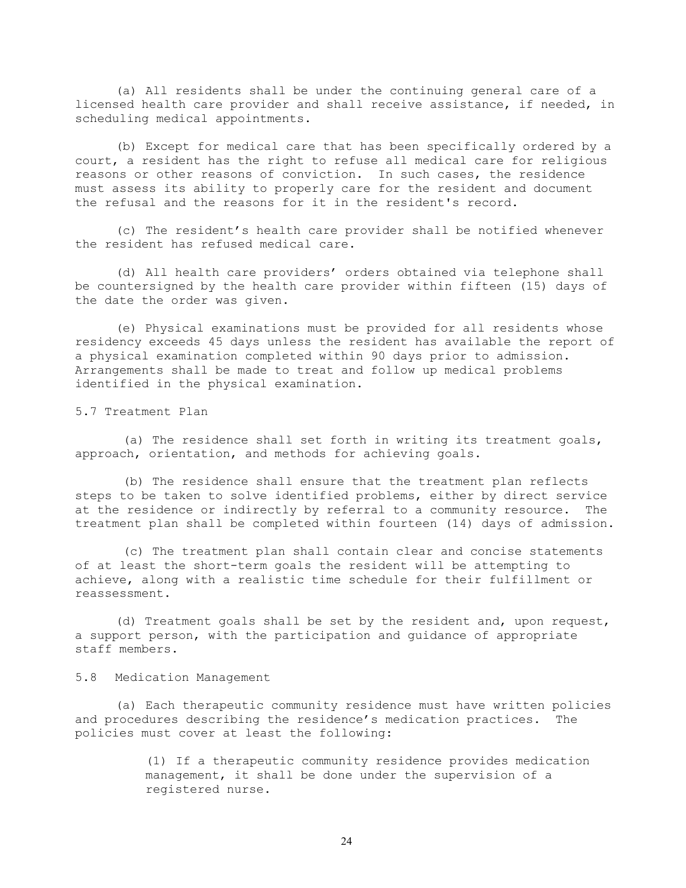(a) All residents shall be under the continuing general care of a licensed health care provider and shall receive assistance, if needed, in scheduling medical appointments.

(b) Except for medical care that has been specifically ordered by a court, a resident has the right to refuse all medical care for religious reasons or other reasons of conviction. In such cases, the residence must assess its ability to properly care for the resident and document the refusal and the reasons for it in the resident's record.

(c) The resident's health care provider shall be notified whenever the resident has refused medical care.

(d) All health care providers' orders obtained via telephone shall be countersigned by the health care provider within fifteen (15) days of the date the order was given.

(e) Physical examinations must be provided for all residents whose residency exceeds 45 days unless the resident has available the report of a physical examination completed within 90 days prior to admission. Arrangements shall be made to treat and follow up medical problems identified in the physical examination.

5.7 Treatment Plan

(a) The residence shall set forth in writing its treatment goals, approach, orientation, and methods for achieving goals.

(b) The residence shall ensure that the treatment plan reflects steps to be taken to solve identified problems, either by direct service at the residence or indirectly by referral to a community resource. The treatment plan shall be completed within fourteen (14) days of admission.

(c) The treatment plan shall contain clear and concise statements of at least the short-term goals the resident will be attempting to achieve, along with a realistic time schedule for their fulfillment or reassessment.

(d) Treatment goals shall be set by the resident and, upon request, a support person, with the participation and guidance of appropriate staff members.

5.8 Medication Management

(a) Each therapeutic community residence must have written policies and procedures describing the residence's medication practices. The policies must cover at least the following:

(1) If a therapeutic community residence provides medication management, it shall be done under the supervision of a registered nurse.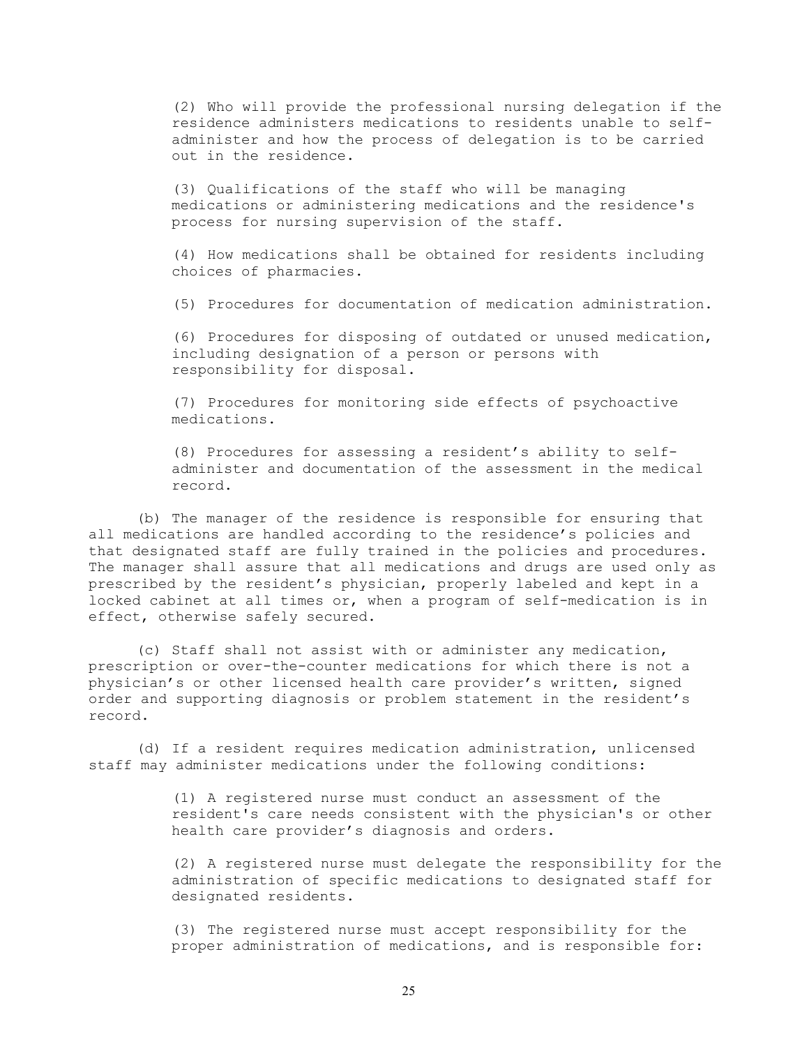(2) Who will provide the professional nursing delegation if the residence administers medications to residents unable to self-administer and how the process of delegation is to be carried out in the residence.

(3) Qualifications of the staff who will be managing medications or administering medications and the residence's process for nursing supervision of the staff.

(4) How medications shall be obtained for residents including choices of pharmacies.

(5) Procedures for documentation of medication administration.

(6) Procedures for disposing of outdated or unused medication, including designation of a person or persons with responsibility for disposal.

(7) Procedures for monitoring side effects of psychoactive medications.

(8) Procedures for assessing a resident's ability to self-administer and documentation of the assessment in the medical record.

(b) The manager of the residence is responsible for ensuring that all medications are handled according to the residence's policies and that designated staff are fully trained in the policies and procedures. The manager shall assure that all medications and drugs are used only as prescribed by the resident's physician, properly labeled and kept in a locked cabinet at all times or, when a program of self-medication is in effect, otherwise safely secured.

(c) Staff shall not assist with or administer any medication, prescription or over-the-counter medications for which there is not a physician's or other licensed health care provider's written, signed order and supporting diagnosis or problem statement in the resident's record.

(d) If a resident requires medication administration, unlicensed staff may administer medications under the following conditions:

(1) A registered nurse must conduct an assessment of the resident's care needs consistent with the physician's or other health care provider's diagnosis and orders.

(2) A registered nurse must delegate the responsibility for the administration of specific medications to designated staff for designated residents.

(3) The registered nurse must accept responsibility for the proper administration of medications, and is responsible for: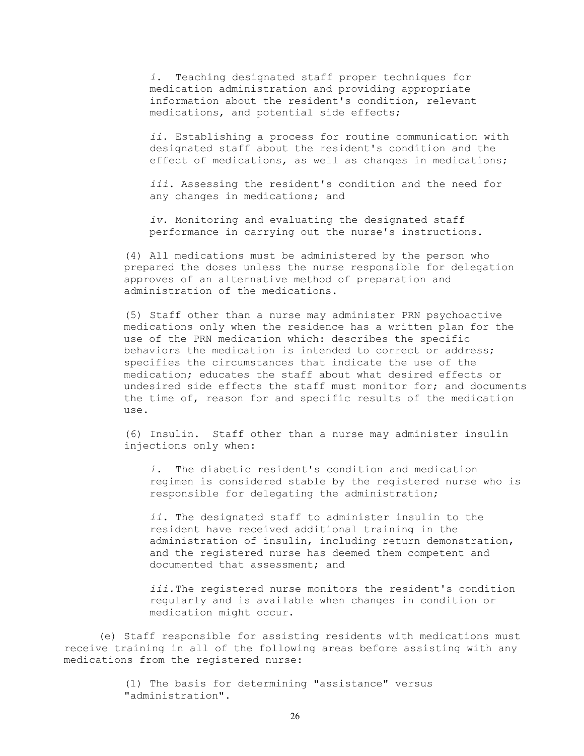*i.* Teaching designated staff proper techniques for medication administration and providing appropriate information about the resident's condition, relevant medications, and potential side effects;

*ii.* Establishing a process for routine communication with designated staff about the resident's condition and the effect of medications, as well as changes in medications;

*iii.* Assessing the resident's condition and the need for any changes in medications; and

*iv.* Monitoring and evaluating the designated staff performance in carrying out the nurse's instructions.

(4) All medications must be administered by the person who prepared the doses unless the nurse responsible for delegation approves of an alternative method of preparation and administration of the medications.

(5) Staff other than a nurse may administer PRN psychoactive medications only when the residence has a written plan for the use of the PRN medication which: describes the specific behaviors the medication is intended to correct or address; specifies the circumstances that indicate the use of the medication; educates the staff about what desired effects or undesired side effects the staff must monitor for; and documents the time of, reason for and specific results of the medication use.

(6) Insulin. Staff other than a nurse may administer insulin injections only when:

*i.* The diabetic resident's condition and medication regimen is considered stable by the registered nurse who is responsible for delegating the administration;

*ii.* The designated staff to administer insulin to the resident have received additional training in the administration of insulin, including return demonstration, and the registered nurse has deemed them competent and documented that assessment; and

*iii.* The registered nurse monitors the resident's condition regularly and is available when changes in condition or medication might occur.

(e) Staff responsible for assisting residents with medications must receive training in all of the following areas before assisting with any medications from the registered nurse:

(1) The basis for determining "assistance" versus "administration".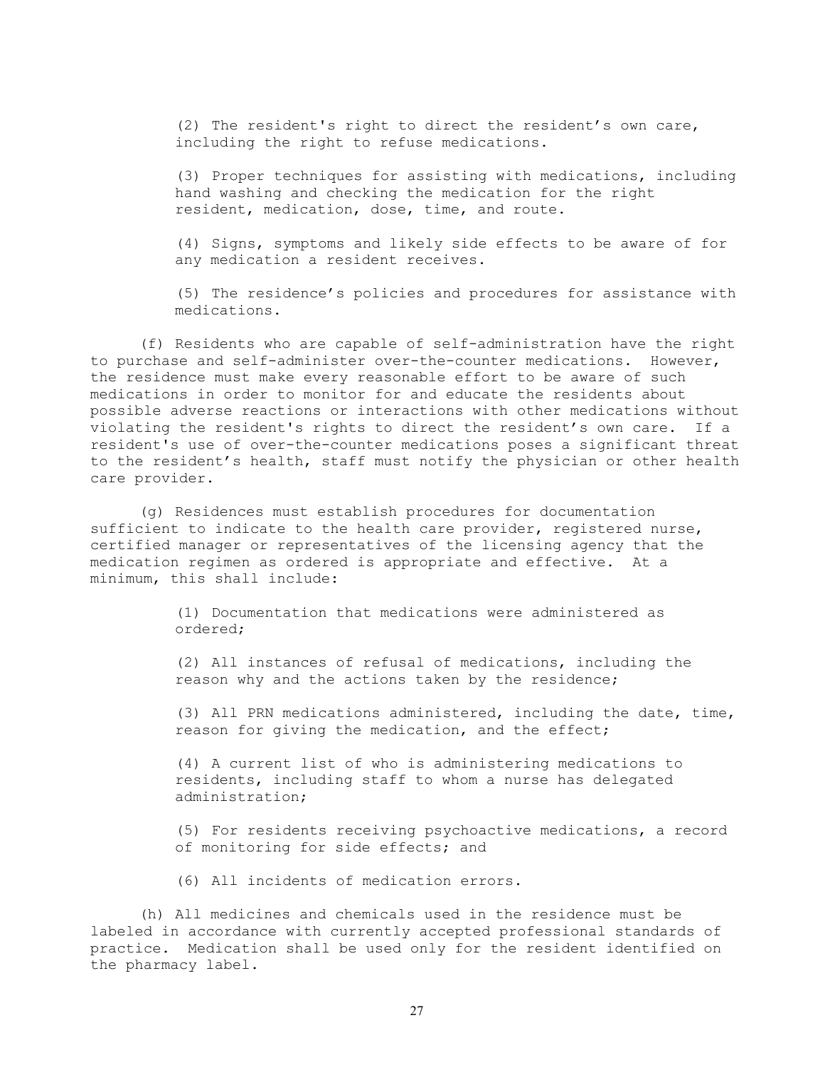(2) The resident's right to direct the resident's own care, including the right to refuse medications.

(3) Proper techniques for assisting with medications, including hand washing and checking the medication for the right resident, medication, dose, time, and route.

(4) Signs, symptoms and likely side effects to be aware of for any medication a resident receives.

(5) The residence's policies and procedures for assistance with medications.

(f) Residents who are capable of self-administration have the right to purchase and self-administer over-the-counter medications. However, the residence must make every reasonable effort to be aware of such medications in order to monitor for and educate the residents about possible adverse reactions or interactions with other medications without violating the resident's rights to direct the resident's own care. If a resident's use of over-the-counter medications poses a significant threat to the resident's health, staff must notify the physician or other health care provider.

(g) Residences must establish procedures for documentation sufficient to indicate to the health care provider, registered nurse, certified manager or representatives of the licensing agency that the medication regimen as ordered is appropriate and effective. At a minimum, this shall include:

(1) Documentation that medications were administered as ordered;

(2) All instances of refusal of medications, including the reason why and the actions taken by the residence;

(3) All PRN medications administered, including the date, time, reason for giving the medication, and the effect;

(4) A current list of who is administering medications to residents, including staff to whom a nurse has delegated administration;

(5) For residents receiving psychoactive medications, a record of monitoring for side effects; and

(6) All incidents of medication errors.

(h) All medicines and chemicals used in the residence must be labeled in accordance with currently accepted professional standards of practice. Medication shall be used only for the resident identified on the pharmacy label.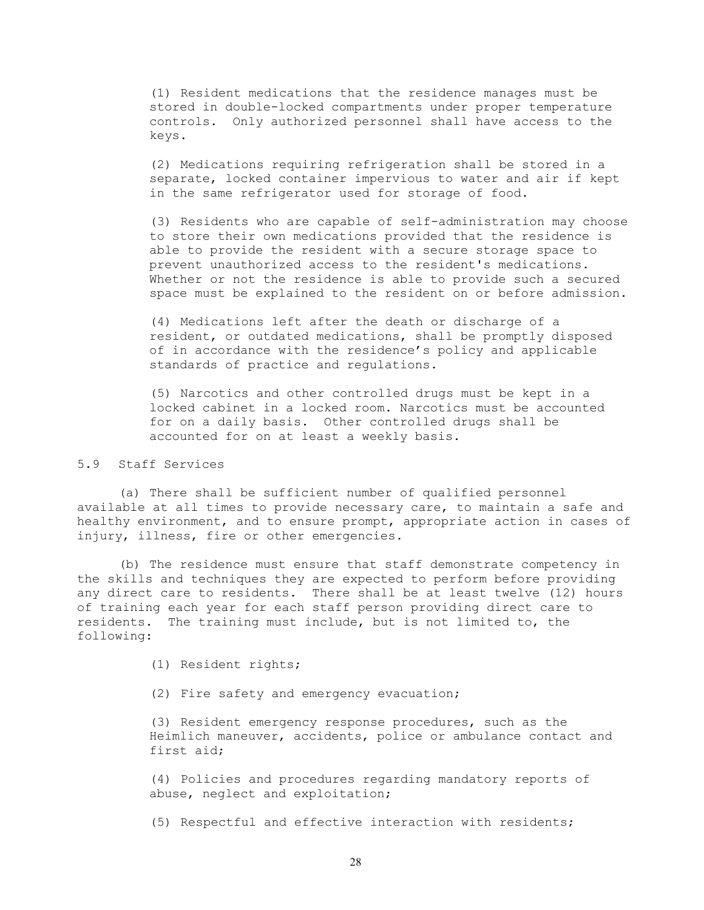(1) Resident medications that the residence manages must be stored in double-locked compartments under proper temperature controls. Only authorized personnel shall have access to the keys.

(2) Medications requiring refrigeration shall be stored in a separate, locked container impervious to water and air if kept in the same refrigerator used for storage of food.

(3) Residents who are capable of self-administration may choose to store their own medications provided that the residence is able to provide the resident with a secure storage space to prevent unauthorized access to the resident's medications. Whether or not the residence is able to provide such a secured space must be explained to the resident on or before admission.

(4) Medications left after the death or discharge of a resident, or outdated medications, shall be promptly disposed of in accordance with the residence's policy and applicable standards of practice and regulations.

(5) Narcotics and other controlled drugs must be kept in a locked cabinet in a locked room. Narcotics must be accounted for on a daily basis. Other controlled drugs shall be accounted for on at least a weekly basis.

## 5.9 Staff Services

(a) There shall be sufficient number of qualified personnel available at all times to provide necessary care, to maintain a safe and healthy environment, and to ensure prompt, appropriate action in cases of injury, illness, fire or other emergencies.

(b) The residence must ensure that staff demonstrate competency in the skills and techniques they are expected to perform before providing any direct care to residents. There shall be at least twelve (12) hours of training each year for each staff person providing direct care to residents. The training must include, but is not limited to, the following:

(1) Resident rights;

(2) Fire safety and emergency evacuation;

(3) Resident emergency response procedures, such as the Heimlich maneuver, accidents, police or ambulance contact and first aid;

(4) Policies and procedures regarding mandatory reports of abuse, neglect and exploitation;

(5) Respectful and effective interaction with residents;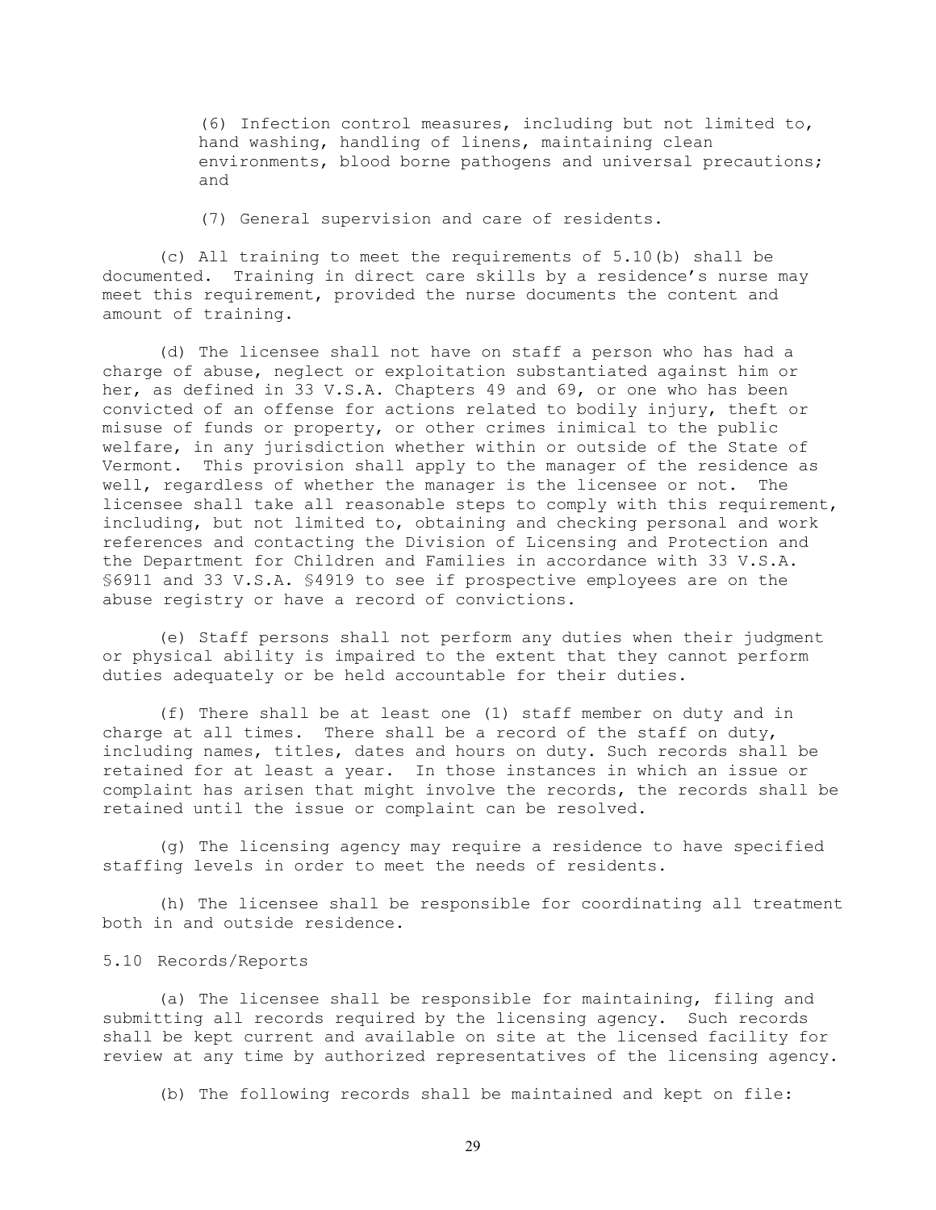(6) Infection control measures, including but not limited to, hand washing, handling of linens, maintaining clean environments, blood borne pathogens and universal precautions; and

(7) General supervision and care of residents.

(c) All training to meet the requirements of 5.10(b) shall be documented. Training in direct care skills by a residence's nurse may meet this requirement, provided the nurse documents the content and amount of training.

(d) The licensee shall not have on staff a person who has had a charge of abuse, neglect or exploitation substantiated against him or her, as defined in 33 V.S.A. Chapters 49 and 69, or one who has been convicted of an offense for actions related to bodily injury, theft or misuse of funds or property, or other crimes inimical to the public welfare, in any jurisdiction whether within or outside of the State of Vermont. This provision shall apply to the manager of the residence as well, regardless of whether the manager is the licensee or not. The licensee shall take all reasonable steps to comply with this requirement, including, but not limited to, obtaining and checking personal and work references and contacting the Division of Licensing and Protection and the Department for Children and Families in accordance with 33 V.S.A. §6911 and 33 V.S.A. §4919 to see if prospective employees are on the abuse registry or have a record of convictions.

(e) Staff persons shall not perform any duties when their judgment or physical ability is impaired to the extent that they cannot perform duties adequately or be held accountable for their duties.

(f) There shall be at least one (1) staff member on duty and in charge at all times. There shall be a record of the staff on duty, including names, titles, dates and hours on duty. Such records shall be retained for at least a year. In those instances in which an issue or complaint has arisen that might involve the records, the records shall be retained until the issue or complaint can be resolved.

(g) The licensing agency may require a residence to have specified staffing levels in order to meet the needs of residents.

(h) The licensee shall be responsible for coordinating all treatment both in and outside residence.

5.10 Records/Reports

(a) The licensee shall be responsible for maintaining, filing and submitting all records required by the licensing agency. Such records shall be kept current and available on site at the licensed facility for review at any time by authorized representatives of the licensing agency.

(b) The following records shall be maintained and kept on file: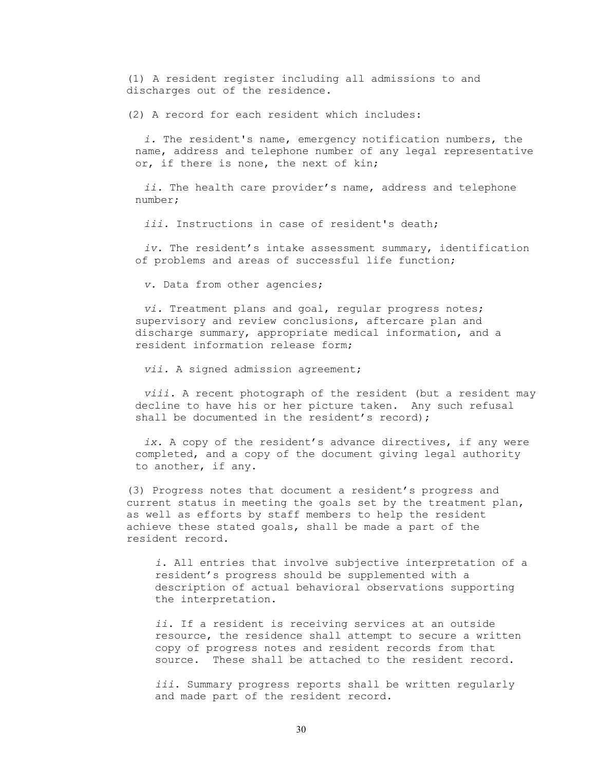(1) A resident register including all admissions to and discharges out of the residence.

(2) A record for each resident which includes:

*i.* The resident's name, emergency notification numbers, the name, address and telephone number of any legal representative or, if there is none, the next of kin;

*ii.* The health care provider's name, address and telephone number;

*iii.* Instructions in case of resident's death;

*iv.* The resident's intake assessment summary, identification of problems and areas of successful life function;

*v.* Data from other agencies;

*vi.* Treatment plans and goal, regular progress notes; supervisory and review conclusions, aftercare plan and discharge summary, appropriate medical information, and a resident information release form;

*vii.* A signed admission agreement;

*viii.* A recent photograph of the resident (but a resident may decline to have his or her picture taken. Any such refusal shall be documented in the resident's record);

*ix.* A copy of the resident's advance directives, if any were completed, and a copy of the document giving legal authority to another, if any.

(3) Progress notes that document a resident's progress and current status in meeting the goals set by the treatment plan, as well as efforts by staff members to help the resident achieve these stated goals, shall be made a part of the resident record.

*i.* All entries that involve subjective interpretation of a resident's progress should be supplemented with a description of actual behavioral observations supporting the interpretation.

*ii.* If a resident is receiving services at an outside resource, the residence shall attempt to secure a written copy of progress notes and resident records from that source. These shall be attached to the resident record.

*iii.* Summary progress reports shall be written regularly and made part of the resident record.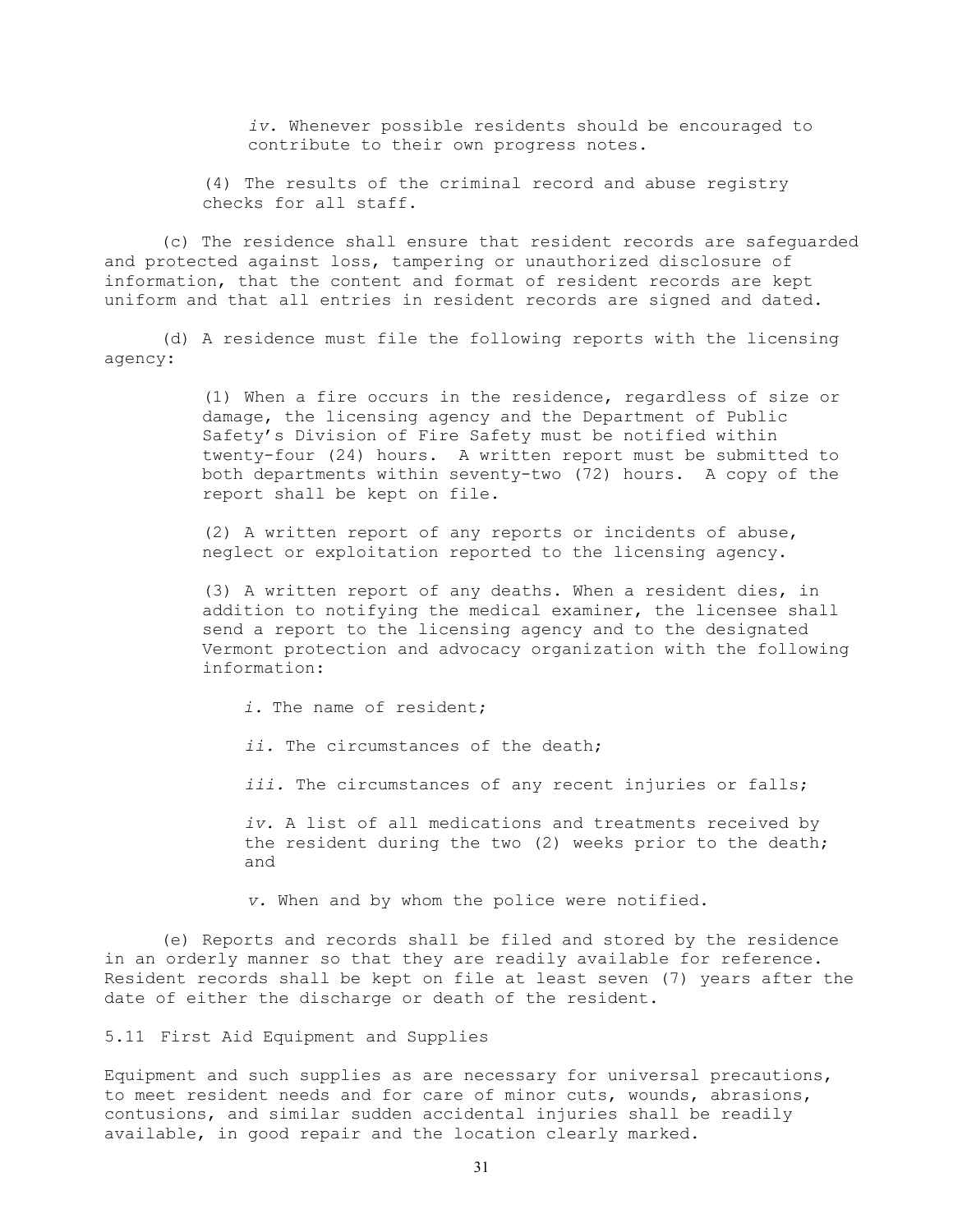*iv*. Whenever possible residents should be encouraged to contribute to their own progress notes.

(4) The results of the criminal record and abuse registry checks for all staff.

(c) The residence shall ensure that resident records are safeguarded and protected against loss, tampering or unauthorized disclosure of information, that the content and format of resident records are kept uniform and that all entries in resident records are signed and dated.

(d) A residence must file the following reports with the licensing agency:

(1) When a fire occurs in the residence, regardless of size or damage, the licensing agency and the Department of Public Safety's Division of Fire Safety must be notified within twenty-four (24) hours. A written report must be submitted to both departments within seventy-two (72) hours. A copy of the report shall be kept on file.

(2) A written report of any reports or incidents of abuse, neglect or exploitation reported to the licensing agency.

(3) A written report of any deaths. When a resident dies, in addition to notifying the medical examiner, the licensee shall send a report to the licensing agency and to the designated Vermont protection and advocacy organization with the following information:

*i.* The name of resident;

*ii.* The circumstances of the death;

*iii.* The circumstances of any recent injuries or falls;

*iv.* A list of all medications and treatments received by the resident during the two (2) weeks prior to the death; and

*v.* When and by whom the police were notified.

(e) Reports and records shall be filed and stored by the residence in an orderly manner so that they are readily available for reference. Resident records shall be kept on file at least seven (7) years after the date of either the discharge or death of the resident.

5.11 First Aid Equipment and Supplies

Equipment and such supplies as are necessary for universal precautions, to meet resident needs and for care of minor cuts, wounds, abrasions, contusions, and similar sudden accidental injuries shall be readily available, in good repair and the location clearly marked.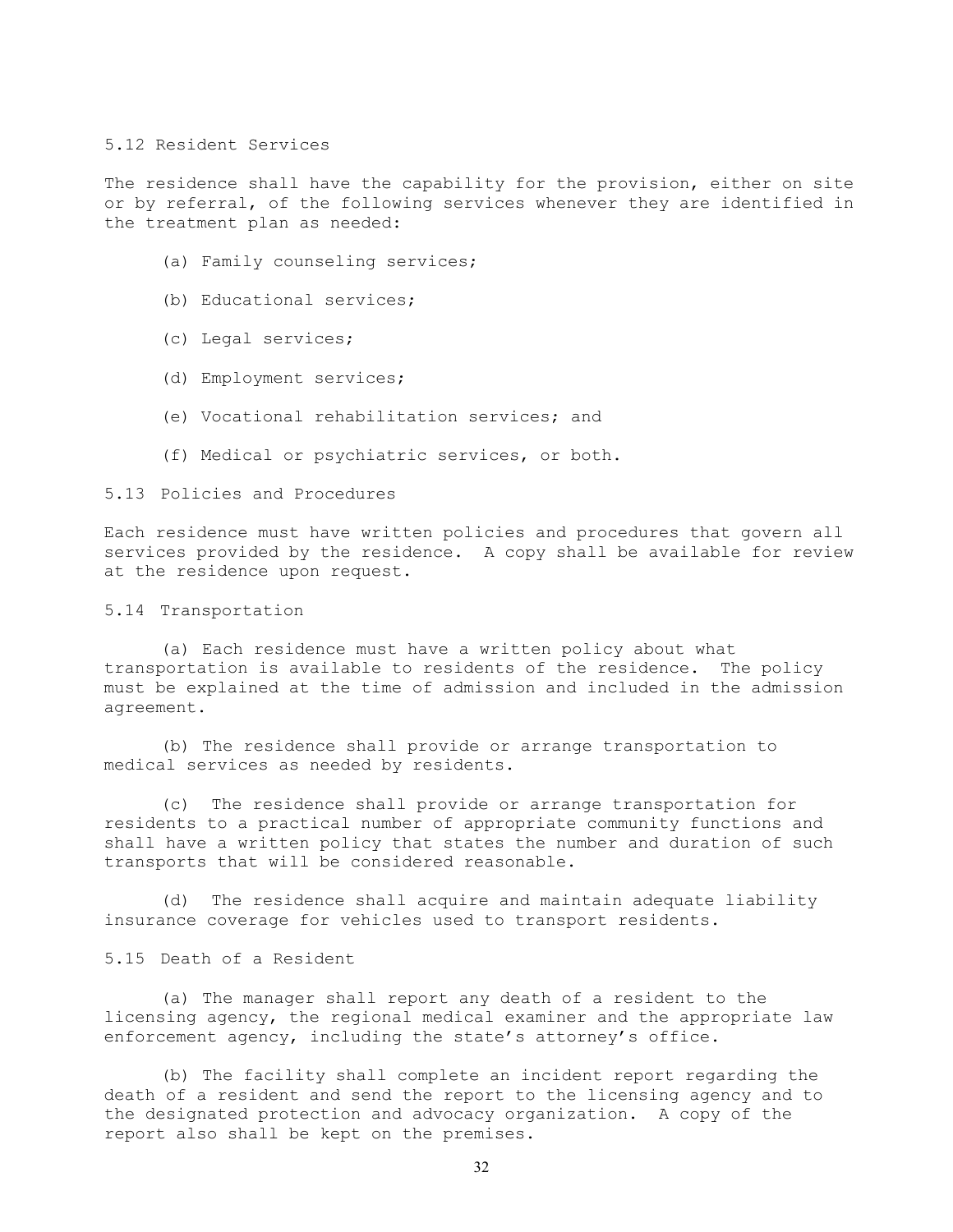## 5.12 Resident Services

The residence shall have the capability for the provision, either on site or by referral, of the following services whenever they are identified in the treatment plan as needed:

(a) Family counseling services;

(b) Educational services;

(c) Legal services;

(d) Employment services;

(e) Vocational rehabilitation services; and

(f) Medical or psychiatric services, or both.

## 5.13 Policies and Procedures

Each residence must have written policies and procedures that govern all services provided by the residence. A copy shall be available for review at the residence upon request.

## 5.14 Transportation

(a) Each residence must have a written policy about what transportation is available to residents of the residence. The policy must be explained at the time of admission and included in the admission agreement.

(b) The residence shall provide or arrange transportation to medical services as needed by residents.

(c) The residence shall provide or arrange transportation for residents to a practical number of appropriate community functions and shall have a written policy that states the number and duration of such transports that will be considered reasonable.

(d) The residence shall acquire and maintain adequate liability insurance coverage for vehicles used to transport residents.

## 5.15 Death of a Resident

(a) The manager shall report any death of a resident to the licensing agency, the regional medical examiner and the appropriate law enforcement agency, including the state's attorney's office.

(b) The facility shall complete an incident report regarding the death of a resident and send the report to the licensing agency and to the designated protection and advocacy organization. A copy of the report also shall be kept on the premises.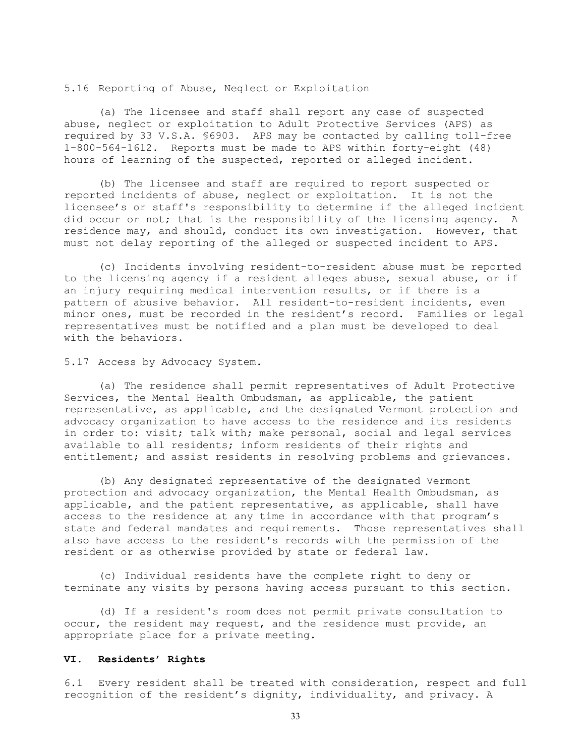5.16 Reporting of Abuse, Neglect or Exploitation

(a) The licensee and staff shall report any case of suspected abuse, neglect or exploitation to Adult Protective Services (APS) as required by 33 V.S.A. §6903. APS may be contacted by calling toll-free 1-800-564-1612. Reports must be made to APS within forty-eight (48) hours of learning of the suspected, reported or alleged incident.

(b) The licensee and staff are required to report suspected or reported incidents of abuse, neglect or exploitation. It is not the licensee's or staff's responsibility to determine if the alleged incident did occur or not; that is the responsibility of the licensing agency. A residence may, and should, conduct its own investigation. However, that must not delay reporting of the alleged or suspected incident to APS.

(c) Incidents involving resident-to-resident abuse must be reported to the licensing agency if a resident alleges abuse, sexual abuse, or if an injury requiring medical intervention results, or if there is a pattern of abusive behavior. All resident-to-resident incidents, even minor ones, must be recorded in the resident's record. Families or legal representatives must be notified and a plan must be developed to deal with the behaviors.

5.17 Access by Advocacy System.

(a) The residence shall permit representatives of Adult Protective Services, the Mental Health Ombudsman, as applicable, the patient representative, as applicable, and the designated Vermont protection and advocacy organization to have access to the residence and its residents in order to: visit; talk with; make personal, social and legal services available to all residents; inform residents of their rights and entitlement; and assist residents in resolving problems and grievances.

(b) Any designated representative of the designated Vermont protection and advocacy organization, the Mental Health Ombudsman, as applicable, and the patient representative, as applicable, shall have access to the residence at any time in accordance with that program's state and federal mandates and requirements. Those representatives shall also have access to the resident's records with the permission of the resident or as otherwise provided by state or federal law.

(c) Individual residents have the complete right to deny or terminate any visits by persons having access pursuant to this section.

(d) If a resident's room does not permit private consultation to occur, the resident may request, and the residence must provide, an appropriate place for a private meeting.

## VI. Residents' Rights

6.1 Every resident shall be treated with consideration, respect and full recognition of the resident's dignity, individuality, and privacy. A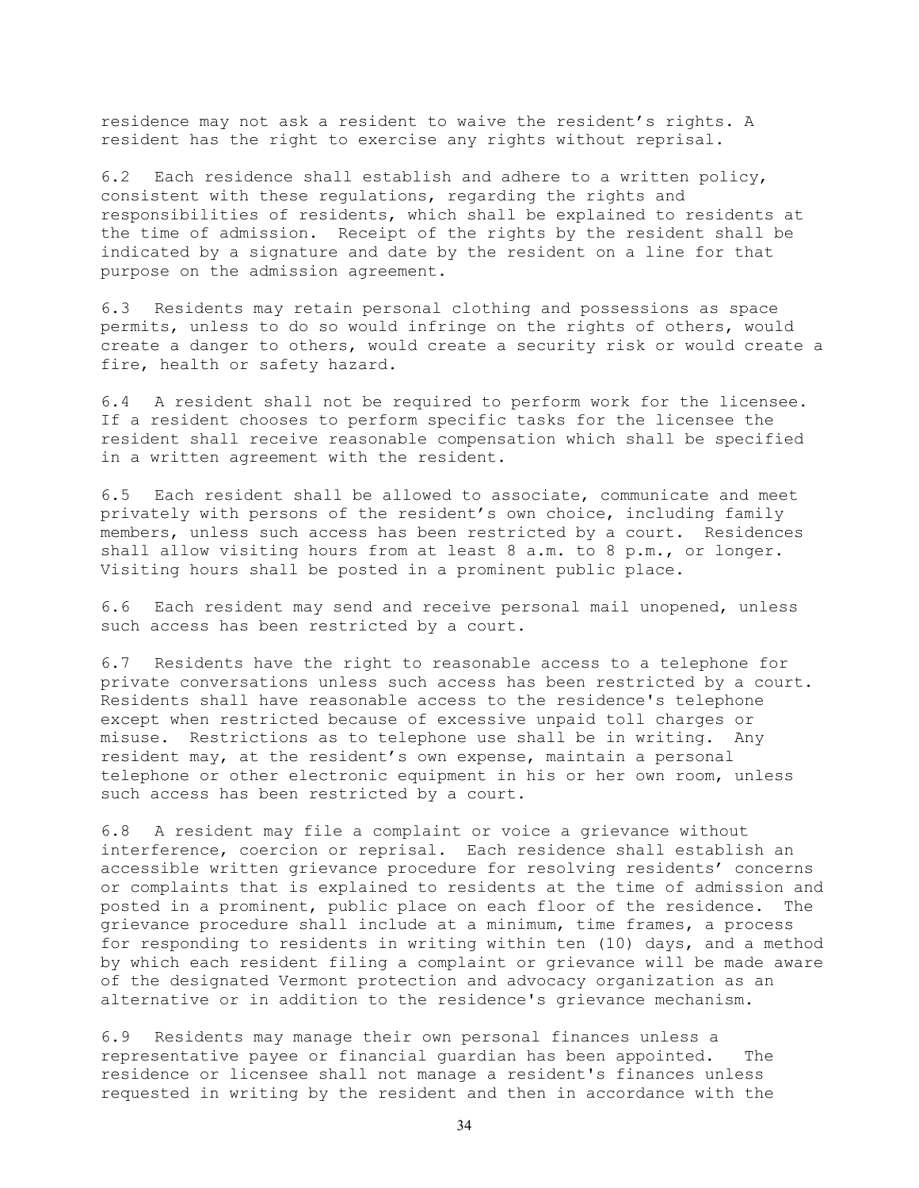residence may not ask a resident to waive the resident's rights. A resident has the right to exercise any rights without reprisal.

6.2 Each residence shall establish and adhere to a written policy, consistent with these regulations, regarding the rights and responsibilities of residents, which shall be explained to residents at the time of admission. Receipt of the rights by the resident shall be indicated by a signature and date by the resident on a line for that purpose on the admission agreement.

6.3 Residents may retain personal clothing and possessions as space permits, unless to do so would infringe on the rights of others, would create a danger to others, would create a security risk or would create a fire, health or safety hazard.

6.4 A resident shall not be required to perform work for the licensee. If a resident chooses to perform specific tasks for the licensee the resident shall receive reasonable compensation which shall be specified in a written agreement with the resident.

6.5 Each resident shall be allowed to associate, communicate and meet privately with persons of the resident's own choice, including family members, unless such access has been restricted by a court. Residences shall allow visiting hours from at least 8 a.m. to 8 p.m., or longer. Visiting hours shall be posted in a prominent public place.

6.6 Each resident may send and receive personal mail unopened, unless such access has been restricted by a court.

6.7 Residents have the right to reasonable access to a telephone for private conversations unless such access has been restricted by a court. Residents shall have reasonable access to the residence's telephone except when restricted because of excessive unpaid toll charges or misuse. Restrictions as to telephone use shall be in writing. Any resident may, at the resident's own expense, maintain a personal telephone or other electronic equipment in his or her own room, unless such access has been restricted by a court.

6.8 A resident may file a complaint or voice a grievance without interference, coercion or reprisal. Each residence shall establish an accessible written grievance procedure for resolving residents' concerns or complaints that is explained to residents at the time of admission and posted in a prominent, public place on each floor of the residence. The grievance procedure shall include at a minimum, time frames, a process for responding to residents in writing within ten (10) days, and a method by which each resident filing a complaint or grievance will be made aware of the designated Vermont protection and advocacy organization as an alternative or in addition to the residence's grievance mechanism.

6.9 Residents may manage their own personal finances unless a representative payee or financial guardian has been appointed. The residence or licensee shall not manage a resident's finances unless requested in writing by the resident and then in accordance with the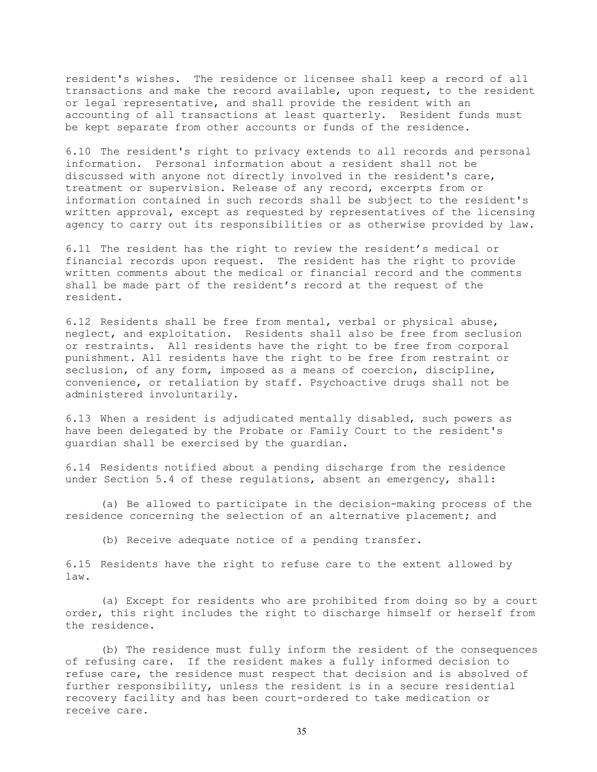resident's wishes. The residence or licensee shall keep a record of all transactions and make the record available, upon request, to the resident or legal representative, and shall provide the resident with an accounting of all transactions at least quarterly. Resident funds must be kept separate from other accounts or funds of the residence.

6.10 The resident's right to privacy extends to all records and personal information. Personal information about a resident shall not be discussed with anyone not directly involved in the resident's care, treatment or supervision. Release of any record, excerpts from or information contained in such records shall be subject to the resident's written approval, except as requested by representatives of the licensing agency to carry out its responsibilities or as otherwise provided by law.

6.11 The resident has the right to review the resident's medical or financial records upon request. The resident has the right to provide written comments about the medical or financial record and the comments shall be made part of the resident's record at the request of the resident.

6.12 Residents shall be free from mental, verbal or physical abuse, neglect, and exploitation. Residents shall also be free from seclusion or restraints. All residents have the right to be free from corporal punishment. All residents have the right to be free from restraint or seclusion, of any form, imposed as a means of coercion, discipline, convenience, or retaliation by staff. Psychoactive drugs shall not be administered involuntarily.

6.13 When a resident is adjudicated mentally disabled, such powers as have been delegated by the Probate or Family Court to the resident's guardian shall be exercised by the guardian.

6.14 Residents notified about a pending discharge from the residence under Section 5.4 of these regulations, absent an emergency, shall:

(a) Be allowed to participate in the decision-making process of the residence concerning the selection of an alternative placement; and

(b) Receive adequate notice of a pending transfer.

6.15 Residents have the right to refuse care to the extent allowed by law.

(a) Except for residents who are prohibited from doing so by a court order, this right includes the right to discharge himself or herself from the residence.

(b) The residence must fully inform the resident of the consequences of refusing care. If the resident makes a fully informed decision to refuse care, the residence must respect that decision and is absolved of further responsibility, unless the resident is in a secure residential recovery facility and has been court-ordered to take medication or receive care.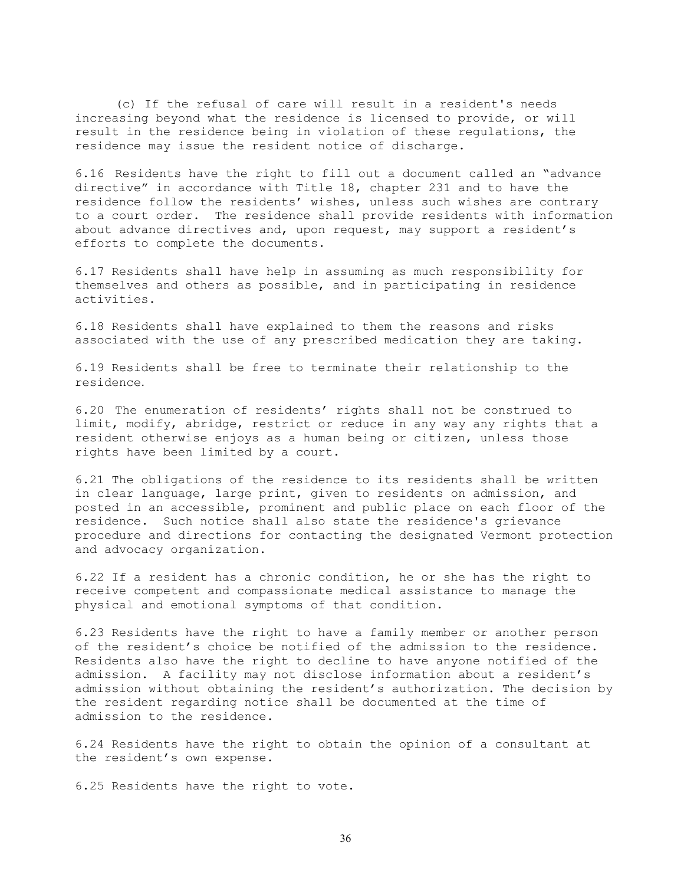(c) If the refusal of care will result in a resident's needs increasing beyond what the residence is licensed to provide, or will result in the residence being in violation of these regulations, the residence may issue the resident notice of discharge.

6.16 Residents have the right to fill out a document called an "advance directive" in accordance with Title 18, chapter 231 and to have the residence follow the residents' wishes, unless such wishes are contrary to a court order. The residence shall provide residents with information about advance directives and, upon request, may support a resident's efforts to complete the documents.

6.17 Residents shall have help in assuming as much responsibility for themselves and others as possible, and in participating in residence activities.

6.18 Residents shall have explained to them the reasons and risks associated with the use of any prescribed medication they are taking.

6.19 Residents shall be free to terminate their relationship to the residence.

6.20 The enumeration of residents' rights shall not be construed to limit, modify, abridge, restrict or reduce in any way any rights that a resident otherwise enjoys as a human being or citizen, unless those rights have been limited by a court.

6.21 The obligations of the residence to its residents shall be written in clear language, large print, given to residents on admission, and posted in an accessible, prominent and public place on each floor of the residence. Such notice shall also state the residence's grievance procedure and directions for contacting the designated Vermont protection and advocacy organization.

6.22 If a resident has a chronic condition, he or she has the right to receive competent and compassionate medical assistance to manage the physical and emotional symptoms of that condition.

6.23 Residents have the right to have a family member or another person of the resident's choice be notified of the admission to the residence. Residents also have the right to decline to have anyone notified of the admission. A facility may not disclose information about a resident's admission without obtaining the resident's authorization. The decision by the resident regarding notice shall be documented at the time of admission to the residence.

6.24 Residents have the right to obtain the opinion of a consultant at the resident's own expense.

6.25 Residents have the right to vote.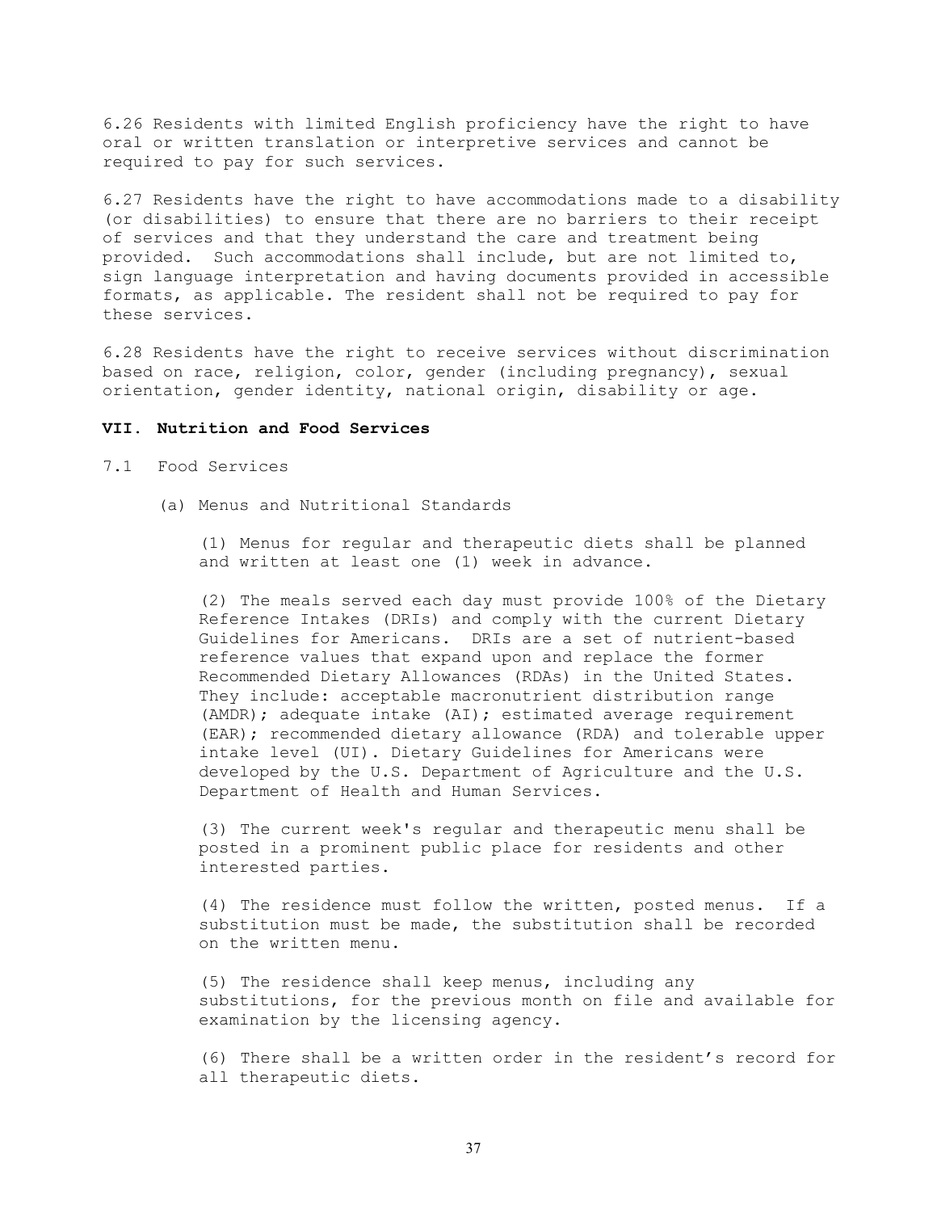6.26 Residents with limited English proficiency have the right to have oral or written translation or interpretive services and cannot be required to pay for such services.

6.27 Residents have the right to have accommodations made to a disability (or disabilities) to ensure that there are no barriers to their receipt of services and that they understand the care and treatment being provided. Such accommodations shall include, but are not limited to, sign language interpretation and having documents provided in accessible formats, as applicable. The resident shall not be required to pay for these services.

6.28 Residents have the right to receive services without discrimination based on race, religion, color, gender (including pregnancy), sexual orientation, gender identity, national origin, disability or age.

## VII. Nutrition and Food Services

7.1 Food Services

(a) Menus and Nutritional Standards

(1) Menus for regular and therapeutic diets shall be planned and written at least one (1) week in advance.

(2) The meals served each day must provide 100% of the Dietary Reference Intakes (DRIs) and comply with the current Dietary Guidelines for Americans. DRIs are a set of nutrient-based reference values that expand upon and replace the former Recommended Dietary Allowances (RDAs) in the United States. They include: acceptable macronutrient distribution range (AMDR); adequate intake (AI); estimated average requirement (EAR); recommended dietary allowance (RDA) and tolerable upper intake level (UI). Dietary Guidelines for Americans were developed by the U.S. Department of Agriculture and the U.S. Department of Health and Human Services.

(3) The current week's regular and therapeutic menu shall be posted in a prominent public place for residents and other interested parties.

(4) The residence must follow the written, posted menus. If a substitution must be made, the substitution shall be recorded on the written menu.

(5) The residence shall keep menus, including any substitutions, for the previous month on file and available for examination by the licensing agency.

(6) There shall be a written order in the resident's record for all therapeutic diets.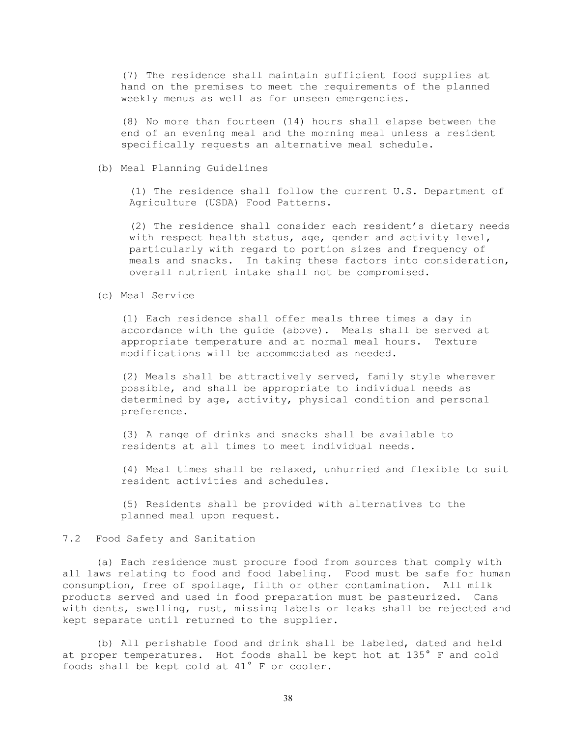(7) The residence shall maintain sufficient food supplies at hand on the premises to meet the requirements of the planned weekly menus as well as for unseen emergencies.

(8) No more than fourteen (14) hours shall elapse between the end of an evening meal and the morning meal unless a resident specifically requests an alternative meal schedule.

(b) Meal Planning Guidelines

(1) The residence shall follow the current U.S. Department of Agriculture (USDA) Food Patterns.

(2) The residence shall consider each resident's dietary needs with respect health status, age, gender and activity level, particularly with regard to portion sizes and frequency of meals and snacks. In taking these factors into consideration, overall nutrient intake shall not be compromised.

(c) Meal Service

(1) Each residence shall offer meals three times a day in accordance with the guide (above). Meals shall be served at appropriate temperature and at normal meal hours. Texture modifications will be accommodated as needed.

(2) Meals shall be attractively served, family style wherever possible, and shall be appropriate to individual needs as determined by age, activity, physical condition and personal preference.

(3) A range of drinks and snacks shall be available to residents at all times to meet individual needs.

(4) Meal times shall be relaxed, unhurried and flexible to suit resident activities and schedules.

(5) Residents shall be provided with alternatives to the planned meal upon request.

7.2 Food Safety and Sanitation

(a) Each residence must procure food from sources that comply with all laws relating to food and food labeling. Food must be safe for human consumption, free of spoilage, filth or other contamination. All milk products served and used in food preparation must be pasteurized. Cans with dents, swelling, rust, missing labels or leaks shall be rejected and kept separate until returned to the supplier.

(b) All perishable food and drink shall be labeled, dated and held at proper temperatures. Hot foods shall be kept hot at 135° F and cold foods shall be kept cold at 41° F or cooler.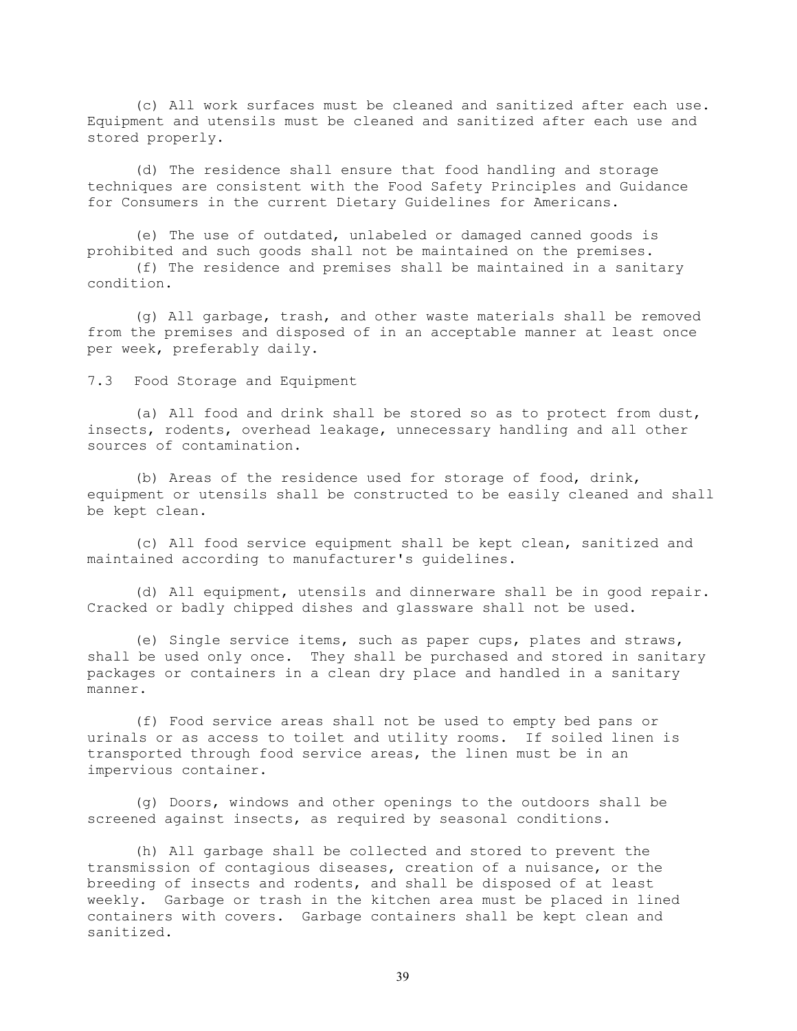(c) All work surfaces must be cleaned and sanitized after each use. Equipment and utensils must be cleaned and sanitized after each use and stored properly.

(d) The residence shall ensure that food handling and storage techniques are consistent with the Food Safety Principles and Guidance for Consumers in the current Dietary Guidelines for Americans.

(e) The use of outdated, unlabeled or damaged canned goods is prohibited and such goods shall not be maintained on the premises.

(f) The residence and premises shall be maintained in a sanitary condition.

(g) All garbage, trash, and other waste materials shall be removed from the premises and disposed of in an acceptable manner at least once per week, preferably daily.

7.3 Food Storage and Equipment

(a) All food and drink shall be stored so as to protect from dust, insects, rodents, overhead leakage, unnecessary handling and all other sources of contamination.

(b) Areas of the residence used for storage of food, drink, equipment or utensils shall be constructed to be easily cleaned and shall be kept clean.

(c) All food service equipment shall be kept clean, sanitized and maintained according to manufacturer's guidelines.

(d) All equipment, utensils and dinnerware shall be in good repair. Cracked or badly chipped dishes and glassware shall not be used.

(e) Single service items, such as paper cups, plates and straws, shall be used only once. They shall be purchased and stored in sanitary packages or containers in a clean dry place and handled in a sanitary manner.

(f) Food service areas shall not be used to empty bed pans or urinals or as access to toilet and utility rooms. If soiled linen is transported through food service areas, the linen must be in an impervious container.

(g) Doors, windows and other openings to the outdoors shall be screened against insects, as required by seasonal conditions.

(h) All garbage shall be collected and stored to prevent the transmission of contagious diseases, creation of a nuisance, or the breeding of insects and rodents, and shall be disposed of at least weekly. Garbage or trash in the kitchen area must be placed in lined containers with covers. Garbage containers shall be kept clean and sanitized.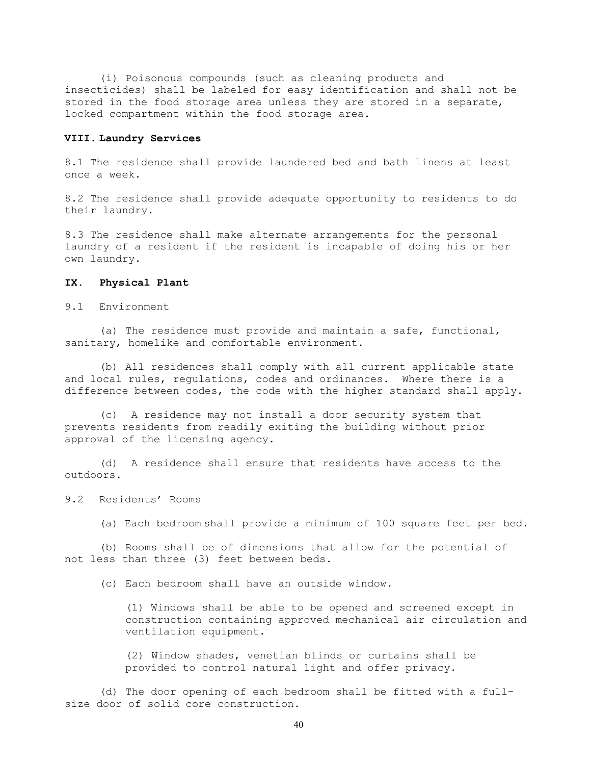(i) Poisonous compounds (such as cleaning products and insecticides) shall be labeled for easy identification and shall not be stored in the food storage area unless they are stored in a separate, locked compartment within the food storage area.

## VIII. Laundry Services

8.1 The residence shall provide laundered bed and bath linens at least once a week.

8.2 The residence shall provide adequate opportunity to residents to do their laundry.

8.3 The residence shall make alternate arrangements for the personal laundry of a resident if the resident is incapable of doing his or her own laundry.

## IX. Physical Plant

9.1 Environment

(a) The residence must provide and maintain a safe, functional, sanitary, homelike and comfortable environment.

(b) All residences shall comply with all current applicable state and local rules, regulations, codes and ordinances. Where there is a difference between codes, the code with the higher standard shall apply.

(c) A residence may not install a door security system that prevents residents from readily exiting the building without prior approval of the licensing agency.

(d) A residence shall ensure that residents have access to the outdoors.

9.2 Residents' Rooms

(a) Each bedroom shall provide a minimum of 100 square feet per bed.

(b) Rooms shall be of dimensions that allow for the potential of not less than three (3) feet between beds.

(c) Each bedroom shall have an outside window.

(1) Windows shall be able to be opened and screened except in construction containing approved mechanical air circulation and ventilation equipment.

(2) Window shades, venetian blinds or curtains shall be provided to control natural light and offer privacy.

(d) The door opening of each bedroom shall be fitted with a full-size door of solid core construction.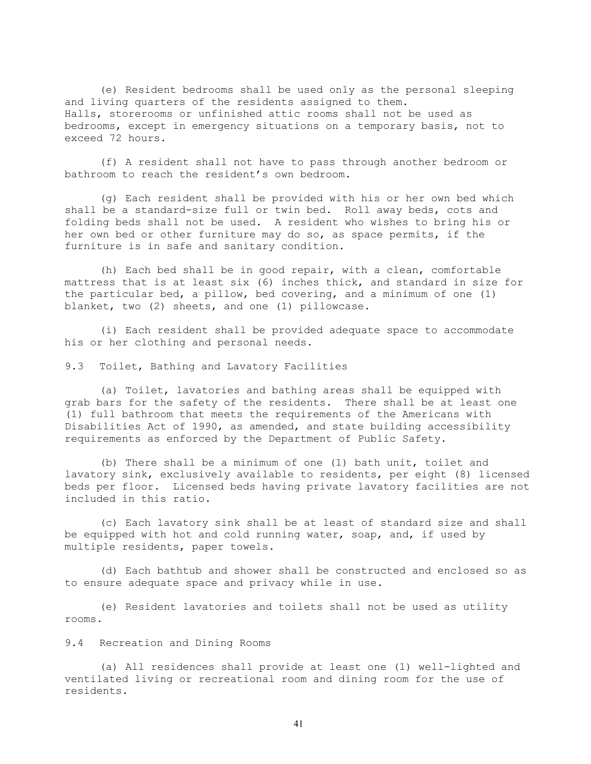(e) Resident bedrooms shall be used only as the personal sleeping and living quarters of the residents assigned to them. Halls, storerooms or unfinished attic rooms shall not be used as bedrooms, except in emergency situations on a temporary basis, not to exceed 72 hours.

(f) A resident shall not have to pass through another bedroom or bathroom to reach the resident's own bedroom.

(g) Each resident shall be provided with his or her own bed which shall be a standard-size full or twin bed. Roll away beds, cots and folding beds shall not be used. A resident who wishes to bring his or her own bed or other furniture may do so, as space permits, if the furniture is in safe and sanitary condition.

(h) Each bed shall be in good repair, with a clean, comfortable mattress that is at least six (6) inches thick, and standard in size for the particular bed, a pillow, bed covering, and a minimum of one (1) blanket, two (2) sheets, and one (1) pillowcase.

(i) Each resident shall be provided adequate space to accommodate his or her clothing and personal needs.

## 9.3 Toilet, Bathing and Lavatory Facilities

(a) Toilet, lavatories and bathing areas shall be equipped with grab bars for the safety of the residents. There shall be at least one (1) full bathroom that meets the requirements of the Americans with Disabilities Act of 1990, as amended, and state building accessibility requirements as enforced by the Department of Public Safety.

(b) There shall be a minimum of one (1) bath unit, toilet and lavatory sink, exclusively available to residents, per eight (8) licensed beds per floor. Licensed beds having private lavatory facilities are not included in this ratio.

(c) Each lavatory sink shall be at least of standard size and shall be equipped with hot and cold running water, soap, and, if used by multiple residents, paper towels.

(d) Each bathtub and shower shall be constructed and enclosed so as to ensure adequate space and privacy while in use.

(e) Resident lavatories and toilets shall not be used as utility rooms.

## 9.4 Recreation and Dining Rooms

(a) All residences shall provide at least one (1) well-lighted and ventilated living or recreational room and dining room for the use of residents.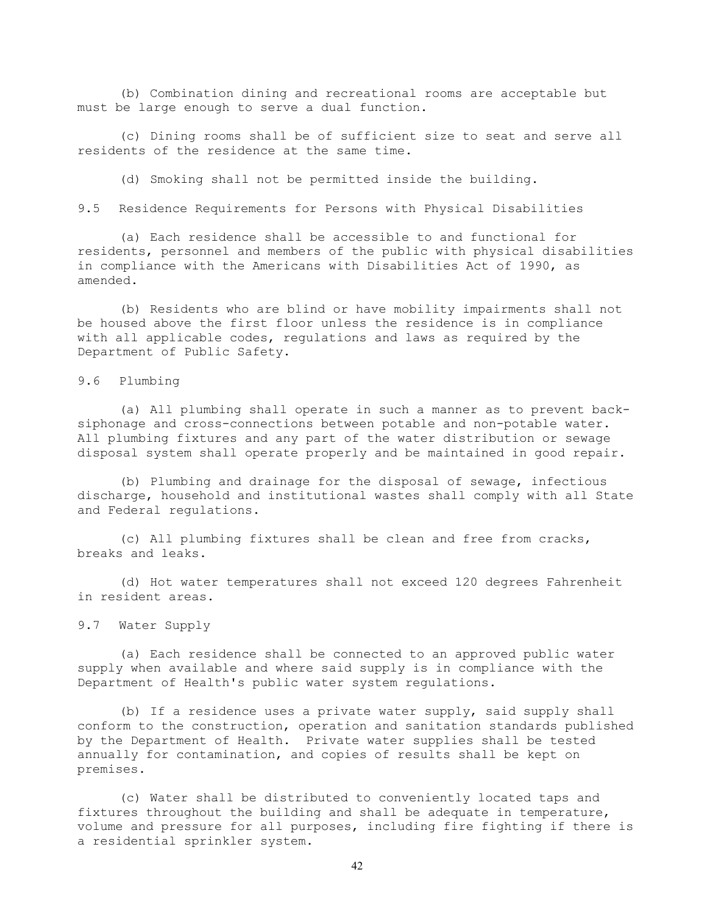(b) Combination dining and recreational rooms are acceptable but must be large enough to serve a dual function.

(c) Dining rooms shall be of sufficient size to seat and serve all residents of the residence at the same time.

(d) Smoking shall not be permitted inside the building.

### 9.5 Residence Requirements for Persons with Physical Disabilities

(a) Each residence shall be accessible to and functional for residents, personnel and members of the public with physical disabilities in compliance with the Americans with Disabilities Act of 1990, as amended.

(b) Residents who are blind or have mobility impairments shall not be housed above the first floor unless the residence is in compliance with all applicable codes, regulations and laws as required by the Department of Public Safety.

### 9.6 Plumbing

(a) All plumbing shall operate in such a manner as to prevent back-siphonage and cross-connections between potable and non-potable water. All plumbing fixtures and any part of the water distribution or sewage disposal system shall operate properly and be maintained in good repair.

(b) Plumbing and drainage for the disposal of sewage, infectious discharge, household and institutional wastes shall comply with all State and Federal regulations.

(c) All plumbing fixtures shall be clean and free from cracks, breaks and leaks.

(d) Hot water temperatures shall not exceed 120 degrees Fahrenheit in resident areas.

### 9.7 Water Supply

(a) Each residence shall be connected to an approved public water supply when available and where said supply is in compliance with the Department of Health's public water system regulations.

(b) If a residence uses a private water supply, said supply shall conform to the construction, operation and sanitation standards published by the Department of Health. Private water supplies shall be tested annually for contamination, and copies of results shall be kept on premises.

(c) Water shall be distributed to conveniently located taps and fixtures throughout the building and shall be adequate in temperature, volume and pressure for all purposes, including fire fighting if there is a residential sprinkler system.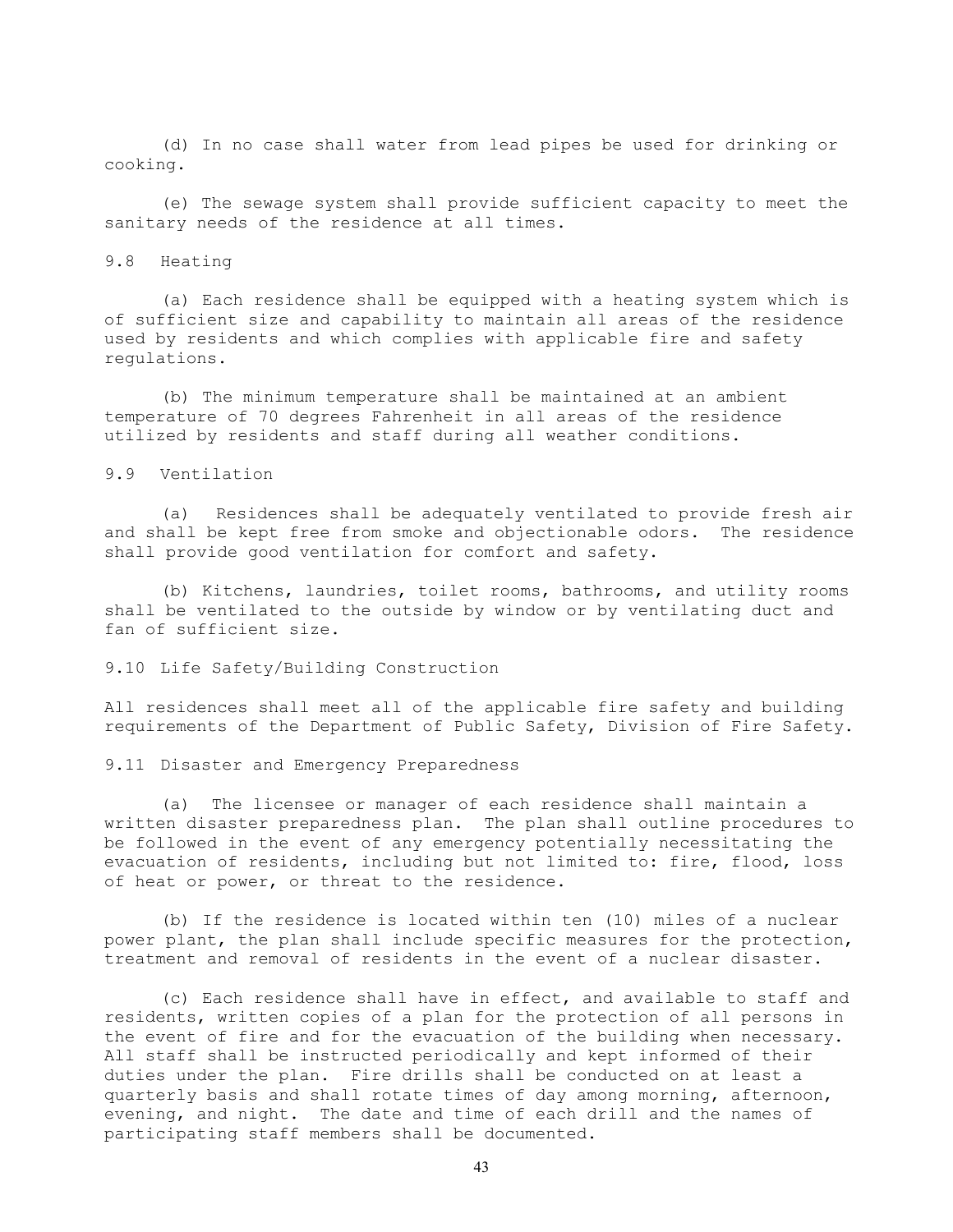(d) In no case shall water from lead pipes be used for drinking or cooking.

(e) The sewage system shall provide sufficient capacity to meet the sanitary needs of the residence at all times.

9.8 Heating

(a) Each residence shall be equipped with a heating system which is of sufficient size and capability to maintain all areas of the residence used by residents and which complies with applicable fire and safety regulations.

(b) The minimum temperature shall be maintained at an ambient temperature of 70 degrees Fahrenheit in all areas of the residence utilized by residents and staff during all weather conditions.

9.9 Ventilation

(a) Residences shall be adequately ventilated to provide fresh air and shall be kept free from smoke and objectionable odors. The residence shall provide good ventilation for comfort and safety.

(b) Kitchens, laundries, toilet rooms, bathrooms, and utility rooms shall be ventilated to the outside by window or by ventilating duct and fan of sufficient size.

9.10 Life Safety/Building Construction

All residences shall meet all of the applicable fire safety and building requirements of the Department of Public Safety, Division of Fire Safety.

9.11 Disaster and Emergency Preparedness

(a) The licensee or manager of each residence shall maintain a written disaster preparedness plan. The plan shall outline procedures to be followed in the event of any emergency potentially necessitating the evacuation of residents, including but not limited to: fire, flood, loss of heat or power, or threat to the residence.

(b) If the residence is located within ten (10) miles of a nuclear power plant, the plan shall include specific measures for the protection, treatment and removal of residents in the event of a nuclear disaster.

(c) Each residence shall have in effect, and available to staff and residents, written copies of a plan for the protection of all persons in the event of fire and for the evacuation of the building when necessary. All staff shall be instructed periodically and kept informed of their duties under the plan. Fire drills shall be conducted on at least a quarterly basis and shall rotate times of day among morning, afternoon, evening, and night. The date and time of each drill and the names of participating staff members shall be documented.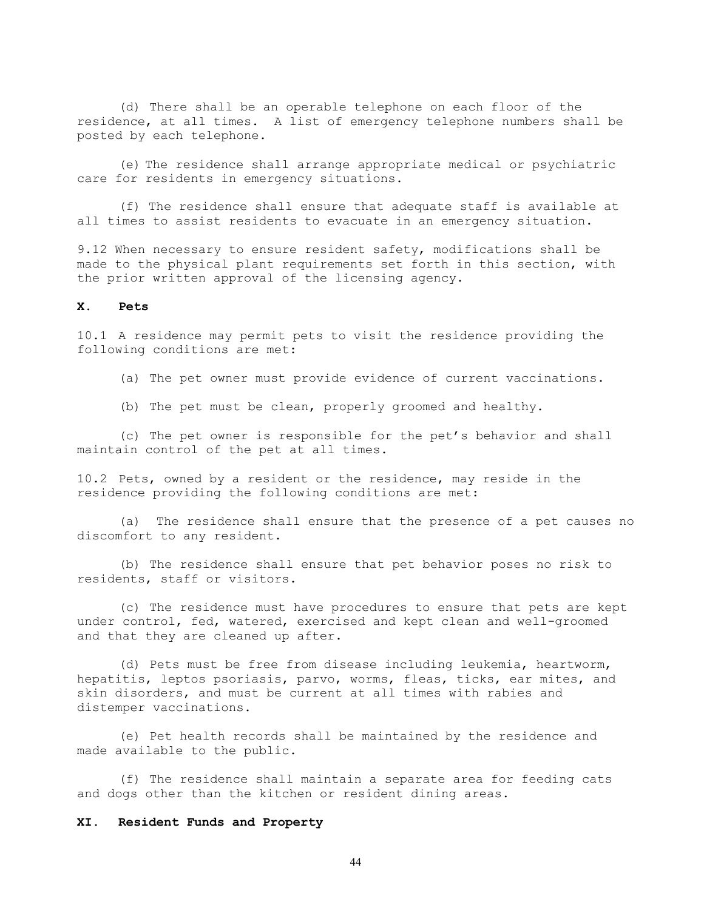(d) There shall be an operable telephone on each floor of the residence, at all times. A list of emergency telephone numbers shall be posted by each telephone.

(e) The residence shall arrange appropriate medical or psychiatric care for residents in emergency situations.

(f) The residence shall ensure that adequate staff is available at all times to assist residents to evacuate in an emergency situation.

9.12 When necessary to ensure resident safety, modifications shall be made to the physical plant requirements set forth in this section, with the prior written approval of the licensing agency.

## X. Pets

10.1 A residence may permit pets to visit the residence providing the following conditions are met:

(a) The pet owner must provide evidence of current vaccinations.

(b) The pet must be clean, properly groomed and healthy.

(c) The pet owner is responsible for the pet's behavior and shall maintain control of the pet at all times.

10.2 Pets, owned by a resident or the residence, may reside in the residence providing the following conditions are met:

(a) The residence shall ensure that the presence of a pet causes no discomfort to any resident.

(b) The residence shall ensure that pet behavior poses no risk to residents, staff or visitors.

(c) The residence must have procedures to ensure that pets are kept under control, fed, watered, exercised and kept clean and well-groomed and that they are cleaned up after.

(d) Pets must be free from disease including leukemia, heartworm, hepatitis, leptos psoriasis, parvo, worms, fleas, ticks, ear mites, and skin disorders, and must be current at all times with rabies and distemper vaccinations.

(e) Pet health records shall be maintained by the residence and made available to the public.

(f) The residence shall maintain a separate area for feeding cats and dogs other than the kitchen or resident dining areas.

## XI. Resident Funds and Property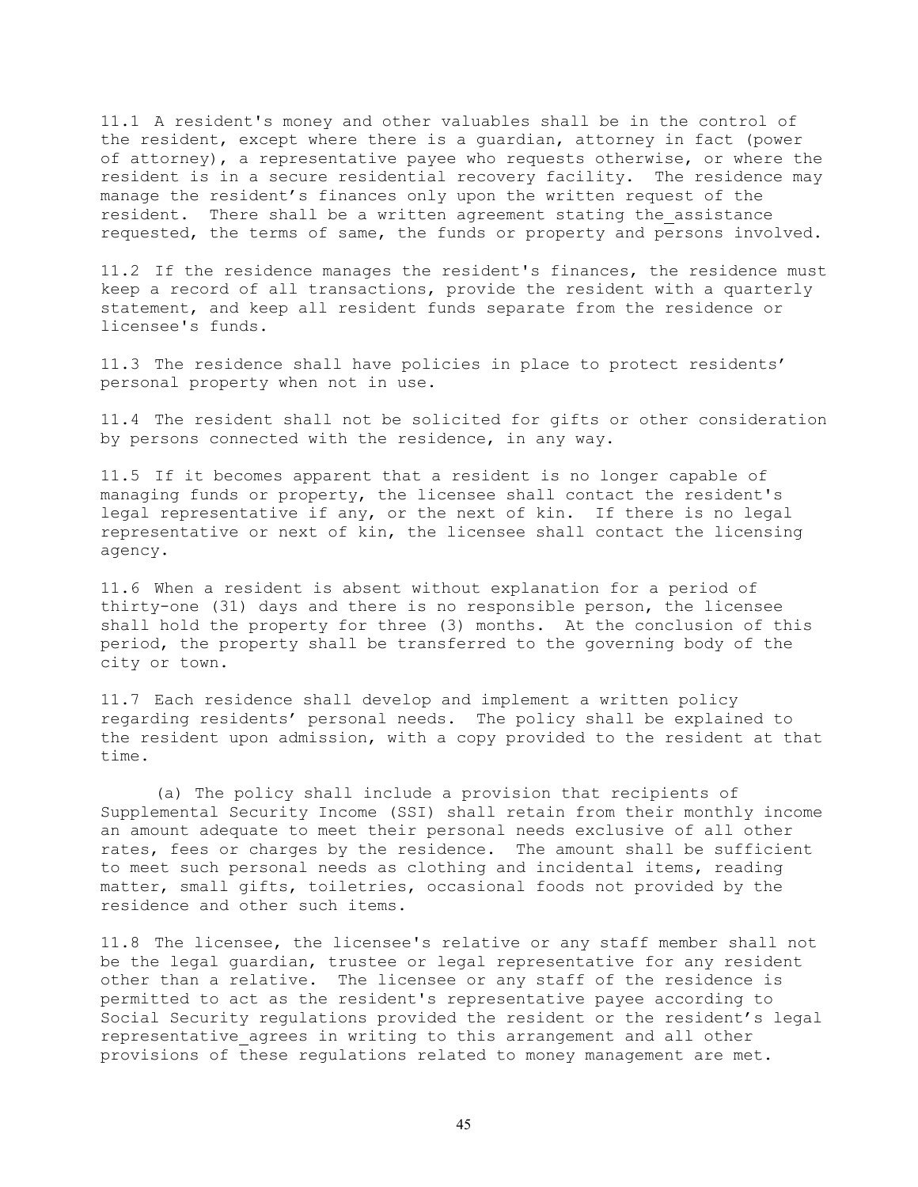11.1 A resident's money and other valuables shall be in the control of the resident, except where there is a guardian, attorney in fact (power of attorney), a representative payee who requests otherwise, or where the resident is in a secure residential recovery facility. The residence may manage the resident's finances only upon the written request of the resident. There shall be a written agreement stating the assistance requested, the terms of same, the funds or property and persons involved.

11.2 If the residence manages the resident's finances, the residence must keep a record of all transactions, provide the resident with a quarterly statement, and keep all resident funds separate from the residence or licensee's funds.

11.3 The residence shall have policies in place to protect residents' personal property when not in use.

11.4 The resident shall not be solicited for gifts or other consideration by persons connected with the residence, in any way.

11.5 If it becomes apparent that a resident is no longer capable of managing funds or property, the licensee shall contact the resident's legal representative if any, or the next of kin. If there is no legal representative or next of kin, the licensee shall contact the licensing agency.

11.6 When a resident is absent without explanation for a period of thirty-one (31) days and there is no responsible person, the licensee shall hold the property for three (3) months. At the conclusion of this period, the property shall be transferred to the governing body of the city or town.

11.7 Each residence shall develop and implement a written policy regarding residents' personal needs. The policy shall be explained to the resident upon admission, with a copy provided to the resident at that time.

(a) The policy shall include a provision that recipients of Supplemental Security Income (SSI) shall retain from their monthly income an amount adequate to meet their personal needs exclusive of all other rates, fees or charges by the residence. The amount shall be sufficient to meet such personal needs as clothing and incidental items, reading matter, small gifts, toiletries, occasional foods not provided by the residence and other such items.

11.8 The licensee, the licensee's relative or any staff member shall not be the legal guardian, trustee or legal representative for any resident other than a relative. The licensee or any staff of the residence is permitted to act as the resident's representative payee according to Social Security regulations provided the resident or the resident's legal representative agrees in writing to this arrangement and all other provisions of these regulations related to money management are met.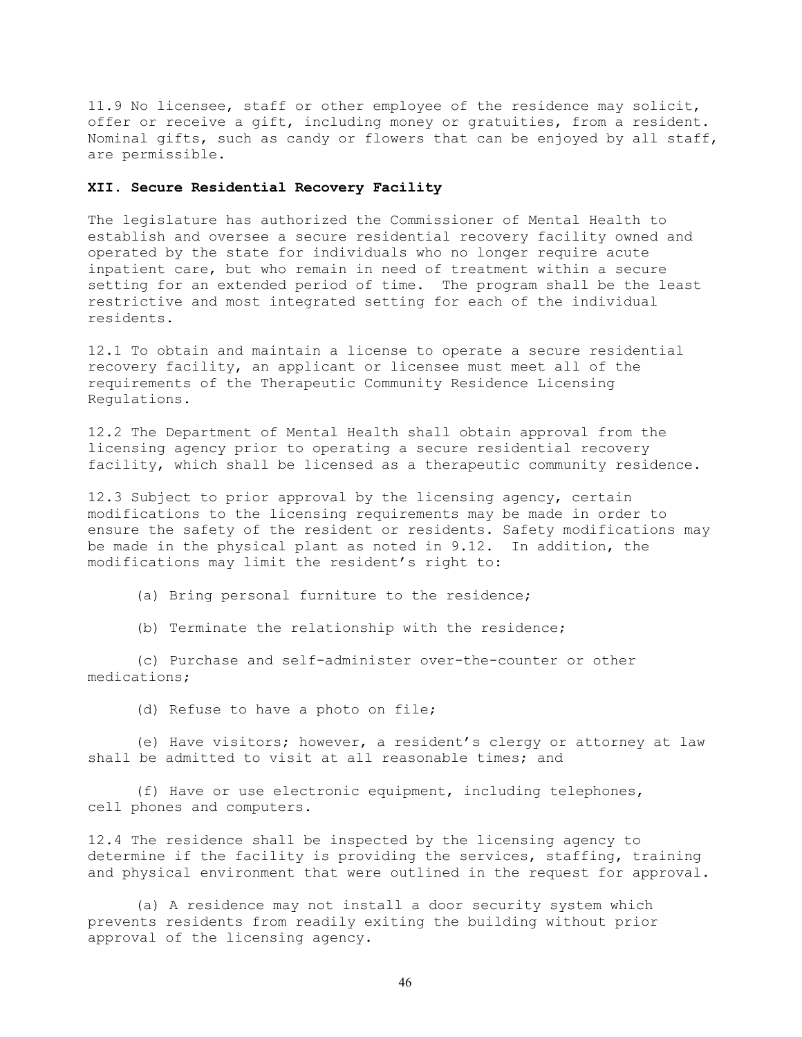11.9 No licensee, staff or other employee of the residence may solicit, offer or receive a gift, including money or gratuities, from a resident. Nominal gifts, such as candy or flowers that can be enjoyed by all staff, are permissible.

## XII. Secure Residential Recovery Facility

The legislature has authorized the Commissioner of Mental Health to establish and oversee a secure residential recovery facility owned and operated by the state for individuals who no longer require acute inpatient care, but who remain in need of treatment within a secure setting for an extended period of time. The program shall be the least restrictive and most integrated setting for each of the individual residents.

12.1 To obtain and maintain a license to operate a secure residential recovery facility, an applicant or licensee must meet all of the requirements of the Therapeutic Community Residence Licensing Regulations.

12.2 The Department of Mental Health shall obtain approval from the licensing agency prior to operating a secure residential recovery facility, which shall be licensed as a therapeutic community residence.

12.3 Subject to prior approval by the licensing agency, certain modifications to the licensing requirements may be made in order to ensure the safety of the resident or residents. Safety modifications may be made in the physical plant as noted in 9.12. In addition, the modifications may limit the resident's right to:

(a) Bring personal furniture to the residence;

(b) Terminate the relationship with the residence;

(c) Purchase and self-administer over-the-counter or other medications;

(d) Refuse to have a photo on file;

(e) Have visitors; however, a resident's clergy or attorney at law shall be admitted to visit at all reasonable times; and

(f) Have or use electronic equipment, including telephones, cell phones and computers.

12.4 The residence shall be inspected by the licensing agency to determine if the facility is providing the services, staffing, training and physical environment that were outlined in the request for approval.

(a) A residence may not install a door security system which prevents residents from readily exiting the building without prior approval of the licensing agency.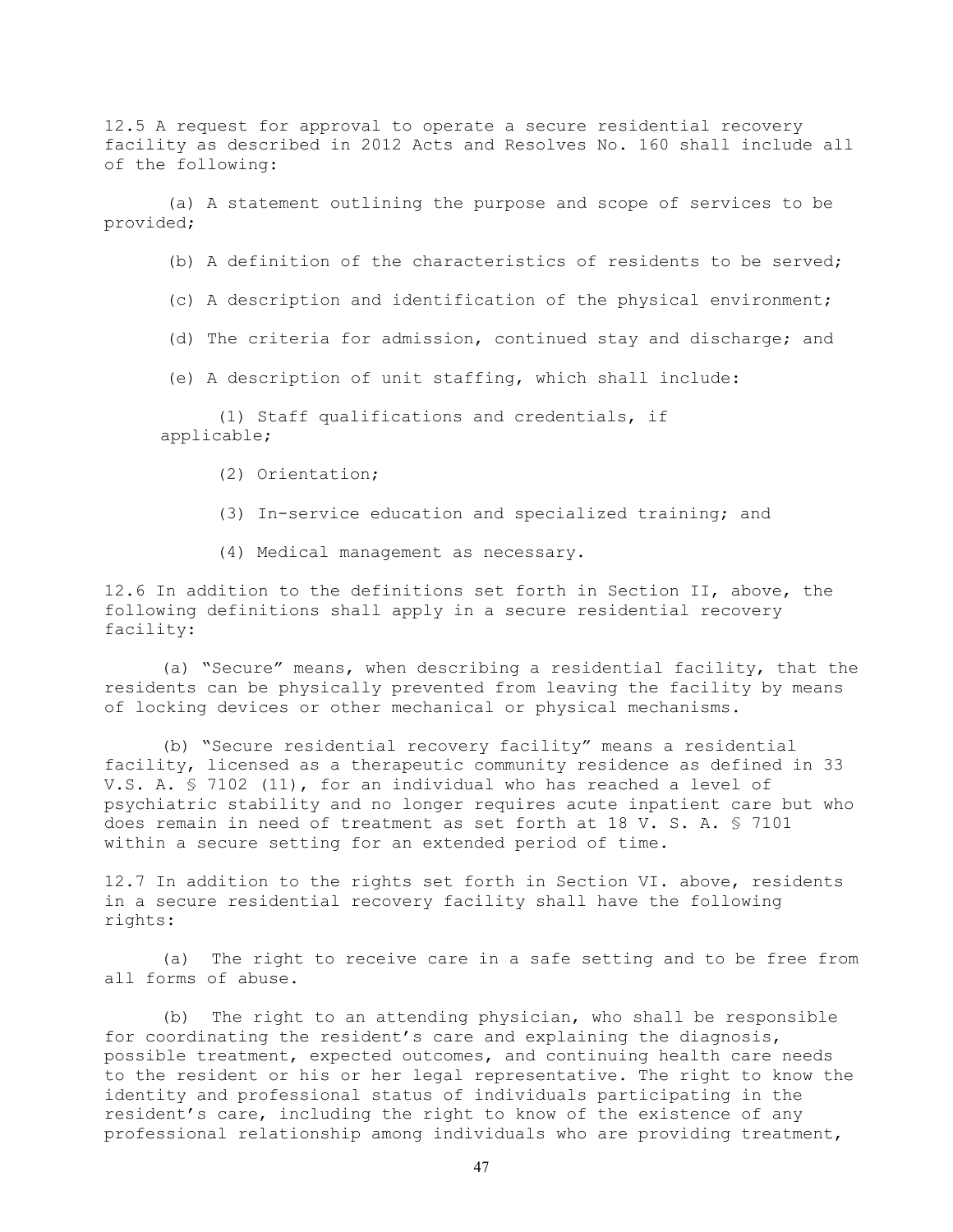12.5 A request for approval to operate a secure residential recovery facility as described in 2012 Acts and Resolves No. 160 shall include all of the following:

(a) A statement outlining the purpose and scope of services to be provided;

(b) A definition of the characteristics of residents to be served;

(c) A description and identification of the physical environment;

(d) The criteria for admission, continued stay and discharge; and

(e) A description of unit staffing, which shall include:

(1) Staff qualifications and credentials, if applicable;

(2) Orientation;

(3) In-service education and specialized training; and

(4) Medical management as necessary.

12.6 In addition to the definitions set forth in Section II, above, the following definitions shall apply in a secure residential recovery facility:

(a) "Secure" means, when describing a residential facility, that the residents can be physically prevented from leaving the facility by means of locking devices or other mechanical or physical mechanisms.

(b) "Secure residential recovery facility" means a residential facility, licensed as a therapeutic community residence as defined in 33 V.S. A. § 7102 (11), for an individual who has reached a level of psychiatric stability and no longer requires acute inpatient care but who does remain in need of treatment as set forth at 18 V. S. A. § 7101 within a secure setting for an extended period of time.

12.7 In addition to the rights set forth in Section VI. above, residents in a secure residential recovery facility shall have the following rights:

(a) The right to receive care in a safe setting and to be free from all forms of abuse.

(b) The right to an attending physician, who shall be responsible for coordinating the resident's care and explaining the diagnosis, possible treatment, expected outcomes, and continuing health care needs to the resident or his or her legal representative. The right to know the identity and professional status of individuals participating in the resident's care, including the right to know of the existence of any professional relationship among individuals who are providing treatment,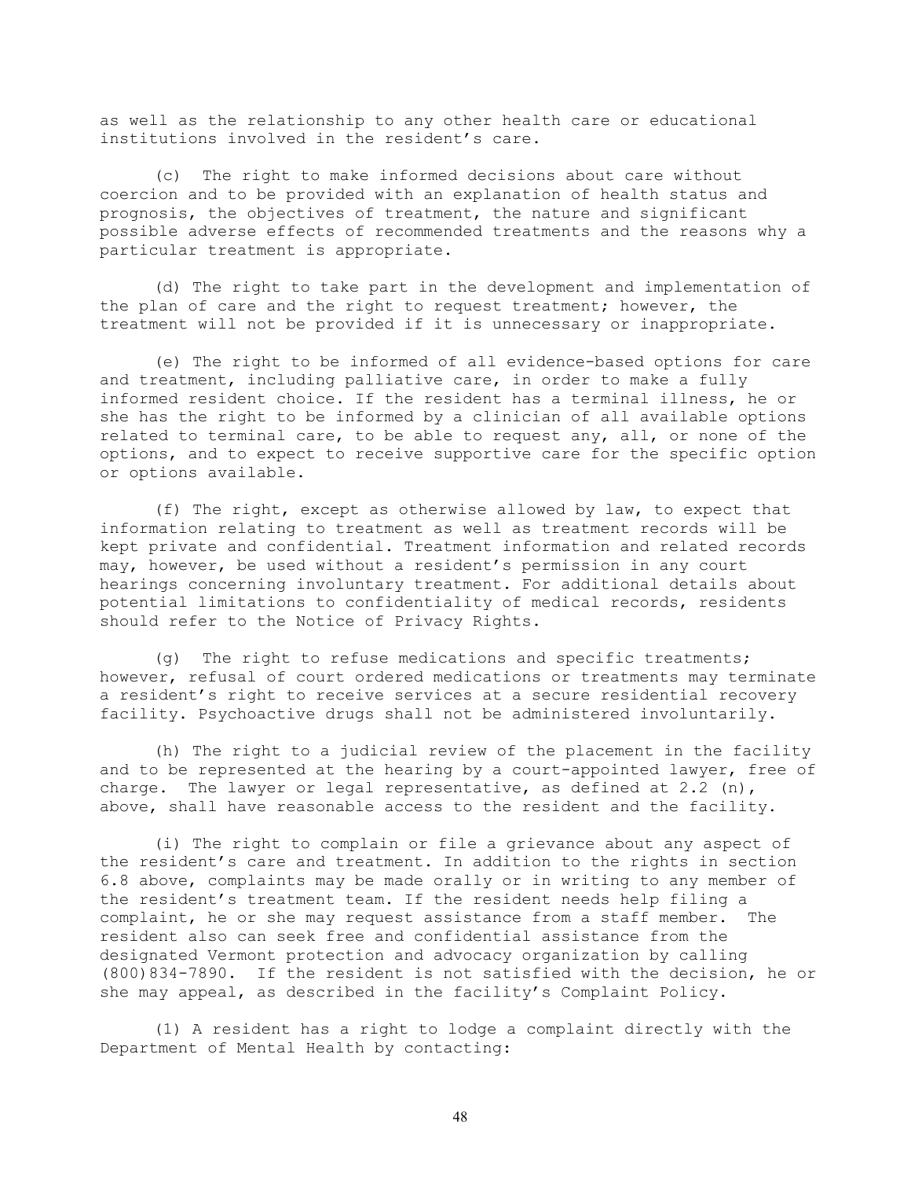as well as the relationship to any other health care or educational institutions involved in the resident's care.

(c) The right to make informed decisions about care without coercion and to be provided with an explanation of health status and prognosis, the objectives of treatment, the nature and significant possible adverse effects of recommended treatments and the reasons why a particular treatment is appropriate.

(d) The right to take part in the development and implementation of the plan of care and the right to request treatment; however, the treatment will not be provided if it is unnecessary or inappropriate.

(e) The right to be informed of all evidence-based options for care and treatment, including palliative care, in order to make a fully informed resident choice. If the resident has a terminal illness, he or she has the right to be informed by a clinician of all available options related to terminal care, to be able to request any, all, or none of the options, and to expect to receive supportive care for the specific option or options available.

(f) The right, except as otherwise allowed by law, to expect that information relating to treatment as well as treatment records will be kept private and confidential. Treatment information and related records may, however, be used without a resident's permission in any court hearings concerning involuntary treatment. For additional details about potential limitations to confidentiality of medical records, residents should refer to the Notice of Privacy Rights.

(g) The right to refuse medications and specific treatments; however, refusal of court ordered medications or treatments may terminate a resident's right to receive services at a secure residential recovery facility. Psychoactive drugs shall not be administered involuntarily.

(h) The right to a judicial review of the placement in the facility and to be represented at the hearing by a court-appointed lawyer, free of charge. The lawyer or legal representative, as defined at 2.2 (n), above, shall have reasonable access to the resident and the facility.

(i) The right to complain or file a grievance about any aspect of the resident's care and treatment. In addition to the rights in section 6.8 above, complaints may be made orally or in writing to any member of the resident's treatment team. If the resident needs help filing a complaint, he or she may request assistance from a staff member. The resident also can seek free and confidential assistance from the designated Vermont protection and advocacy organization by calling (800)834-7890. If the resident is not satisfied with the decision, he or she may appeal, as described in the facility's Complaint Policy.

(1) A resident has a right to lodge a complaint directly with the Department of Mental Health by contacting: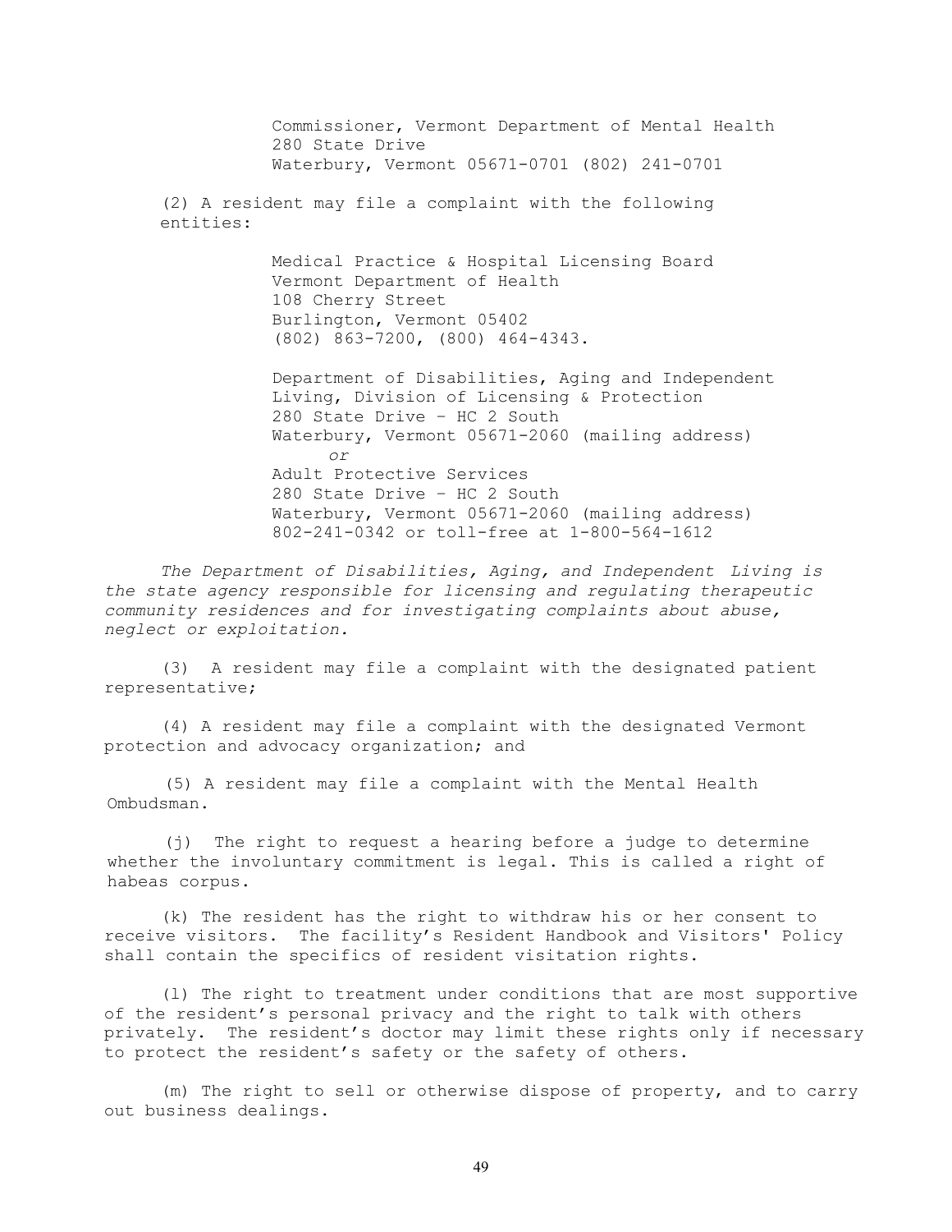Commissioner, Vermont Department of Mental Health
280 State Drive
Waterbury, Vermont 05671-0701 (802) 241-0701

(2) A resident may file a complaint with the following entities:

Medical Practice & Hospital Licensing Board
Vermont Department of Health
108 Cherry Street
Burlington, Vermont 05402
(802) 863-7200, (800) 464-4343.

Department of Disabilities, Aging and Independent Living, Division of Licensing & Protection
280 State Drive – HC 2 South
Waterbury, Vermont 05671-2060 (mailing address)
*or*
Adult Protective Services
280 State Drive – HC 2 South
Waterbury, Vermont 05671-2060 (mailing address)
802-241-0342 or toll-free at 1-800-564-1612

*The Department of Disabilities, Aging, and Independent Living is the state agency responsible for licensing and regulating therapeutic community residences and for investigating complaints about abuse, neglect or exploitation.*

(3) A resident may file a complaint with the designated patient representative;

(4) A resident may file a complaint with the designated Vermont protection and advocacy organization; and

(5) A resident may file a complaint with the Mental Health Ombudsman.

(j) The right to request a hearing before a judge to determine whether the involuntary commitment is legal. This is called a right of habeas corpus.

(k) The resident has the right to withdraw his or her consent to receive visitors. The facility's Resident Handbook and Visitors' Policy shall contain the specifics of resident visitation rights.

(l) The right to treatment under conditions that are most supportive of the resident's personal privacy and the right to talk with others privately. The resident's doctor may limit these rights only if necessary to protect the resident's safety or the safety of others.

(m) The right to sell or otherwise dispose of property, and to carry out business dealings.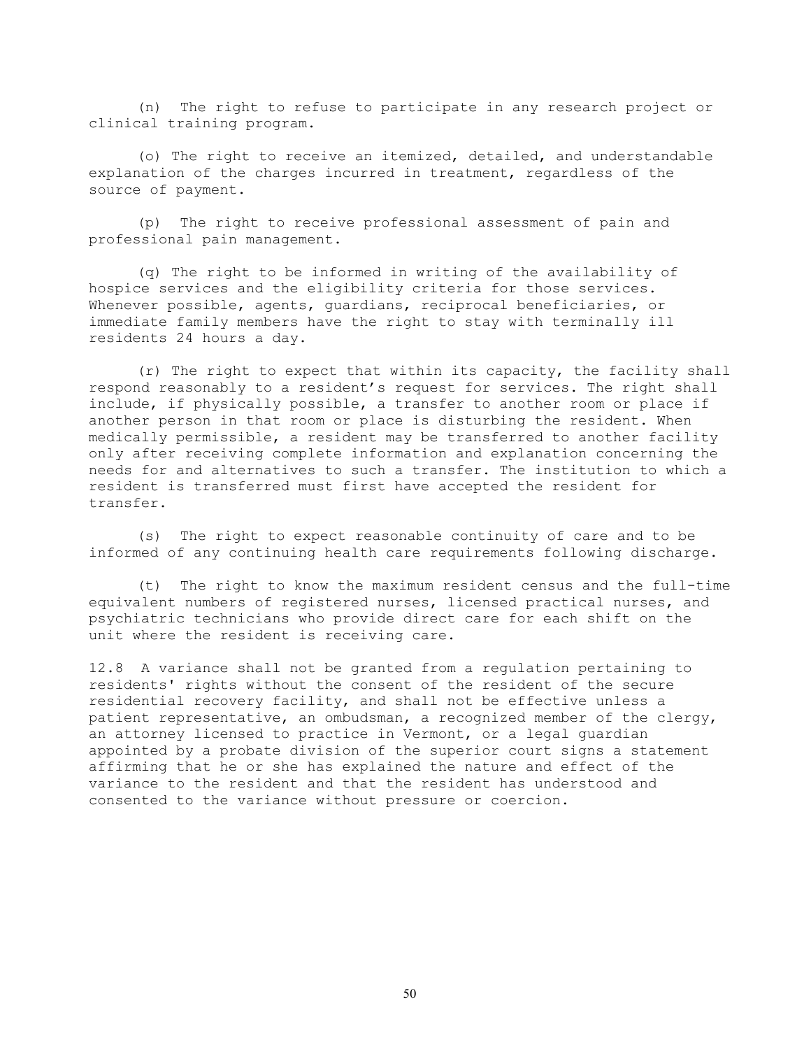(n) The right to refuse to participate in any research project or clinical training program.

(o) The right to receive an itemized, detailed, and understandable explanation of the charges incurred in treatment, regardless of the source of payment.

(p) The right to receive professional assessment of pain and professional pain management.

(q) The right to be informed in writing of the availability of hospice services and the eligibility criteria for those services. Whenever possible, agents, guardians, reciprocal beneficiaries, or immediate family members have the right to stay with terminally ill residents 24 hours a day.

(r) The right to expect that within its capacity, the facility shall respond reasonably to a resident's request for services. The right shall include, if physically possible, a transfer to another room or place if another person in that room or place is disturbing the resident. When medically permissible, a resident may be transferred to another facility only after receiving complete information and explanation concerning the needs for and alternatives to such a transfer. The institution to which a resident is transferred must first have accepted the resident for transfer.

(s) The right to expect reasonable continuity of care and to be informed of any continuing health care requirements following discharge.

(t) The right to know the maximum resident census and the full-time equivalent numbers of registered nurses, licensed practical nurses, and psychiatric technicians who provide direct care for each shift on the unit where the resident is receiving care.

12.8 A variance shall not be granted from a regulation pertaining to residents' rights without the consent of the resident of the secure residential recovery facility, and shall not be effective unless a patient representative, an ombudsman, a recognized member of the clergy, an attorney licensed to practice in Vermont, or a legal guardian appointed by a probate division of the superior court signs a statement affirming that he or she has explained the nature and effect of the variance to the resident and that the resident has understood and consented to the variance without pressure or coercion.